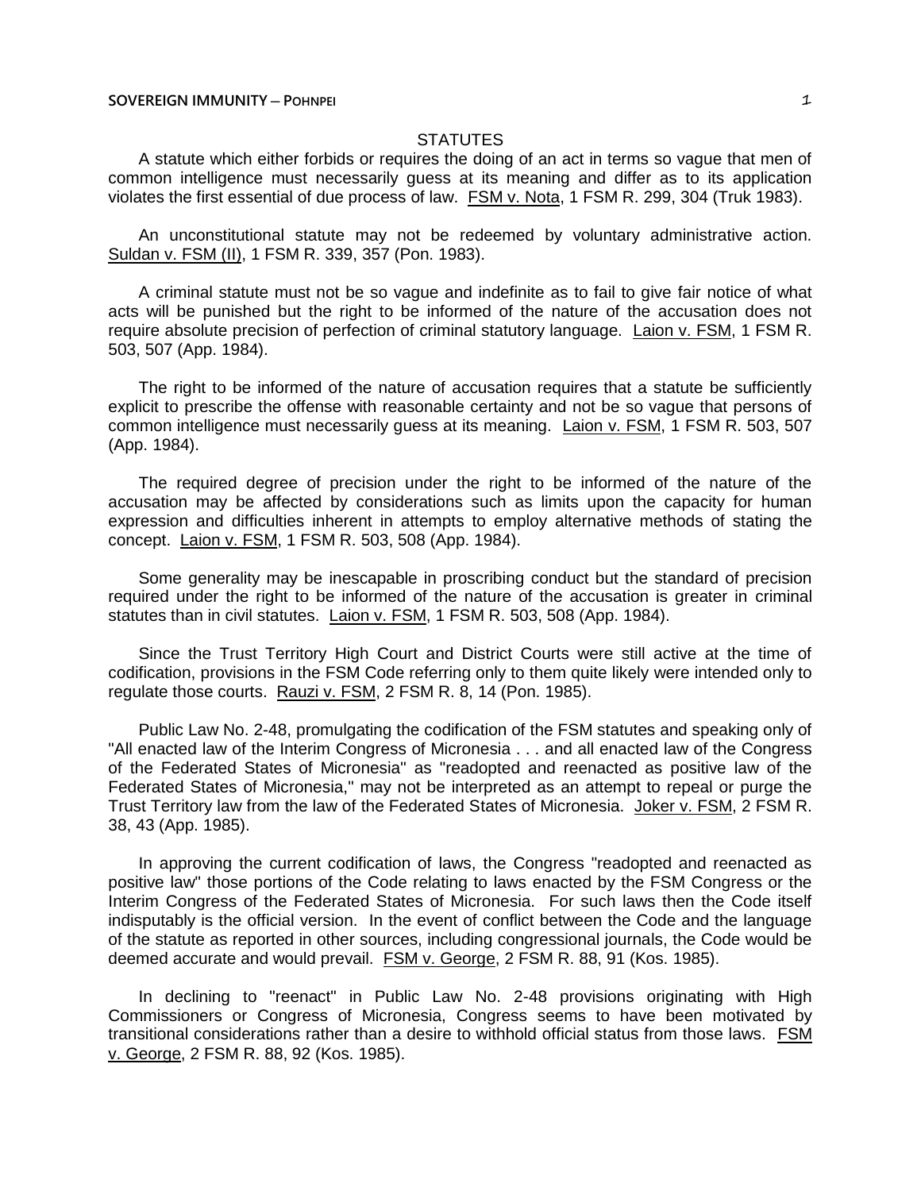## STATUTES

A statute which either forbids or requires the doing of an act in terms so vague that men of common intelligence must necessarily guess at its meaning and differ as to its application violates the first essential of due process of law. FSM v. Nota, 1 FSM R. 299, 304 (Truk 1983).

An unconstitutional statute may not be redeemed by voluntary administrative action. Suldan v. FSM (II), 1 FSM R. 339, 357 (Pon. 1983).

A criminal statute must not be so vague and indefinite as to fail to give fair notice of what acts will be punished but the right to be informed of the nature of the accusation does not require absolute precision of perfection of criminal statutory language. Laion v. FSM, 1 FSM R. 503, 507 (App. 1984).

The right to be informed of the nature of accusation requires that a statute be sufficiently explicit to prescribe the offense with reasonable certainty and not be so vague that persons of common intelligence must necessarily guess at its meaning. Laion v. FSM, 1 FSM R. 503, 507 (App. 1984).

The required degree of precision under the right to be informed of the nature of the accusation may be affected by considerations such as limits upon the capacity for human expression and difficulties inherent in attempts to employ alternative methods of stating the concept. Laion v. FSM, 1 FSM R. 503, 508 (App. 1984).

Some generality may be inescapable in proscribing conduct but the standard of precision required under the right to be informed of the nature of the accusation is greater in criminal statutes than in civil statutes. Laion v. FSM, 1 FSM R. 503, 508 (App. 1984).

Since the Trust Territory High Court and District Courts were still active at the time of codification, provisions in the FSM Code referring only to them quite likely were intended only to regulate those courts. Rauzi v. FSM, 2 FSM R. 8, 14 (Pon. 1985).

Public Law No. 2-48, promulgating the codification of the FSM statutes and speaking only of "All enacted law of the Interim Congress of Micronesia . . . and all enacted law of the Congress of the Federated States of Micronesia" as "readopted and reenacted as positive law of the Federated States of Micronesia," may not be interpreted as an attempt to repeal or purge the Trust Territory law from the law of the Federated States of Micronesia. Joker v. FSM, 2 FSM R. 38, 43 (App. 1985).

In approving the current codification of laws, the Congress "readopted and reenacted as positive law" those portions of the Code relating to laws enacted by the FSM Congress or the Interim Congress of the Federated States of Micronesia. For such laws then the Code itself indisputably is the official version. In the event of conflict between the Code and the language of the statute as reported in other sources, including congressional journals, the Code would be deemed accurate and would prevail. FSM v. George, 2 FSM R. 88, 91 (Kos. 1985).

In declining to "reenact" in Public Law No. 2-48 provisions originating with High Commissioners or Congress of Micronesia, Congress seems to have been motivated by transitional considerations rather than a desire to withhold official status from those laws. FSM v. George, 2 FSM R. 88, 92 (Kos. 1985).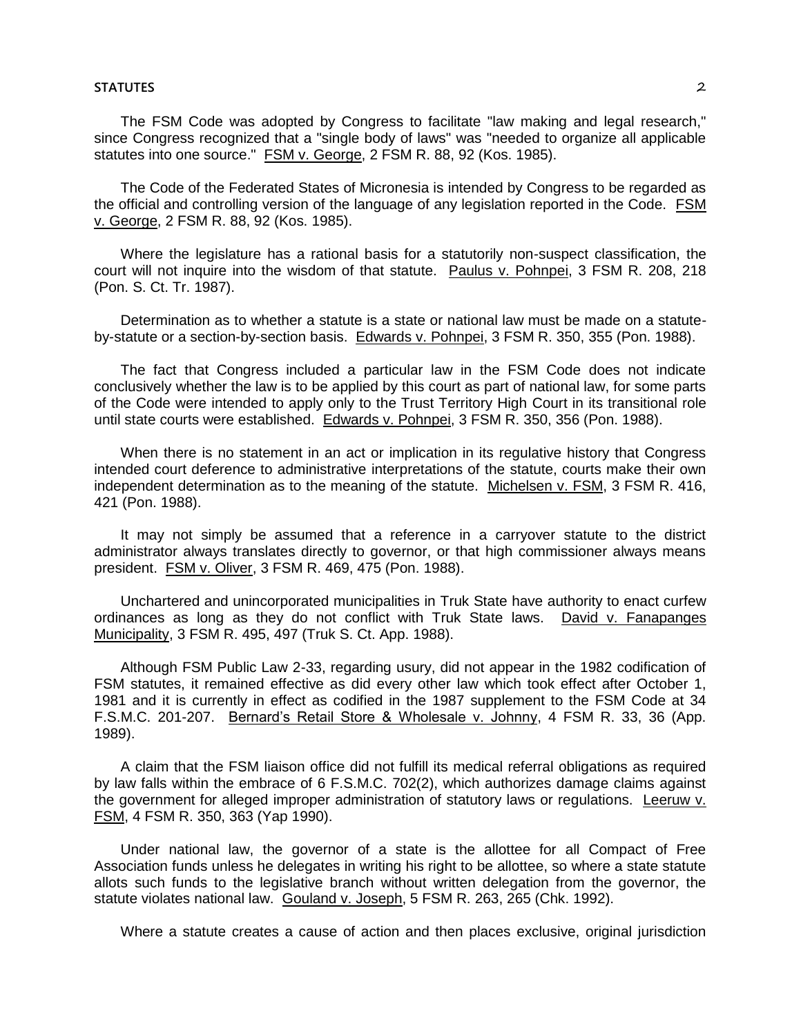The FSM Code was adopted by Congress to facilitate "law making and legal research," since Congress recognized that a "single body of laws" was "needed to organize all applicable statutes into one source." FSM v. George, 2 FSM R. 88, 92 (Kos. 1985).

The Code of the Federated States of Micronesia is intended by Congress to be regarded as the official and controlling version of the language of any legislation reported in the Code. FSM v. George, 2 FSM R. 88, 92 (Kos. 1985).

Where the legislature has a rational basis for a statutorily non-suspect classification, the court will not inquire into the wisdom of that statute. Paulus v. Pohnpei, 3 FSM R. 208, 218 (Pon. S. Ct. Tr. 1987).

Determination as to whether a statute is a state or national law must be made on a statute-by-statute or a section-by-section basis. Edwards v. Pohnpei, 3 FSM R. 350, 355 (Pon. 1988).

The fact that Congress included a particular law in the FSM Code does not indicate conclusively whether the law is to be applied by this court as part of national law, for some parts of the Code were intended to apply only to the Trust Territory High Court in its transitional role until state courts were established. Edwards v. Pohnpei, 3 FSM R. 350, 356 (Pon. 1988).

When there is no statement in an act or implication in its regulative history that Congress intended court deference to administrative interpretations of the statute, courts make their own independent determination as to the meaning of the statute. Michelsen v. FSM, 3 FSM R. 416, 421 (Pon. 1988).

It may not simply be assumed that a reference in a carryover statute to the district administrator always translates directly to governor, or that high commissioner always means president. FSM v. Oliver, 3 FSM R. 469, 475 (Pon. 1988).

Unchartered and unincorporated municipalities in Truk State have authority to enact curfew ordinances as long as they do not conflict with Truk State laws. David v. Fanapanges Municipality, 3 FSM R. 495, 497 (Truk S. Ct. App. 1988).

Although FSM Public Law 2-33, regarding usury, did not appear in the 1982 codification of FSM statutes, it remained effective as did every other law which took effect after October 1, 1981 and it is currently in effect as codified in the 1987 supplement to the FSM Code at 34 F.S.M.C. 201-207. Bernard's Retail Store & Wholesale v. Johnny, 4 FSM R. 33, 36 (App. 1989).

A claim that the FSM liaison office did not fulfill its medical referral obligations as required by law falls within the embrace of 6 F.S.M.C. 702(2), which authorizes damage claims against the government for alleged improper administration of statutory laws or regulations. Leeruw v. FSM, 4 FSM R. 350, 363 (Yap 1990).

Under national law, the governor of a state is the allottee for all Compact of Free Association funds unless he delegates in writing his right to be allottee, so where a state statute allots such funds to the legislative branch without written delegation from the governor, the statute violates national law. Gouland v. Joseph, 5 FSM R. 263, 265 (Chk. 1992).

Where a statute creates a cause of action and then places exclusive, original jurisdiction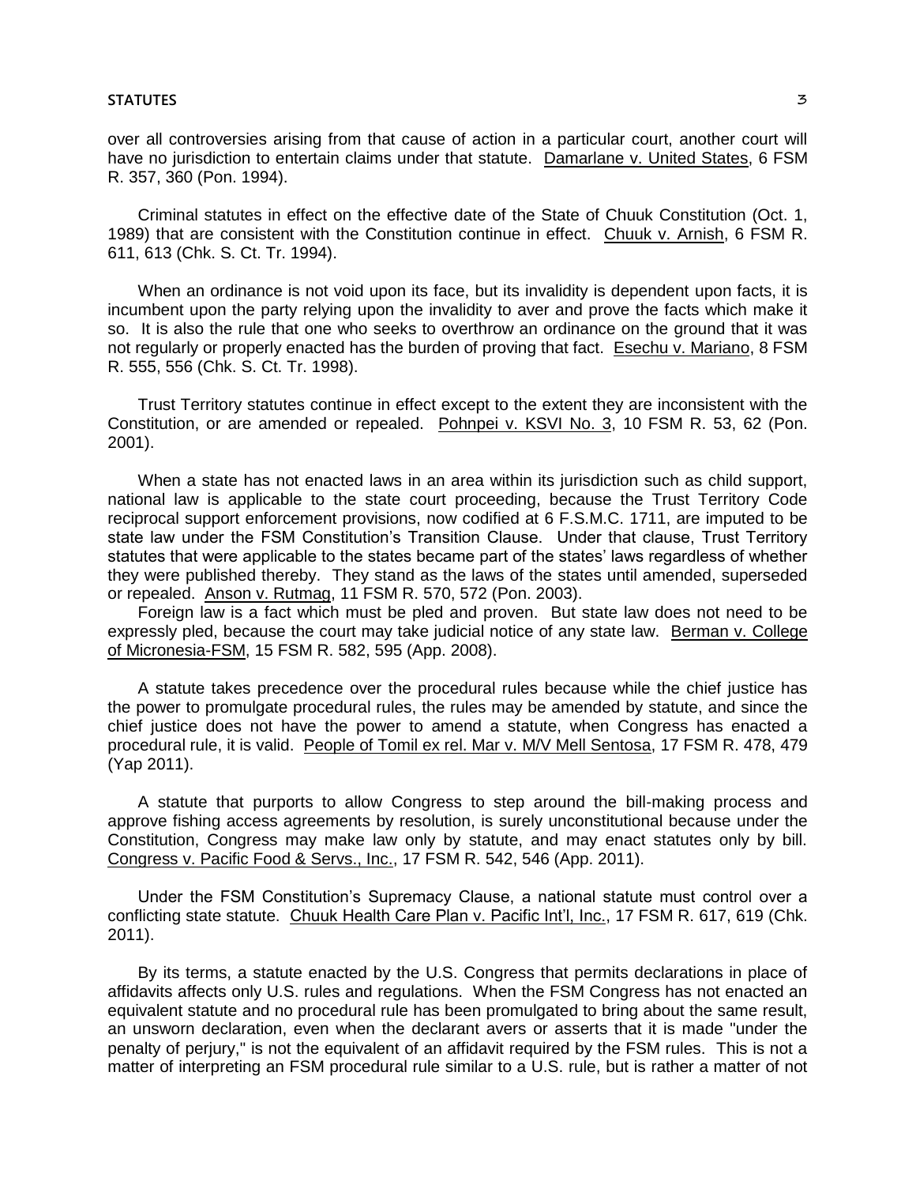over all controversies arising from that cause of action in a particular court, another court will have no jurisdiction to entertain claims under that statute. Damarlane v. United States, 6 FSM R. 357, 360 (Pon. 1994).

Criminal statutes in effect on the effective date of the State of Chuuk Constitution (Oct. 1, 1989) that are consistent with the Constitution continue in effect. Chuuk v. Arnish, 6 FSM R. 611, 613 (Chk. S. Ct. Tr. 1994).

When an ordinance is not void upon its face, but its invalidity is dependent upon facts, it is incumbent upon the party relying upon the invalidity to aver and prove the facts which make it so. It is also the rule that one who seeks to overthrow an ordinance on the ground that it was not regularly or properly enacted has the burden of proving that fact. Esechu v. Mariano, 8 FSM R. 555, 556 (Chk. S. Ct. Tr. 1998).

Trust Territory statutes continue in effect except to the extent they are inconsistent with the Constitution, or are amended or repealed. Pohnpei v. KSVI No. 3, 10 FSM R. 53, 62 (Pon. 2001).

When a state has not enacted laws in an area within its jurisdiction such as child support, national law is applicable to the state court proceeding, because the Trust Territory Code reciprocal support enforcement provisions, now codified at 6 F.S.M.C. 1711, are imputed to be state law under the FSM Constitution's Transition Clause. Under that clause, Trust Territory statutes that were applicable to the states became part of the states' laws regardless of whether they were published thereby. They stand as the laws of the states until amended, superseded or repealed. Anson v. Rutmag, 11 FSM R. 570, 572 (Pon. 2003).

Foreign law is a fact which must be pled and proven. But state law does not need to be expressly pled, because the court may take judicial notice of any state law. Berman v. College of Micronesia-FSM, 15 FSM R. 582, 595 (App. 2008).

A statute takes precedence over the procedural rules because while the chief justice has the power to promulgate procedural rules, the rules may be amended by statute, and since the chief justice does not have the power to amend a statute, when Congress has enacted a procedural rule, it is valid. People of Tomil ex rel. Mar v. M/V Mell Sentosa, 17 FSM R. 478, 479 (Yap 2011).

A statute that purports to allow Congress to step around the bill-making process and approve fishing access agreements by resolution, is surely unconstitutional because under the Constitution, Congress may make law only by statute, and may enact statutes only by bill. Congress v. Pacific Food & Servs., Inc., 17 FSM R. 542, 546 (App. 2011).

Under the FSM Constitution's Supremacy Clause, a national statute must control over a conflicting state statute. Chuuk Health Care Plan v. Pacific Int'l, Inc., 17 FSM R. 617, 619 (Chk. 2011).

By its terms, a statute enacted by the U.S. Congress that permits declarations in place of affidavits affects only U.S. rules and regulations. When the FSM Congress has not enacted an equivalent statute and no procedural rule has been promulgated to bring about the same result, an unsworn declaration, even when the declarant avers or asserts that it is made "under the penalty of perjury," is not the equivalent of an affidavit required by the FSM rules. This is not a matter of interpreting an FSM procedural rule similar to a U.S. rule, but is rather a matter of not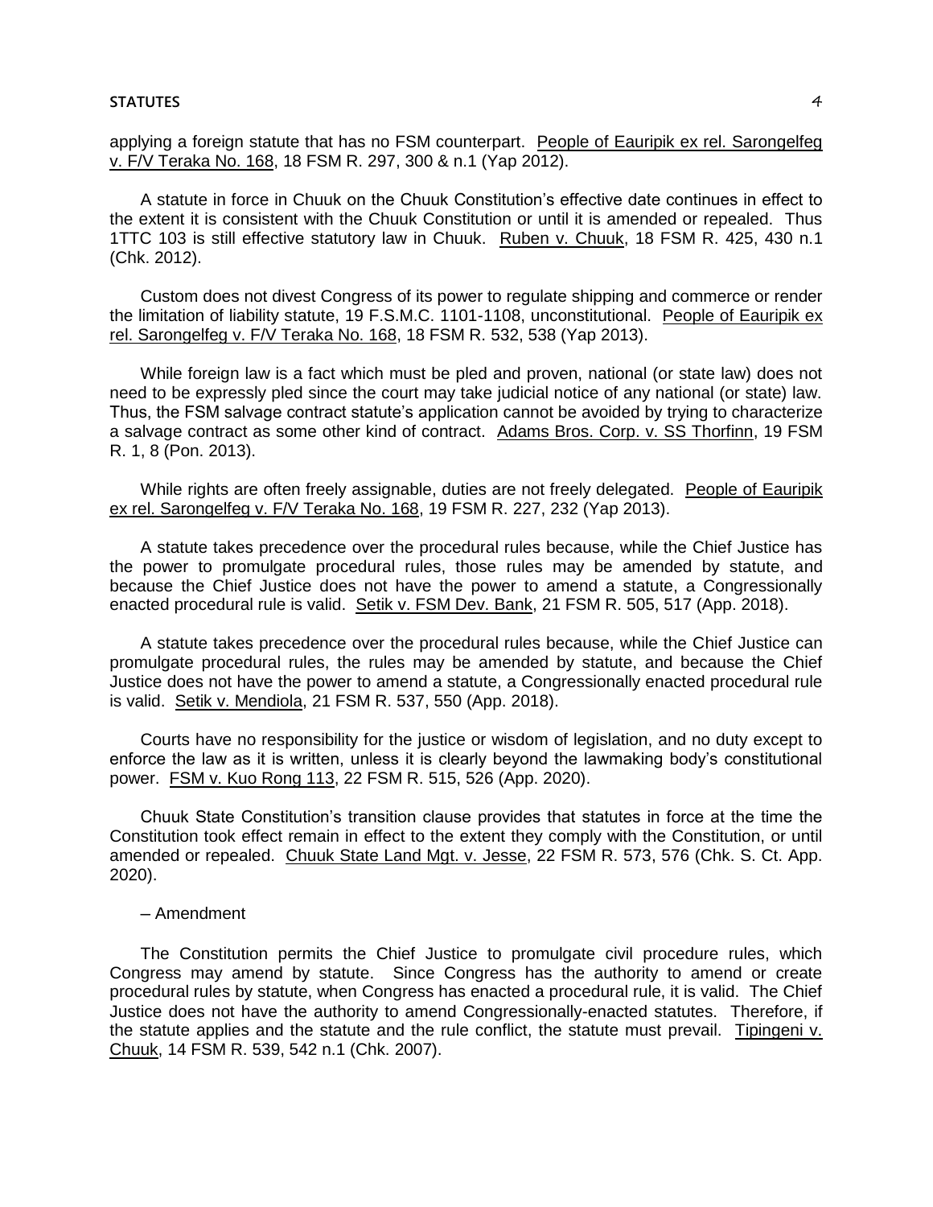applying a foreign statute that has no FSM counterpart. People of Eauripik ex rel. Sarongelfeg v. F/V Teraka No. 168, 18 FSM R. 297, 300 & n.1 (Yap 2012).

A statute in force in Chuuk on the Chuuk Constitution's effective date continues in effect to the extent it is consistent with the Chuuk Constitution or until it is amended or repealed. Thus 1TTC 103 is still effective statutory law in Chuuk. Ruben v. Chuuk, 18 FSM R. 425, 430 n.1 (Chk. 2012).

Custom does not divest Congress of its power to regulate shipping and commerce or render the limitation of liability statute, 19 F.S.M.C. 1101-1108, unconstitutional. People of Eauripik ex rel. Sarongelfeg v. F/V Teraka No. 168, 18 FSM R. 532, 538 (Yap 2013).

While foreign law is a fact which must be pled and proven, national (or state law) does not need to be expressly pled since the court may take judicial notice of any national (or state) law. Thus, the FSM salvage contract statute's application cannot be avoided by trying to characterize a salvage contract as some other kind of contract. Adams Bros. Corp. v. SS Thorfinn, 19 FSM R. 1, 8 (Pon. 2013).

While rights are often freely assignable, duties are not freely delegated. People of Eauripik ex rel. Sarongelfeg v. F/V Teraka No. 168, 19 FSM R. 227, 232 (Yap 2013).

A statute takes precedence over the procedural rules because, while the Chief Justice has the power to promulgate procedural rules, those rules may be amended by statute, and because the Chief Justice does not have the power to amend a statute, a Congressionally enacted procedural rule is valid. Setik v. FSM Dev. Bank, 21 FSM R. 505, 517 (App. 2018).

A statute takes precedence over the procedural rules because, while the Chief Justice can promulgate procedural rules, the rules may be amended by statute, and because the Chief Justice does not have the power to amend a statute, a Congressionally enacted procedural rule is valid. Setik v. Mendiola, 21 FSM R. 537, 550 (App. 2018).

Courts have no responsibility for the justice or wisdom of legislation, and no duty except to enforce the law as it is written, unless it is clearly beyond the lawmaking body's constitutional power. FSM v. Kuo Rong 113, 22 FSM R. 515, 526 (App. 2020).

Chuuk State Constitution's transition clause provides that statutes in force at the time the Constitution took effect remain in effect to the extent they comply with the Constitution, or until amended or repealed. Chuuk State Land Mgt. v. Jesse, 22 FSM R. 573, 576 (Chk. S. Ct. App. 2020).

– Amendment

The Constitution permits the Chief Justice to promulgate civil procedure rules, which Congress may amend by statute. Since Congress has the authority to amend or create procedural rules by statute, when Congress has enacted a procedural rule, it is valid. The Chief Justice does not have the authority to amend Congressionally-enacted statutes. Therefore, if the statute applies and the statute and the rule conflict, the statute must prevail. Tipingeni v. Chuuk, 14 FSM R. 539, 542 n.1 (Chk. 2007).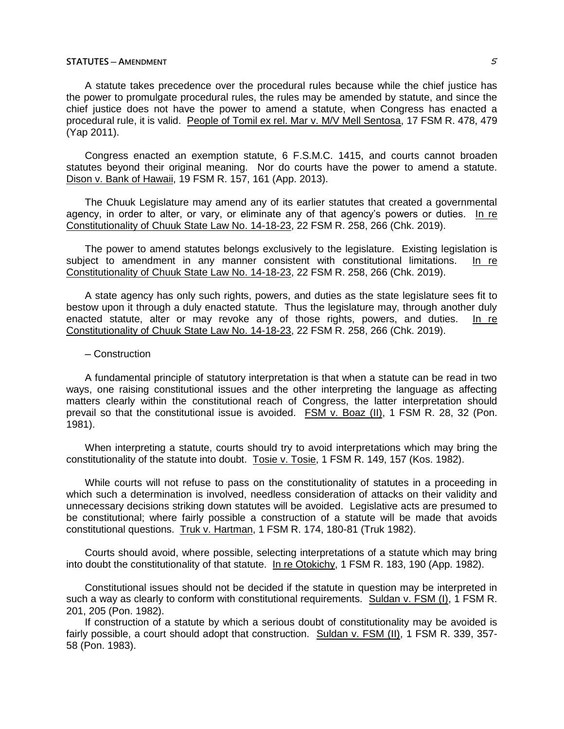A statute takes precedence over the procedural rules because while the chief justice has the power to promulgate procedural rules, the rules may be amended by statute, and since the chief justice does not have the power to amend a statute, when Congress has enacted a procedural rule, it is valid. People of Tomil ex rel. Mar v. M/V Mell Sentosa, 17 FSM R. 478, 479 (Yap 2011).

Congress enacted an exemption statute, 6 F.S.M.C. 1415, and courts cannot broaden statutes beyond their original meaning. Nor do courts have the power to amend a statute. Dison v. Bank of Hawaii, 19 FSM R. 157, 161 (App. 2013).

The Chuuk Legislature may amend any of its earlier statutes that created a governmental agency, in order to alter, or vary, or eliminate any of that agency's powers or duties. In re Constitutionality of Chuuk State Law No. 14-18-23, 22 FSM R. 258, 266 (Chk. 2019).

The power to amend statutes belongs exclusively to the legislature. Existing legislation is subject to amendment in any manner consistent with constitutional limitations. In re Constitutionality of Chuuk State Law No. 14-18-23, 22 FSM R. 258, 266 (Chk. 2019).

A state agency has only such rights, powers, and duties as the state legislature sees fit to bestow upon it through a duly enacted statute. Thus the legislature may, through another duly enacted statute, alter or may revoke any of those rights, powers, and duties. In re Constitutionality of Chuuk State Law No. 14-18-23, 22 FSM R. 258, 266 (Chk. 2019).

### – Construction

A fundamental principle of statutory interpretation is that when a statute can be read in two ways, one raising constitutional issues and the other interpreting the language as affecting matters clearly within the constitutional reach of Congress, the latter interpretation should prevail so that the constitutional issue is avoided. FSM v. Boaz (II), 1 FSM R. 28, 32 (Pon. 1981).

When interpreting a statute, courts should try to avoid interpretations which may bring the constitutionality of the statute into doubt. Tosie v. Tosie, 1 FSM R. 149, 157 (Kos. 1982).

While courts will not refuse to pass on the constitutionality of statutes in a proceeding in which such a determination is involved, needless consideration of attacks on their validity and unnecessary decisions striking down statutes will be avoided. Legislative acts are presumed to be constitutional; where fairly possible a construction of a statute will be made that avoids constitutional questions. Truk v. Hartman, 1 FSM R. 174, 180-81 (Truk 1982).

Courts should avoid, where possible, selecting interpretations of a statute which may bring into doubt the constitutionality of that statute. In re Otokichy, 1 FSM R. 183, 190 (App. 1982).

Constitutional issues should not be decided if the statute in question may be interpreted in such a way as clearly to conform with constitutional requirements. Suldan v. FSM (I), 1 FSM R. 201, 205 (Pon. 1982).

If construction of a statute by which a serious doubt of constitutionality may be avoided is fairly possible, a court should adopt that construction. Suldan v. FSM (II), 1 FSM R. 339, 357-58 (Pon. 1983).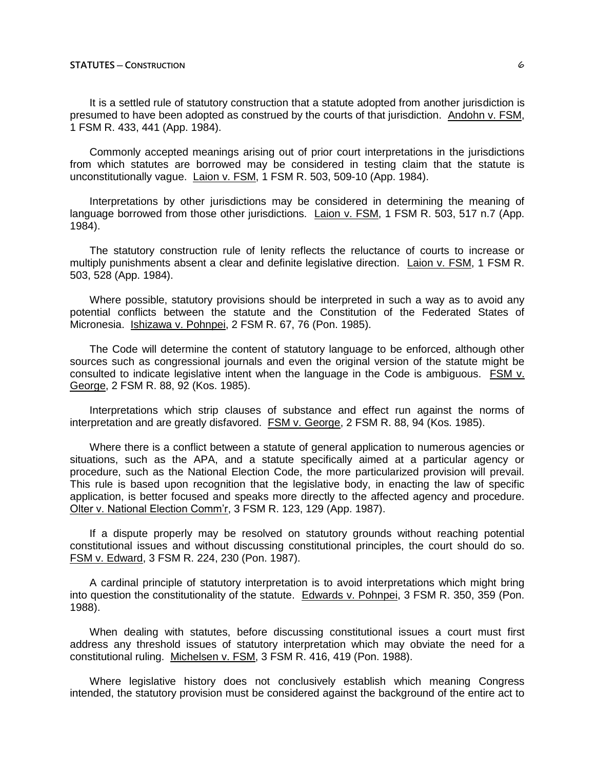It is a settled rule of statutory construction that a statute adopted from another jurisdiction is presumed to have been adopted as construed by the courts of that jurisdiction. Andohn v. FSM, 1 FSM R. 433, 441 (App. 1984).

Commonly accepted meanings arising out of prior court interpretations in the jurisdictions from which statutes are borrowed may be considered in testing claim that the statute is unconstitutionally vague. Laion v. FSM, 1 FSM R. 503, 509-10 (App. 1984).

Interpretations by other jurisdictions may be considered in determining the meaning of language borrowed from those other jurisdictions. Laion v. FSM, 1 FSM R. 503, 517 n.7 (App. 1984).

The statutory construction rule of lenity reflects the reluctance of courts to increase or multiply punishments absent a clear and definite legislative direction. Laion v. FSM, 1 FSM R. 503, 528 (App. 1984).

Where possible, statutory provisions should be interpreted in such a way as to avoid any potential conflicts between the statute and the Constitution of the Federated States of Micronesia. Ishizawa v. Pohnpei, 2 FSM R. 67, 76 (Pon. 1985).

The Code will determine the content of statutory language to be enforced, although other sources such as congressional journals and even the original version of the statute might be consulted to indicate legislative intent when the language in the Code is ambiguous. FSM v. George, 2 FSM R. 88, 92 (Kos. 1985).

Interpretations which strip clauses of substance and effect run against the norms of interpretation and are greatly disfavored. FSM v. George, 2 FSM R. 88, 94 (Kos. 1985).

Where there is a conflict between a statute of general application to numerous agencies or situations, such as the APA, and a statute specifically aimed at a particular agency or procedure, such as the National Election Code, the more particularized provision will prevail. This rule is based upon recognition that the legislative body, in enacting the law of specific application, is better focused and speaks more directly to the affected agency and procedure. Olter v. National Election Comm'r, 3 FSM R. 123, 129 (App. 1987).

If a dispute properly may be resolved on statutory grounds without reaching potential constitutional issues and without discussing constitutional principles, the court should do so. FSM v. Edward, 3 FSM R. 224, 230 (Pon. 1987).

A cardinal principle of statutory interpretation is to avoid interpretations which might bring into question the constitutionality of the statute. Edwards v. Pohnpei, 3 FSM R. 350, 359 (Pon. 1988).

When dealing with statutes, before discussing constitutional issues a court must first address any threshold issues of statutory interpretation which may obviate the need for a constitutional ruling. Michelsen v. FSM, 3 FSM R. 416, 419 (Pon. 1988).

Where legislative history does not conclusively establish which meaning Congress intended, the statutory provision must be considered against the background of the entire act to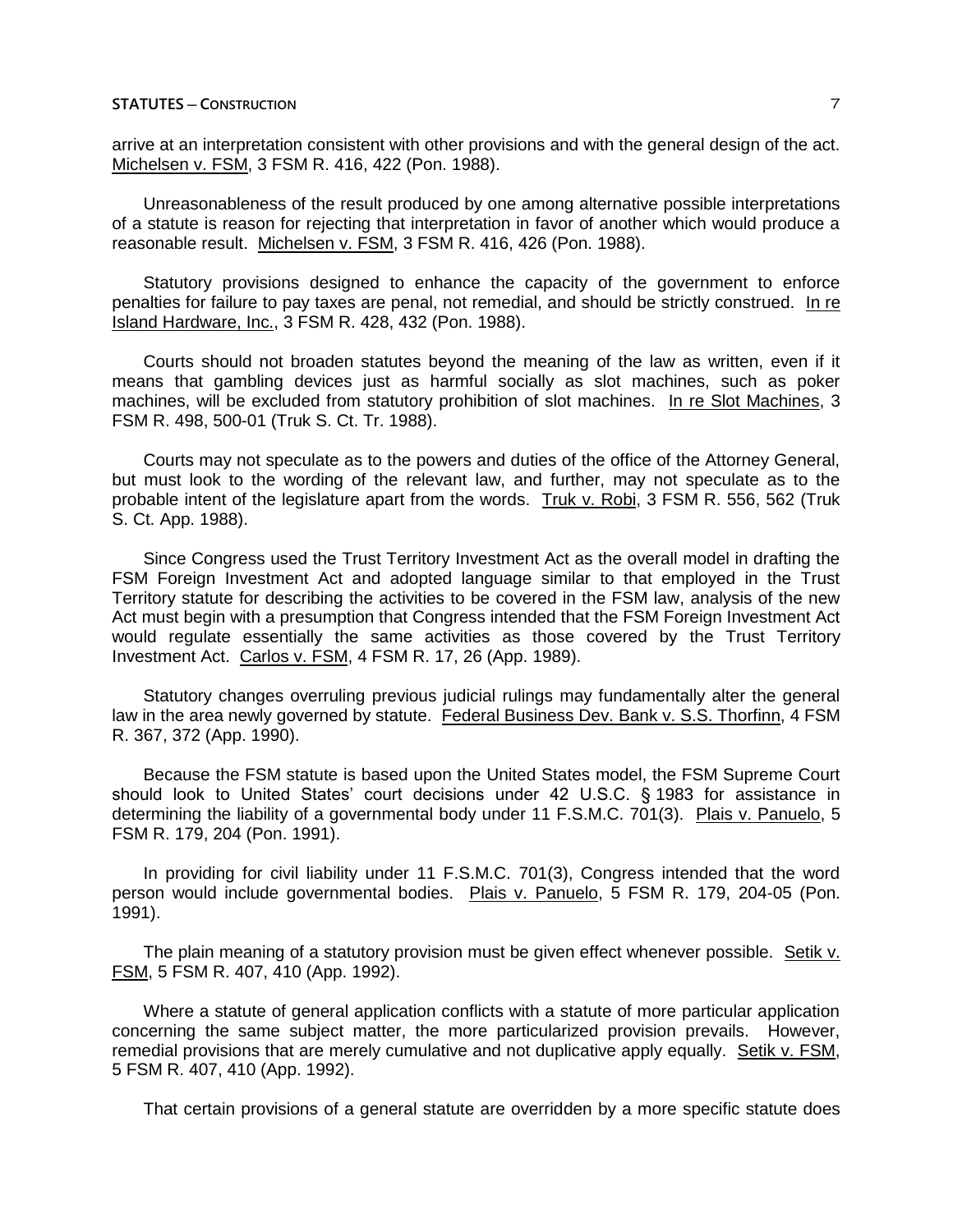arrive at an interpretation consistent with other provisions and with the general design of the act. Michelsen v. FSM, 3 FSM R. 416, 422 (Pon. 1988).

Unreasonableness of the result produced by one among alternative possible interpretations of a statute is reason for rejecting that interpretation in favor of another which would produce a reasonable result. Michelsen v. FSM, 3 FSM R. 416, 426 (Pon. 1988).

Statutory provisions designed to enhance the capacity of the government to enforce penalties for failure to pay taxes are penal, not remedial, and should be strictly construed. In re Island Hardware, Inc., 3 FSM R. 428, 432 (Pon. 1988).

Courts should not broaden statutes beyond the meaning of the law as written, even if it means that gambling devices just as harmful socially as slot machines, such as poker machines, will be excluded from statutory prohibition of slot machines. In re Slot Machines, 3 FSM R. 498, 500-01 (Truk S. Ct. Tr. 1988).

Courts may not speculate as to the powers and duties of the office of the Attorney General, but must look to the wording of the relevant law, and further, may not speculate as to the probable intent of the legislature apart from the words. Truk v. Robi, 3 FSM R. 556, 562 (Truk S. Ct. App. 1988).

Since Congress used the Trust Territory Investment Act as the overall model in drafting the FSM Foreign Investment Act and adopted language similar to that employed in the Trust Territory statute for describing the activities to be covered in the FSM law, analysis of the new Act must begin with a presumption that Congress intended that the FSM Foreign Investment Act would regulate essentially the same activities as those covered by the Trust Territory Investment Act. Carlos v. FSM, 4 FSM R. 17, 26 (App. 1989).

Statutory changes overruling previous judicial rulings may fundamentally alter the general law in the area newly governed by statute. Federal Business Dev. Bank v. S.S. Thorfinn, 4 FSM R. 367, 372 (App. 1990).

Because the FSM statute is based upon the United States model, the FSM Supreme Court should look to United States' court decisions under 42 U.S.C. § 1983 for assistance in determining the liability of a governmental body under 11 F.S.M.C. 701(3). Plais v. Panuelo, 5 FSM R. 179, 204 (Pon. 1991).

In providing for civil liability under 11 F.S.M.C. 701(3), Congress intended that the word person would include governmental bodies. Plais v. Panuelo, 5 FSM R. 179, 204-05 (Pon. 1991).

The plain meaning of a statutory provision must be given effect whenever possible. Setik v. FSM, 5 FSM R. 407, 410 (App. 1992).

Where a statute of general application conflicts with a statute of more particular application concerning the same subject matter, the more particularized provision prevails. However, remedial provisions that are merely cumulative and not duplicative apply equally. Setik v. FSM, 5 FSM R. 407, 410 (App. 1992).

That certain provisions of a general statute are overridden by a more specific statute does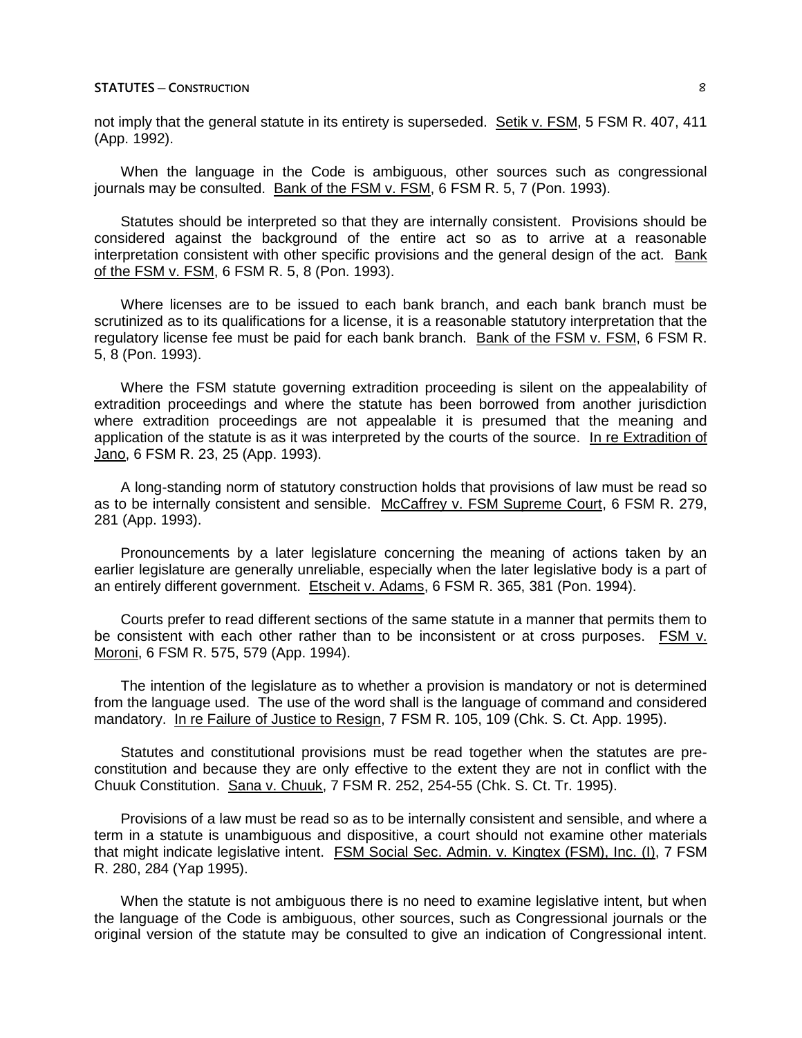not imply that the general statute in its entirety is superseded. Setik v. FSM, 5 FSM R. 407, 411 (App. 1992).

When the language in the Code is ambiguous, other sources such as congressional journals may be consulted. Bank of the FSM v. FSM, 6 FSM R. 5, 7 (Pon. 1993).

Statutes should be interpreted so that they are internally consistent. Provisions should be considered against the background of the entire act so as to arrive at a reasonable interpretation consistent with other specific provisions and the general design of the act. Bank of the FSM v. FSM, 6 FSM R. 5, 8 (Pon. 1993).

Where licenses are to be issued to each bank branch, and each bank branch must be scrutinized as to its qualifications for a license, it is a reasonable statutory interpretation that the regulatory license fee must be paid for each bank branch. Bank of the FSM v. FSM, 6 FSM R. 5, 8 (Pon. 1993).

Where the FSM statute governing extradition proceeding is silent on the appealability of extradition proceedings and where the statute has been borrowed from another jurisdiction where extradition proceedings are not appealable it is presumed that the meaning and application of the statute is as it was interpreted by the courts of the source. In re Extradition of Jano, 6 FSM R. 23, 25 (App. 1993).

A long-standing norm of statutory construction holds that provisions of law must be read so as to be internally consistent and sensible. McCaffrey v. FSM Supreme Court, 6 FSM R. 279, 281 (App. 1993).

Pronouncements by a later legislature concerning the meaning of actions taken by an earlier legislature are generally unreliable, especially when the later legislative body is a part of an entirely different government. Etscheit v. Adams, 6 FSM R. 365, 381 (Pon. 1994).

Courts prefer to read different sections of the same statute in a manner that permits them to be consistent with each other rather than to be inconsistent or at cross purposes. FSM v. Moroni, 6 FSM R. 575, 579 (App. 1994).

The intention of the legislature as to whether a provision is mandatory or not is determined from the language used. The use of the word shall is the language of command and considered mandatory. In re Failure of Justice to Resign, 7 FSM R. 105, 109 (Chk. S. Ct. App. 1995).

Statutes and constitutional provisions must be read together when the statutes are pre-constitution and because they are only effective to the extent they are not in conflict with the Chuuk Constitution. Sana v. Chuuk, 7 FSM R. 252, 254-55 (Chk. S. Ct. Tr. 1995).

Provisions of a law must be read so as to be internally consistent and sensible, and where a term in a statute is unambiguous and dispositive, a court should not examine other materials that might indicate legislative intent. FSM Social Sec. Admin. v. Kingtex (FSM), Inc. (I), 7 FSM R. 280, 284 (Yap 1995).

When the statute is not ambiguous there is no need to examine legislative intent, but when the language of the Code is ambiguous, other sources, such as Congressional journals or the original version of the statute may be consulted to give an indication of Congressional intent.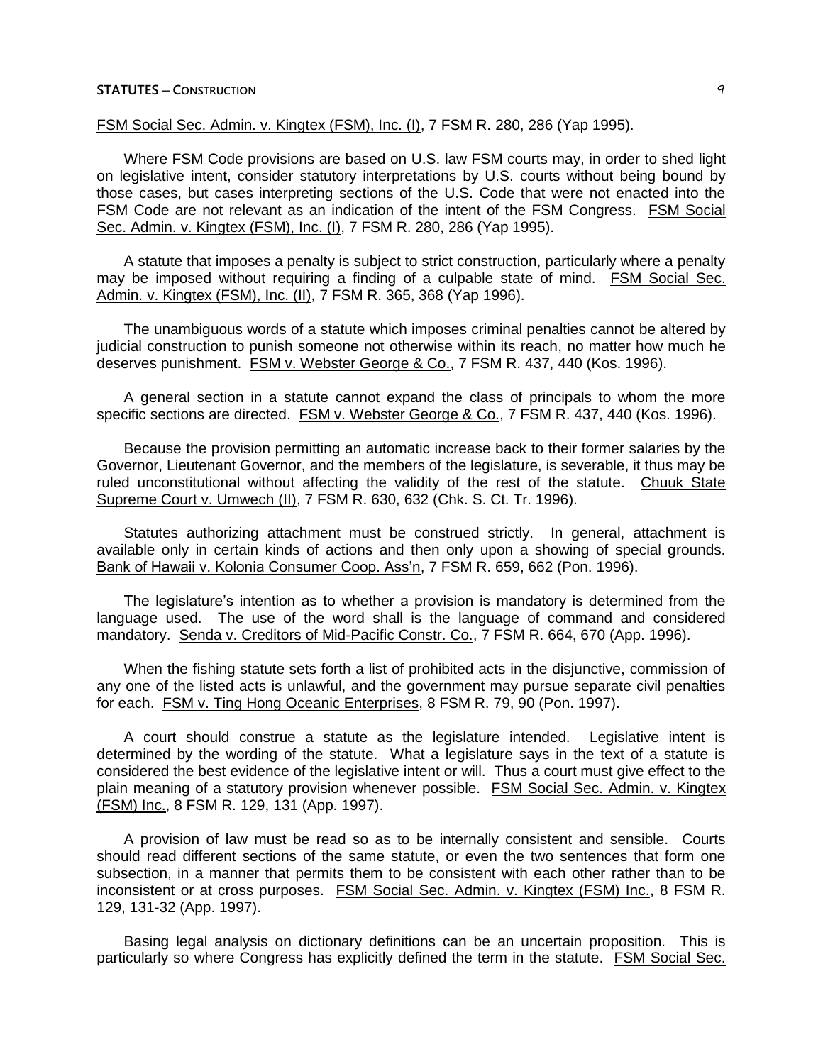FSM Social Sec. Admin. v. Kingtex (FSM), Inc. (I), 7 FSM R. 280, 286 (Yap 1995).

Where FSM Code provisions are based on U.S. law FSM courts may, in order to shed light on legislative intent, consider statutory interpretations by U.S. courts without being bound by those cases, but cases interpreting sections of the U.S. Code that were not enacted into the FSM Code are not relevant as an indication of the intent of the FSM Congress. FSM Social Sec. Admin. v. Kingtex (FSM), Inc. (I), 7 FSM R. 280, 286 (Yap 1995).

A statute that imposes a penalty is subject to strict construction, particularly where a penalty may be imposed without requiring a finding of a culpable state of mind. FSM Social Sec. Admin. v. Kingtex (FSM), Inc. (II), 7 FSM R. 365, 368 (Yap 1996).

The unambiguous words of a statute which imposes criminal penalties cannot be altered by judicial construction to punish someone not otherwise within its reach, no matter how much he deserves punishment. FSM v. Webster George & Co., 7 FSM R. 437, 440 (Kos. 1996).

A general section in a statute cannot expand the class of principals to whom the more specific sections are directed. FSM v. Webster George & Co., 7 FSM R. 437, 440 (Kos. 1996).

Because the provision permitting an automatic increase back to their former salaries by the Governor, Lieutenant Governor, and the members of the legislature, is severable, it thus may be ruled unconstitutional without affecting the validity of the rest of the statute. Chuuk State Supreme Court v. Umwech (II), 7 FSM R. 630, 632 (Chk. S. Ct. Tr. 1996).

Statutes authorizing attachment must be construed strictly. In general, attachment is available only in certain kinds of actions and then only upon a showing of special grounds. Bank of Hawaii v. Kolonia Consumer Coop. Ass'n, 7 FSM R. 659, 662 (Pon. 1996).

The legislature's intention as to whether a provision is mandatory is determined from the language used. The use of the word shall is the language of command and considered mandatory. Senda v. Creditors of Mid-Pacific Constr. Co., 7 FSM R. 664, 670 (App. 1996).

When the fishing statute sets forth a list of prohibited acts in the disjunctive, commission of any one of the listed acts is unlawful, and the government may pursue separate civil penalties for each. FSM v. Ting Hong Oceanic Enterprises, 8 FSM R. 79, 90 (Pon. 1997).

A court should construe a statute as the legislature intended. Legislative intent is determined by the wording of the statute. What a legislature says in the text of a statute is considered the best evidence of the legislative intent or will. Thus a court must give effect to the plain meaning of a statutory provision whenever possible. FSM Social Sec. Admin. v. Kingtex (FSM) Inc., 8 FSM R. 129, 131 (App. 1997).

A provision of law must be read so as to be internally consistent and sensible. Courts should read different sections of the same statute, or even the two sentences that form one subsection, in a manner that permits them to be consistent with each other rather than to be inconsistent or at cross purposes. FSM Social Sec. Admin. v. Kingtex (FSM) Inc., 8 FSM R. 129, 131-32 (App. 1997).

Basing legal analysis on dictionary definitions can be an uncertain proposition. This is particularly so where Congress has explicitly defined the term in the statute. FSM Social Sec.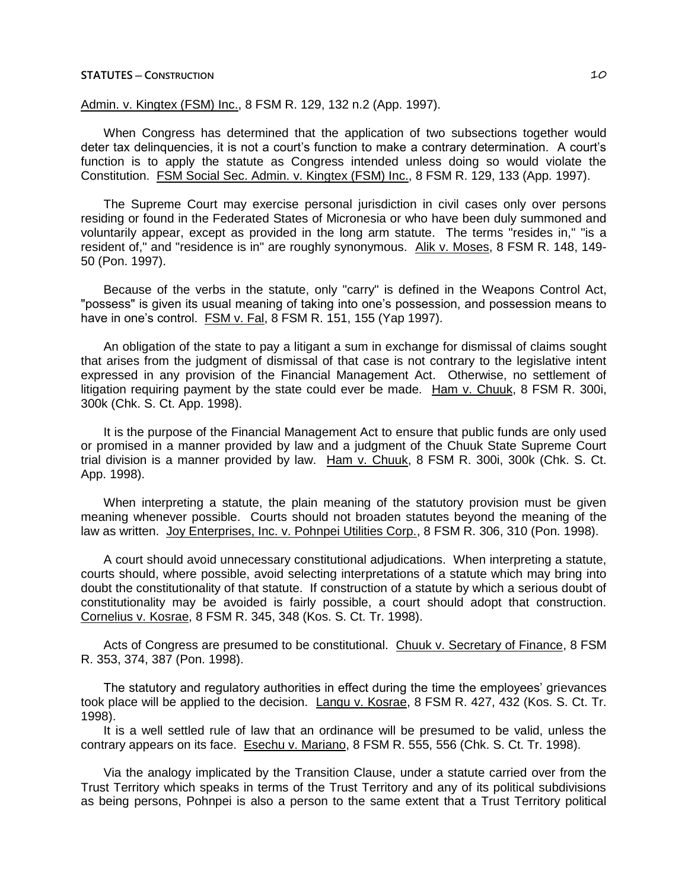Admin. v. Kingtex (FSM) Inc., 8 FSM R. 129, 132 n.2 (App. 1997).

When Congress has determined that the application of two subsections together would deter tax delinquencies, it is not a court's function to make a contrary determination. A court's function is to apply the statute as Congress intended unless doing so would violate the Constitution. FSM Social Sec. Admin. v. Kingtex (FSM) Inc., 8 FSM R. 129, 133 (App. 1997).

The Supreme Court may exercise personal jurisdiction in civil cases only over persons residing or found in the Federated States of Micronesia or who have been duly summoned and voluntarily appear, except as provided in the long arm statute. The terms "resides in," "is a resident of," and "residence is in" are roughly synonymous. Alik v. Moses, 8 FSM R. 148, 149-50 (Pon. 1997).

Because of the verbs in the statute, only "carry" is defined in the Weapons Control Act, "possess" is given its usual meaning of taking into one's possession, and possession means to have in one's control. FSM v. Fal, 8 FSM R. 151, 155 (Yap 1997).

An obligation of the state to pay a litigant a sum in exchange for dismissal of claims sought that arises from the judgment of dismissal of that case is not contrary to the legislative intent expressed in any provision of the Financial Management Act. Otherwise, no settlement of litigation requiring payment by the state could ever be made. Ham v. Chuuk, 8 FSM R. 300i, 300k (Chk. S. Ct. App. 1998).

It is the purpose of the Financial Management Act to ensure that public funds are only used or promised in a manner provided by law and a judgment of the Chuuk State Supreme Court trial division is a manner provided by law. Ham v. Chuuk, 8 FSM R. 300i, 300k (Chk. S. Ct. App. 1998).

When interpreting a statute, the plain meaning of the statutory provision must be given meaning whenever possible. Courts should not broaden statutes beyond the meaning of the law as written. Joy Enterprises, Inc. v. Pohnpei Utilities Corp., 8 FSM R. 306, 310 (Pon. 1998).

A court should avoid unnecessary constitutional adjudications. When interpreting a statute, courts should, where possible, avoid selecting interpretations of a statute which may bring into doubt the constitutionality of that statute. If construction of a statute by which a serious doubt of constitutionality may be avoided is fairly possible, a court should adopt that construction. Cornelius v. Kosrae, 8 FSM R. 345, 348 (Kos. S. Ct. Tr. 1998).

Acts of Congress are presumed to be constitutional. Chuuk v. Secretary of Finance, 8 FSM R. 353, 374, 387 (Pon. 1998).

The statutory and regulatory authorities in effect during the time the employees' grievances took place will be applied to the decision. Langu v. Kosrae, 8 FSM R. 427, 432 (Kos. S. Ct. Tr. 1998).

It is a well settled rule of law that an ordinance will be presumed to be valid, unless the contrary appears on its face. Esechu v. Mariano, 8 FSM R. 555, 556 (Chk. S. Ct. Tr. 1998).

Via the analogy implicated by the Transition Clause, under a statute carried over from the Trust Territory which speaks in terms of the Trust Territory and any of its political subdivisions as being persons, Pohnpei is also a person to the same extent that a Trust Territory political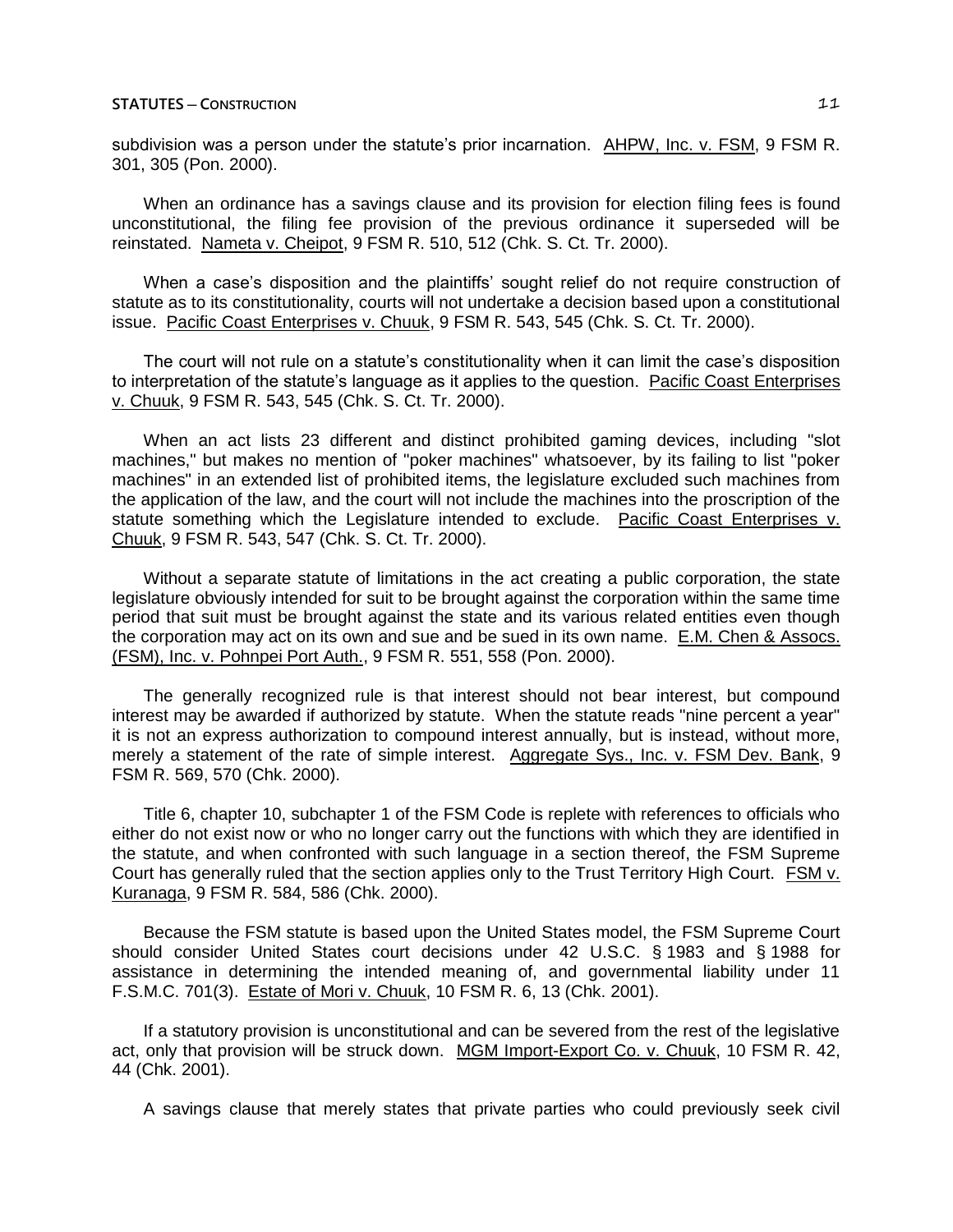subdivision was a person under the statute's prior incarnation. AHPW, Inc. v. FSM, 9 FSM R. 301, 305 (Pon. 2000).

When an ordinance has a savings clause and its provision for election filing fees is found unconstitutional, the filing fee provision of the previous ordinance it superseded will be reinstated. Nameta v. Cheipot, 9 FSM R. 510, 512 (Chk. S. Ct. Tr. 2000).

When a case's disposition and the plaintiffs' sought relief do not require construction of statute as to its constitutionality, courts will not undertake a decision based upon a constitutional issue. Pacific Coast Enterprises v. Chuuk, 9 FSM R. 543, 545 (Chk. S. Ct. Tr. 2000).

The court will not rule on a statute's constitutionality when it can limit the case's disposition to interpretation of the statute's language as it applies to the question. Pacific Coast Enterprises v. Chuuk, 9 FSM R. 543, 545 (Chk. S. Ct. Tr. 2000).

When an act lists 23 different and distinct prohibited gaming devices, including "slot machines," but makes no mention of "poker machines" whatsoever, by its failing to list "poker machines" in an extended list of prohibited items, the legislature excluded such machines from the application of the law, and the court will not include the machines into the proscription of the statute something which the Legislature intended to exclude. Pacific Coast Enterprises v. Chuuk, 9 FSM R. 543, 547 (Chk. S. Ct. Tr. 2000).

Without a separate statute of limitations in the act creating a public corporation, the state legislature obviously intended for suit to be brought against the corporation within the same time period that suit must be brought against the state and its various related entities even though the corporation may act on its own and sue and be sued in its own name. E.M. Chen & Assocs. (FSM), Inc. v. Pohnpei Port Auth., 9 FSM R. 551, 558 (Pon. 2000).

The generally recognized rule is that interest should not bear interest, but compound interest may be awarded if authorized by statute. When the statute reads "nine percent a year" it is not an express authorization to compound interest annually, but is instead, without more, merely a statement of the rate of simple interest. Aggregate Sys., Inc. v. FSM Dev. Bank, 9 FSM R. 569, 570 (Chk. 2000).

Title 6, chapter 10, subchapter 1 of the FSM Code is replete with references to officials who either do not exist now or who no longer carry out the functions with which they are identified in the statute, and when confronted with such language in a section thereof, the FSM Supreme Court has generally ruled that the section applies only to the Trust Territory High Court. FSM v. Kuranaga, 9 FSM R. 584, 586 (Chk. 2000).

Because the FSM statute is based upon the United States model, the FSM Supreme Court should consider United States court decisions under 42 U.S.C. § 1983 and § 1988 for assistance in determining the intended meaning of, and governmental liability under 11 F.S.M.C. 701(3). Estate of Mori v. Chuuk, 10 FSM R. 6, 13 (Chk. 2001).

If a statutory provision is unconstitutional and can be severed from the rest of the legislative act, only that provision will be struck down. MGM Import-Export Co. v. Chuuk, 10 FSM R. 42, 44 (Chk. 2001).

A savings clause that merely states that private parties who could previously seek civil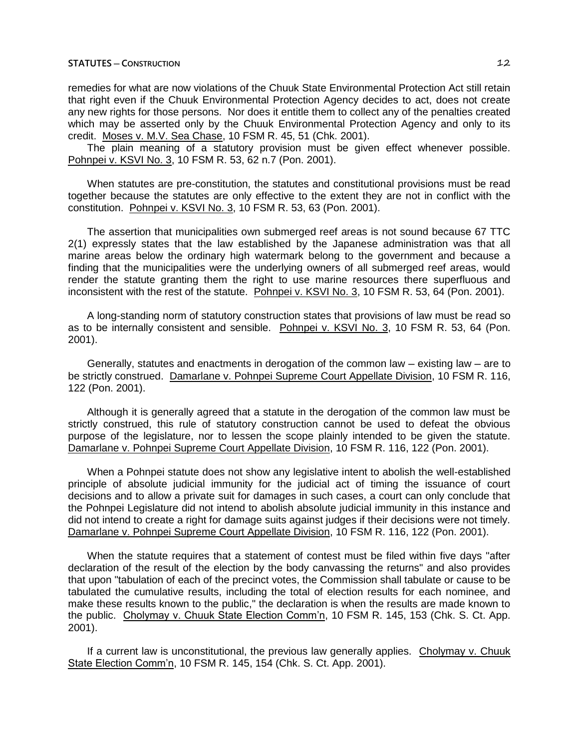remedies for what are now violations of the Chuuk State Environmental Protection Act still retain that right even if the Chuuk Environmental Protection Agency decides to act, does not create any new rights for those persons. Nor does it entitle them to collect any of the penalties created which may be asserted only by the Chuuk Environmental Protection Agency and only to its credit. Moses v. M.V. Sea Chase, 10 FSM R. 45, 51 (Chk. 2001).

The plain meaning of a statutory provision must be given effect whenever possible. Pohnpei v. KSVI No. 3, 10 FSM R. 53, 62 n.7 (Pon. 2001).

When statutes are pre-constitution, the statutes and constitutional provisions must be read together because the statutes are only effective to the extent they are not in conflict with the constitution. Pohnpei v. KSVI No. 3, 10 FSM R. 53, 63 (Pon. 2001).

The assertion that municipalities own submerged reef areas is not sound because 67 TTC 2(1) expressly states that the law established by the Japanese administration was that all marine areas below the ordinary high watermark belong to the government and because a finding that the municipalities were the underlying owners of all submerged reef areas, would render the statute granting them the right to use marine resources there superfluous and inconsistent with the rest of the statute. Pohnpei v. KSVI No. 3, 10 FSM R. 53, 64 (Pon. 2001).

A long-standing norm of statutory construction states that provisions of law must be read so as to be internally consistent and sensible. Pohnpei v. KSVI No. 3, 10 FSM R. 53, 64 (Pon. 2001).

Generally, statutes and enactments in derogation of the common law – existing law – are to be strictly construed. Damarlane v. Pohnpei Supreme Court Appellate Division, 10 FSM R. 116, 122 (Pon. 2001).

Although it is generally agreed that a statute in the derogation of the common law must be strictly construed, this rule of statutory construction cannot be used to defeat the obvious purpose of the legislature, nor to lessen the scope plainly intended to be given the statute. Damarlane v. Pohnpei Supreme Court Appellate Division, 10 FSM R. 116, 122 (Pon. 2001).

When a Pohnpei statute does not show any legislative intent to abolish the well-established principle of absolute judicial immunity for the judicial act of timing the issuance of court decisions and to allow a private suit for damages in such cases, a court can only conclude that the Pohnpei Legislature did not intend to abolish absolute judicial immunity in this instance and did not intend to create a right for damage suits against judges if their decisions were not timely. Damarlane v. Pohnpei Supreme Court Appellate Division, 10 FSM R. 116, 122 (Pon. 2001).

When the statute requires that a statement of contest must be filed within five days "after declaration of the result of the election by the body canvassing the returns" and also provides that upon "tabulation of each of the precinct votes, the Commission shall tabulate or cause to be tabulated the cumulative results, including the total of election results for each nominee, and make these results known to the public," the declaration is when the results are made known to the public. Cholymay v. Chuuk State Election Comm'n, 10 FSM R. 145, 153 (Chk. S. Ct. App. 2001).

If a current law is unconstitutional, the previous law generally applies. Cholymay v. Chuuk State Election Comm'n, 10 FSM R. 145, 154 (Chk. S. Ct. App. 2001).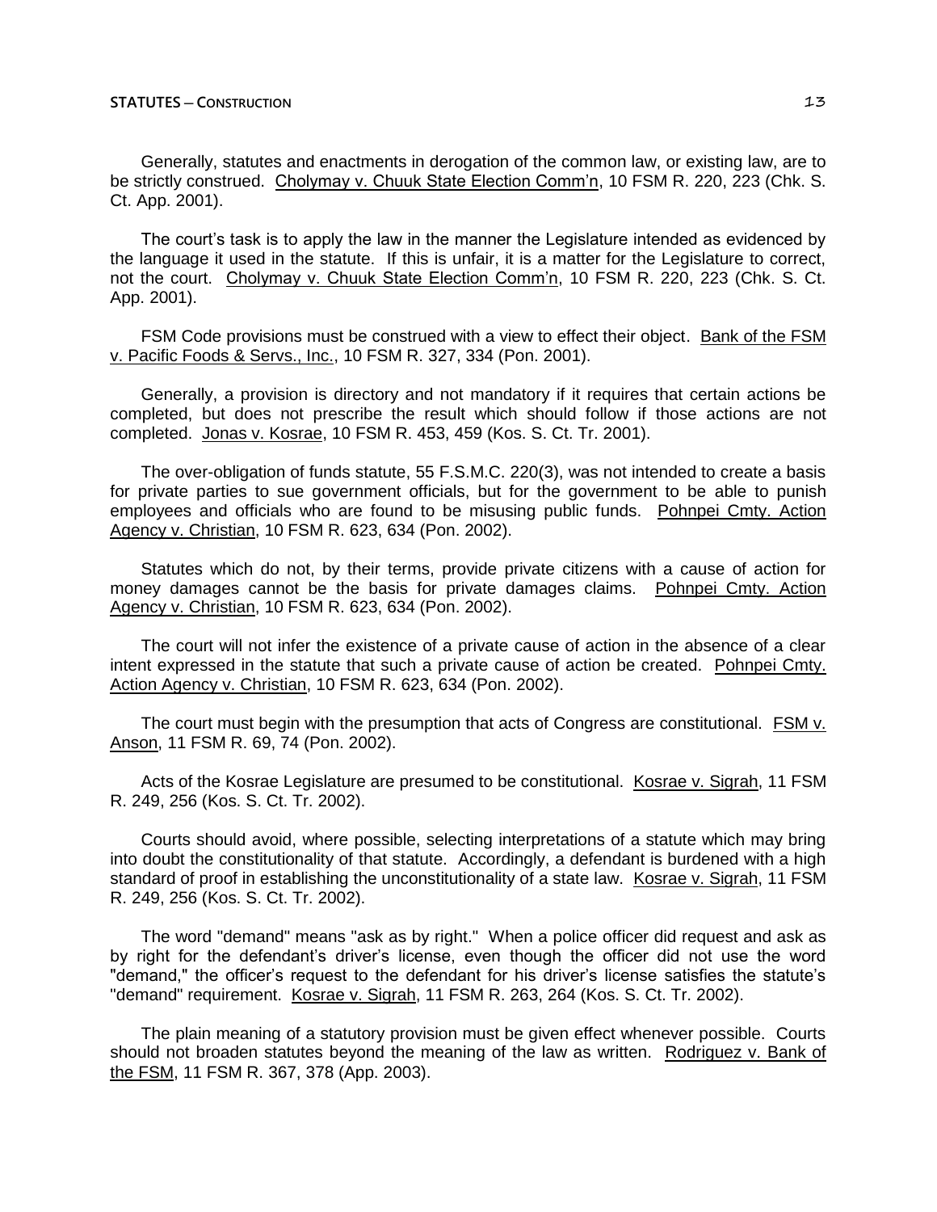Generally, statutes and enactments in derogation of the common law, or existing law, are to be strictly construed. Cholymay v. Chuuk State Election Comm'n, 10 FSM R. 220, 223 (Chk. S. Ct. App. 2001).

The court's task is to apply the law in the manner the Legislature intended as evidenced by the language it used in the statute. If this is unfair, it is a matter for the Legislature to correct, not the court. Cholymay v. Chuuk State Election Comm'n, 10 FSM R. 220, 223 (Chk. S. Ct. App. 2001).

FSM Code provisions must be construed with a view to effect their object. Bank of the FSM v. Pacific Foods & Servs., Inc., 10 FSM R. 327, 334 (Pon. 2001).

Generally, a provision is directory and not mandatory if it requires that certain actions be completed, but does not prescribe the result which should follow if those actions are not completed. Jonas v. Kosrae, 10 FSM R. 453, 459 (Kos. S. Ct. Tr. 2001).

The over-obligation of funds statute, 55 F.S.M.C. 220(3), was not intended to create a basis for private parties to sue government officials, but for the government to be able to punish employees and officials who are found to be misusing public funds. Pohnpei Cmty. Action Agency v. Christian, 10 FSM R. 623, 634 (Pon. 2002).

Statutes which do not, by their terms, provide private citizens with a cause of action for money damages cannot be the basis for private damages claims. Pohnpei Cmty. Action Agency v. Christian, 10 FSM R. 623, 634 (Pon. 2002).

The court will not infer the existence of a private cause of action in the absence of a clear intent expressed in the statute that such a private cause of action be created. Pohnpei Cmty. Action Agency v. Christian, 10 FSM R. 623, 634 (Pon. 2002).

The court must begin with the presumption that acts of Congress are constitutional. FSM v. Anson, 11 FSM R. 69, 74 (Pon. 2002).

Acts of the Kosrae Legislature are presumed to be constitutional. Kosrae v. Sigrah, 11 FSM R. 249, 256 (Kos. S. Ct. Tr. 2002).

Courts should avoid, where possible, selecting interpretations of a statute which may bring into doubt the constitutionality of that statute. Accordingly, a defendant is burdened with a high standard of proof in establishing the unconstitutionality of a state law. Kosrae v. Sigrah, 11 FSM R. 249, 256 (Kos. S. Ct. Tr. 2002).

The word "demand" means "ask as by right." When a police officer did request and ask as by right for the defendant's driver's license, even though the officer did not use the word "demand," the officer's request to the defendant for his driver's license satisfies the statute's "demand" requirement. Kosrae v. Sigrah, 11 FSM R. 263, 264 (Kos. S. Ct. Tr. 2002).

The plain meaning of a statutory provision must be given effect whenever possible. Courts should not broaden statutes beyond the meaning of the law as written. Rodriguez v. Bank of the FSM, 11 FSM R. 367, 378 (App. 2003).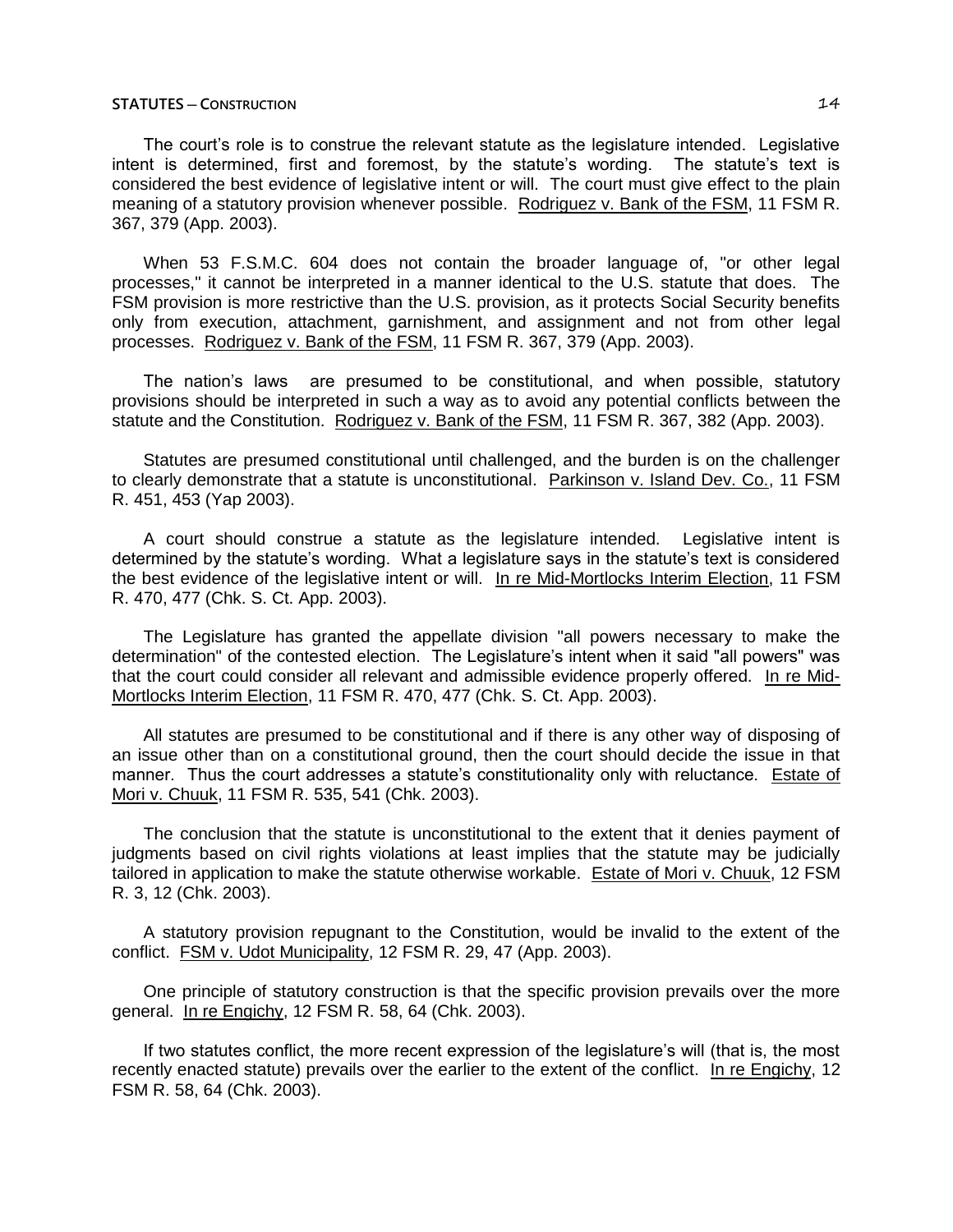The court's role is to construe the relevant statute as the legislature intended. Legislative intent is determined, first and foremost, by the statute's wording. The statute's text is considered the best evidence of legislative intent or will. The court must give effect to the plain meaning of a statutory provision whenever possible. Rodriguez v. Bank of the FSM, 11 FSM R. 367, 379 (App. 2003).

When 53 F.S.M.C. 604 does not contain the broader language of, "or other legal processes," it cannot be interpreted in a manner identical to the U.S. statute that does. The FSM provision is more restrictive than the U.S. provision, as it protects Social Security benefits only from execution, attachment, garnishment, and assignment and not from other legal processes. Rodriguez v. Bank of the FSM, 11 FSM R. 367, 379 (App. 2003).

The nation's laws are presumed to be constitutional, and when possible, statutory provisions should be interpreted in such a way as to avoid any potential conflicts between the statute and the Constitution. Rodriguez v. Bank of the FSM, 11 FSM R. 367, 382 (App. 2003).

Statutes are presumed constitutional until challenged, and the burden is on the challenger to clearly demonstrate that a statute is unconstitutional. Parkinson v. Island Dev. Co., 11 FSM R. 451, 453 (Yap 2003).

A court should construe a statute as the legislature intended. Legislative intent is determined by the statute's wording. What a legislature says in the statute's text is considered the best evidence of the legislative intent or will. In re Mid-Mortlocks Interim Election, 11 FSM R. 470, 477 (Chk. S. Ct. App. 2003).

The Legislature has granted the appellate division "all powers necessary to make the determination" of the contested election. The Legislature's intent when it said "all powers" was that the court could consider all relevant and admissible evidence properly offered. In re Mid-Mortlocks Interim Election, 11 FSM R. 470, 477 (Chk. S. Ct. App. 2003).

All statutes are presumed to be constitutional and if there is any other way of disposing of an issue other than on a constitutional ground, then the court should decide the issue in that manner. Thus the court addresses a statute's constitutionality only with reluctance. Estate of Mori v. Chuuk, 11 FSM R. 535, 541 (Chk. 2003).

The conclusion that the statute is unconstitutional to the extent that it denies payment of judgments based on civil rights violations at least implies that the statute may be judicially tailored in application to make the statute otherwise workable. Estate of Mori v. Chuuk, 12 FSM R. 3, 12 (Chk. 2003).

A statutory provision repugnant to the Constitution, would be invalid to the extent of the conflict. FSM v. Udot Municipality, 12 FSM R. 29, 47 (App. 2003).

One principle of statutory construction is that the specific provision prevails over the more general. In re Engichy, 12 FSM R. 58, 64 (Chk. 2003).

If two statutes conflict, the more recent expression of the legislature's will (that is, the most recently enacted statute) prevails over the earlier to the extent of the conflict. In re Engichy, 12 FSM R. 58, 64 (Chk. 2003).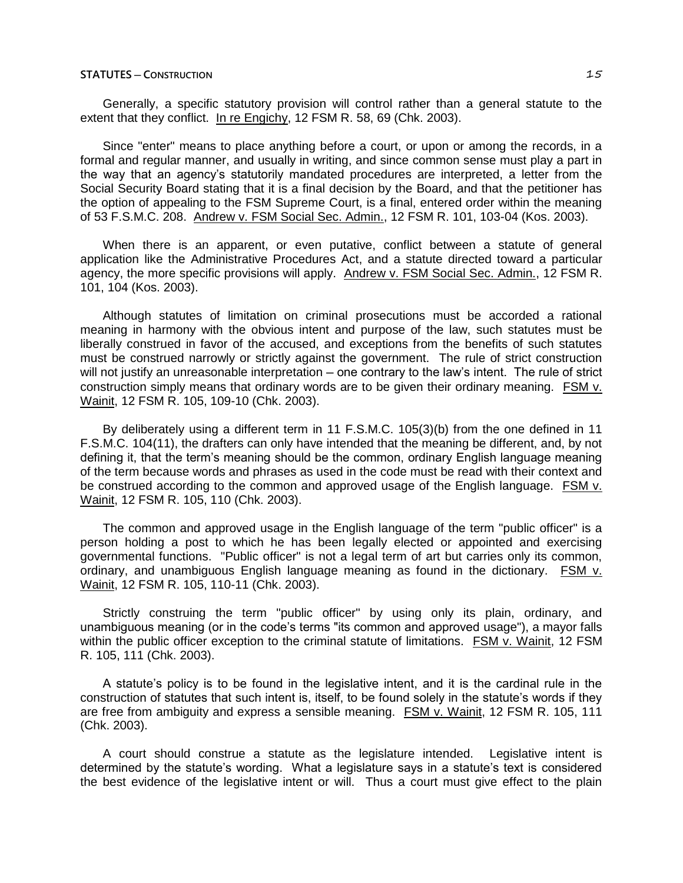Generally, a specific statutory provision will control rather than a general statute to the extent that they conflict. In re Engichy, 12 FSM R. 58, 69 (Chk. 2003).

Since "enter" means to place anything before a court, or upon or among the records, in a formal and regular manner, and usually in writing, and since common sense must play a part in the way that an agency's statutorily mandated procedures are interpreted, a letter from the Social Security Board stating that it is a final decision by the Board, and that the petitioner has the option of appealing to the FSM Supreme Court, is a final, entered order within the meaning of 53 F.S.M.C. 208. Andrew v. FSM Social Sec. Admin., 12 FSM R. 101, 103-04 (Kos. 2003).

When there is an apparent, or even putative, conflict between a statute of general application like the Administrative Procedures Act, and a statute directed toward a particular agency, the more specific provisions will apply. Andrew v. FSM Social Sec. Admin., 12 FSM R. 101, 104 (Kos. 2003).

Although statutes of limitation on criminal prosecutions must be accorded a rational meaning in harmony with the obvious intent and purpose of the law, such statutes must be liberally construed in favor of the accused, and exceptions from the benefits of such statutes must be construed narrowly or strictly against the government. The rule of strict construction will not justify an unreasonable interpretation – one contrary to the law's intent. The rule of strict construction simply means that ordinary words are to be given their ordinary meaning. FSM v. Wainit, 12 FSM R. 105, 109-10 (Chk. 2003).

By deliberately using a different term in 11 F.S.M.C. 105(3)(b) from the one defined in 11 F.S.M.C. 104(11), the drafters can only have intended that the meaning be different, and, by not defining it, that the term's meaning should be the common, ordinary English language meaning of the term because words and phrases as used in the code must be read with their context and be construed according to the common and approved usage of the English language. FSM v. Wainit, 12 FSM R. 105, 110 (Chk. 2003).

The common and approved usage in the English language of the term "public officer" is a person holding a post to which he has been legally elected or appointed and exercising governmental functions. "Public officer" is not a legal term of art but carries only its common, ordinary, and unambiguous English language meaning as found in the dictionary. FSM v. Wainit, 12 FSM R. 105, 110-11 (Chk. 2003).

Strictly construing the term "public officer" by using only its plain, ordinary, and unambiguous meaning (or in the code's terms "its common and approved usage"), a mayor falls within the public officer exception to the criminal statute of limitations. FSM v. Wainit, 12 FSM R. 105, 111 (Chk. 2003).

A statute's policy is to be found in the legislative intent, and it is the cardinal rule in the construction of statutes that such intent is, itself, to be found solely in the statute's words if they are free from ambiguity and express a sensible meaning. FSM v. Wainit, 12 FSM R. 105, 111 (Chk. 2003).

A court should construe a statute as the legislature intended. Legislative intent is determined by the statute's wording. What a legislature says in a statute's text is considered the best evidence of the legislative intent or will. Thus a court must give effect to the plain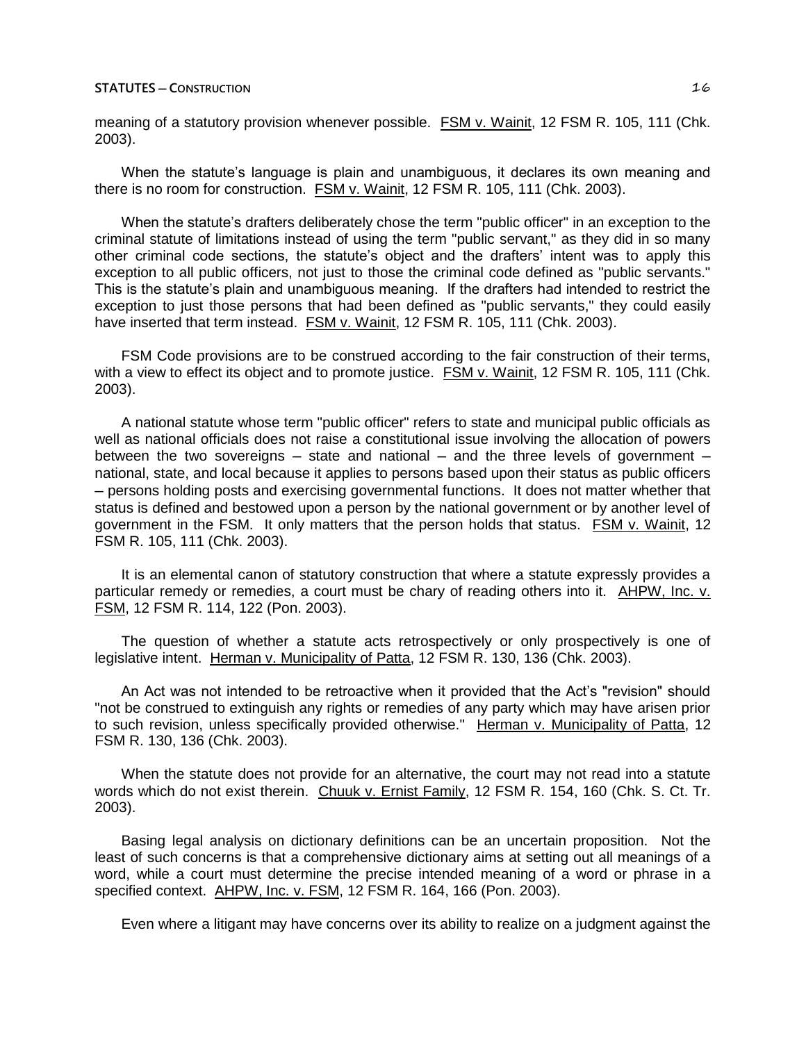meaning of a statutory provision whenever possible. FSM v. Wainit, 12 FSM R. 105, 111 (Chk. 2003).

When the statute's language is plain and unambiguous, it declares its own meaning and there is no room for construction. FSM v. Wainit, 12 FSM R. 105, 111 (Chk. 2003).

When the statute's drafters deliberately chose the term "public officer" in an exception to the criminal statute of limitations instead of using the term "public servant," as they did in so many other criminal code sections, the statute's object and the drafters' intent was to apply this exception to all public officers, not just to those the criminal code defined as "public servants." This is the statute's plain and unambiguous meaning. If the drafters had intended to restrict the exception to just those persons that had been defined as "public servants," they could easily have inserted that term instead. FSM v. Wainit, 12 FSM R. 105, 111 (Chk. 2003).

FSM Code provisions are to be construed according to the fair construction of their terms, with a view to effect its object and to promote justice. FSM v. Wainit, 12 FSM R. 105, 111 (Chk. 2003).

A national statute whose term "public officer" refers to state and municipal public officials as well as national officials does not raise a constitutional issue involving the allocation of powers between the two sovereigns – state and national – and the three levels of government – national, state, and local because it applies to persons based upon their status as public officers – persons holding posts and exercising governmental functions. It does not matter whether that status is defined and bestowed upon a person by the national government or by another level of government in the FSM. It only matters that the person holds that status. FSM v. Wainit, 12 FSM R. 105, 111 (Chk. 2003).

It is an elemental canon of statutory construction that where a statute expressly provides a particular remedy or remedies, a court must be chary of reading others into it. AHPW, Inc. v. FSM, 12 FSM R. 114, 122 (Pon. 2003).

The question of whether a statute acts retrospectively or only prospectively is one of legislative intent. Herman v. Municipality of Patta, 12 FSM R. 130, 136 (Chk. 2003).

An Act was not intended to be retroactive when it provided that the Act's "revision" should "not be construed to extinguish any rights or remedies of any party which may have arisen prior to such revision, unless specifically provided otherwise." Herman v. Municipality of Patta, 12 FSM R. 130, 136 (Chk. 2003).

When the statute does not provide for an alternative, the court may not read into a statute words which do not exist therein. Chuuk v. Ernist Family, 12 FSM R. 154, 160 (Chk. S. Ct. Tr. 2003).

Basing legal analysis on dictionary definitions can be an uncertain proposition. Not the least of such concerns is that a comprehensive dictionary aims at setting out all meanings of a word, while a court must determine the precise intended meaning of a word or phrase in a specified context. AHPW, Inc. v. FSM, 12 FSM R. 164, 166 (Pon. 2003).

Even where a litigant may have concerns over its ability to realize on a judgment against the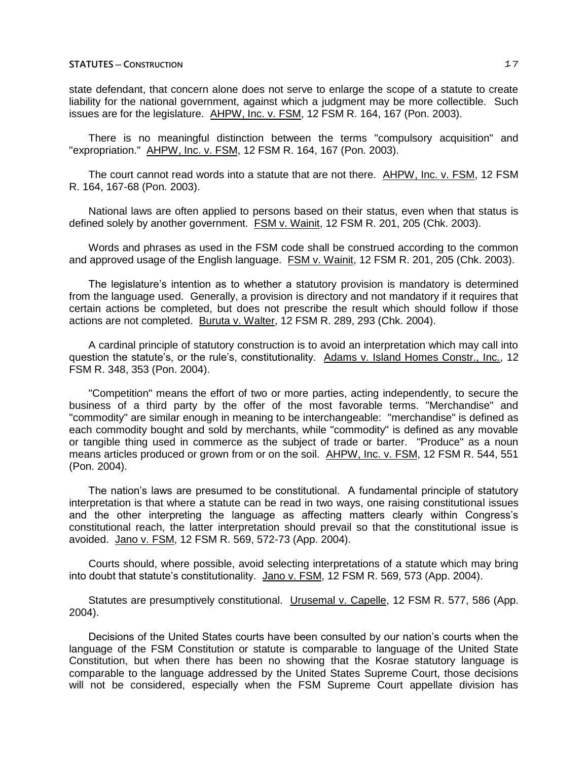state defendant, that concern alone does not serve to enlarge the scope of a statute to create liability for the national government, against which a judgment may be more collectible. Such issues are for the legislature. AHPW, Inc. v. FSM, 12 FSM R. 164, 167 (Pon. 2003).

There is no meaningful distinction between the terms "compulsory acquisition" and "expropriation." AHPW, Inc. v. FSM, 12 FSM R. 164, 167 (Pon. 2003).

The court cannot read words into a statute that are not there. AHPW, Inc. v. FSM, 12 FSM R. 164, 167-68 (Pon. 2003).

National laws are often applied to persons based on their status, even when that status is defined solely by another government. FSM v. Wainit, 12 FSM R. 201, 205 (Chk. 2003).

Words and phrases as used in the FSM code shall be construed according to the common and approved usage of the English language. FSM v. Wainit, 12 FSM R. 201, 205 (Chk. 2003).

The legislature's intention as to whether a statutory provision is mandatory is determined from the language used. Generally, a provision is directory and not mandatory if it requires that certain actions be completed, but does not prescribe the result which should follow if those actions are not completed. Buruta v. Walter, 12 FSM R. 289, 293 (Chk. 2004).

A cardinal principle of statutory construction is to avoid an interpretation which may call into question the statute's, or the rule's, constitutionality. Adams v. Island Homes Constr., Inc., 12 FSM R. 348, 353 (Pon. 2004).

"Competition" means the effort of two or more parties, acting independently, to secure the business of a third party by the offer of the most favorable terms. "Merchandise" and "commodity" are similar enough in meaning to be interchangeable: "merchandise" is defined as each commodity bought and sold by merchants, while "commodity" is defined as any movable or tangible thing used in commerce as the subject of trade or barter. "Produce" as a noun means articles produced or grown from or on the soil. AHPW, Inc. v. FSM, 12 FSM R. 544, 551 (Pon. 2004).

The nation's laws are presumed to be constitutional. A fundamental principle of statutory interpretation is that where a statute can be read in two ways, one raising constitutional issues and the other interpreting the language as affecting matters clearly within Congress's constitutional reach, the latter interpretation should prevail so that the constitutional issue is avoided. Jano v. FSM, 12 FSM R. 569, 572-73 (App. 2004).

Courts should, where possible, avoid selecting interpretations of a statute which may bring into doubt that statute's constitutionality. Jano v. FSM, 12 FSM R. 569, 573 (App. 2004).

Statutes are presumptively constitutional. Urusemal v. Capelle, 12 FSM R. 577, 586 (App. 2004).

Decisions of the United States courts have been consulted by our nation's courts when the language of the FSM Constitution or statute is comparable to language of the United State Constitution, but when there has been no showing that the Kosrae statutory language is comparable to the language addressed by the United States Supreme Court, those decisions will not be considered, especially when the FSM Supreme Court appellate division has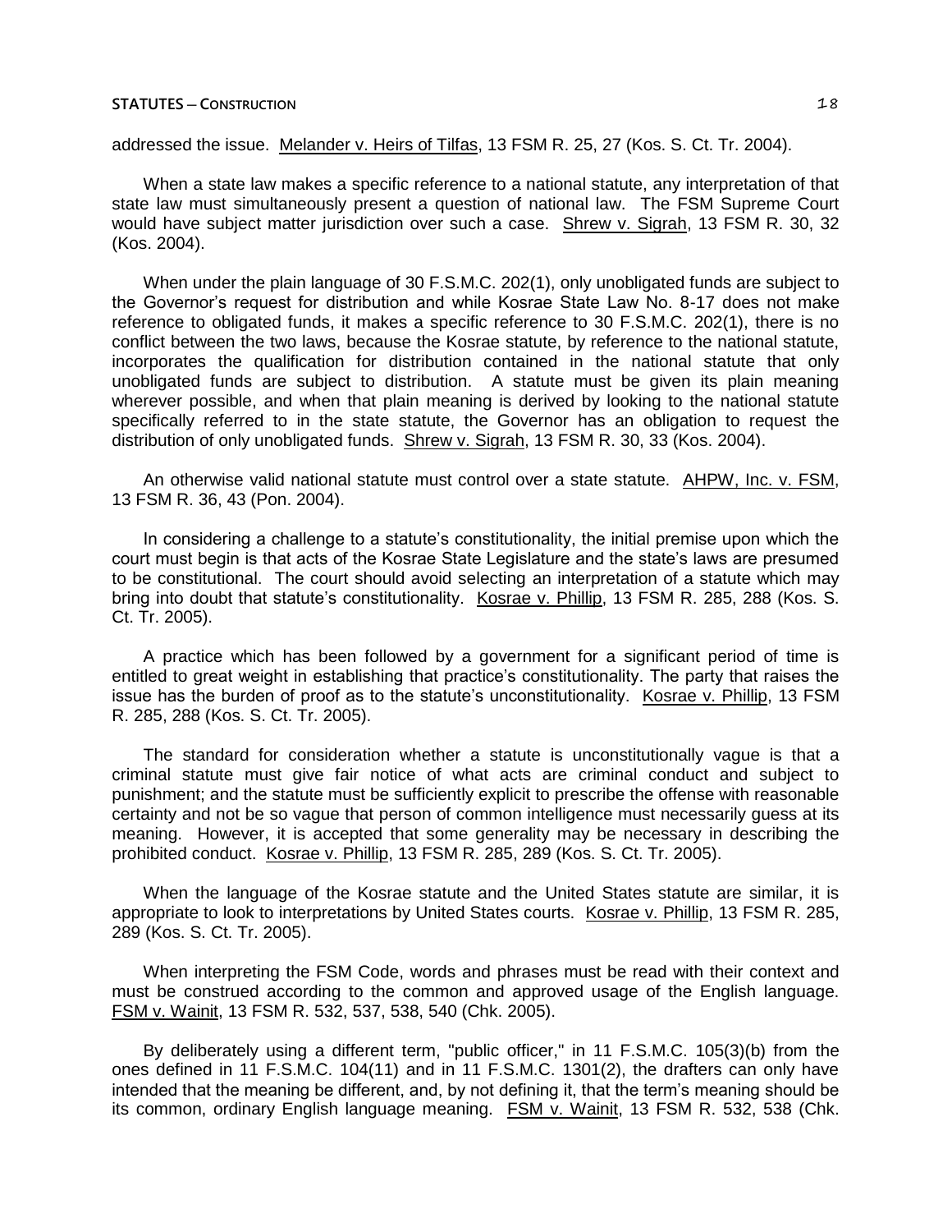addressed the issue. Melander v. Heirs of Tilfas, 13 FSM R. 25, 27 (Kos. S. Ct. Tr. 2004).

When a state law makes a specific reference to a national statute, any interpretation of that state law must simultaneously present a question of national law. The FSM Supreme Court would have subject matter jurisdiction over such a case. Shrew v. Sigrah, 13 FSM R. 30, 32 (Kos. 2004).

When under the plain language of 30 F.S.M.C. 202(1), only unobligated funds are subject to the Governor's request for distribution and while Kosrae State Law No. 8-17 does not make reference to obligated funds, it makes a specific reference to 30 F.S.M.C. 202(1), there is no conflict between the two laws, because the Kosrae statute, by reference to the national statute, incorporates the qualification for distribution contained in the national statute that only unobligated funds are subject to distribution. A statute must be given its plain meaning wherever possible, and when that plain meaning is derived by looking to the national statute specifically referred to in the state statute, the Governor has an obligation to request the distribution of only unobligated funds. Shrew v. Sigrah, 13 FSM R. 30, 33 (Kos. 2004).

An otherwise valid national statute must control over a state statute. AHPW, Inc. v. FSM, 13 FSM R. 36, 43 (Pon. 2004).

In considering a challenge to a statute's constitutionality, the initial premise upon which the court must begin is that acts of the Kosrae State Legislature and the state's laws are presumed to be constitutional. The court should avoid selecting an interpretation of a statute which may bring into doubt that statute's constitutionality. Kosrae v. Phillip, 13 FSM R. 285, 288 (Kos. S. Ct. Tr. 2005).

A practice which has been followed by a government for a significant period of time is entitled to great weight in establishing that practice's constitutionality. The party that raises the issue has the burden of proof as to the statute's unconstitutionality. Kosrae v. Phillip, 13 FSM R. 285, 288 (Kos. S. Ct. Tr. 2005).

The standard for consideration whether a statute is unconstitutionally vague is that a criminal statute must give fair notice of what acts are criminal conduct and subject to punishment; and the statute must be sufficiently explicit to prescribe the offense with reasonable certainty and not be so vague that person of common intelligence must necessarily guess at its meaning. However, it is accepted that some generality may be necessary in describing the prohibited conduct. Kosrae v. Phillip, 13 FSM R. 285, 289 (Kos. S. Ct. Tr. 2005).

When the language of the Kosrae statute and the United States statute are similar, it is appropriate to look to interpretations by United States courts. Kosrae v. Phillip, 13 FSM R. 285, 289 (Kos. S. Ct. Tr. 2005).

When interpreting the FSM Code, words and phrases must be read with their context and must be construed according to the common and approved usage of the English language. FSM v. Wainit, 13 FSM R. 532, 537, 538, 540 (Chk. 2005).

By deliberately using a different term, "public officer," in 11 F.S.M.C. 105(3)(b) from the ones defined in 11 F.S.M.C. 104(11) and in 11 F.S.M.C. 1301(2), the drafters can only have intended that the meaning be different, and, by not defining it, that the term's meaning should be its common, ordinary English language meaning. FSM v. Wainit, 13 FSM R. 532, 538 (Chk.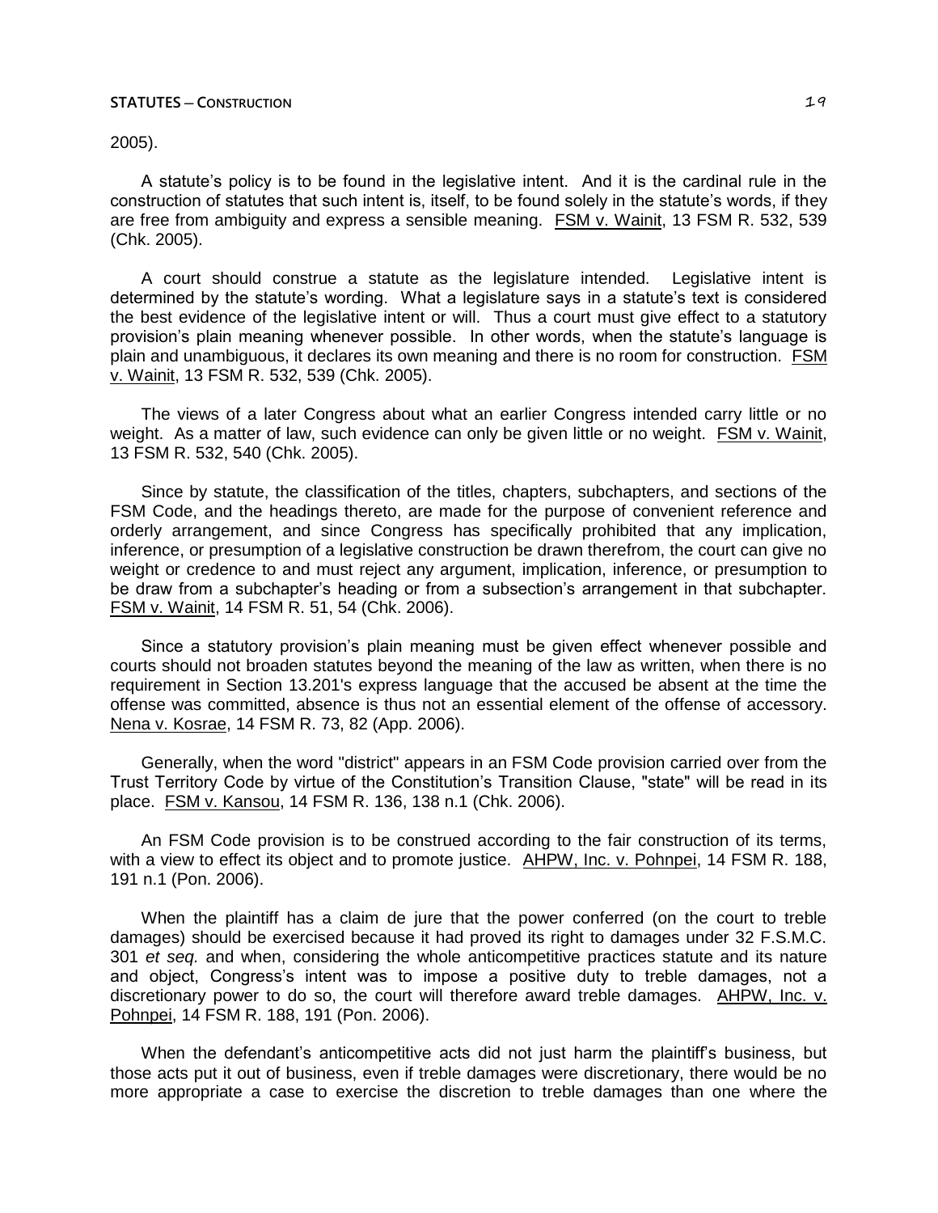2005).

A statute's policy is to be found in the legislative intent. And it is the cardinal rule in the construction of statutes that such intent is, itself, to be found solely in the statute's words, if they are free from ambiguity and express a sensible meaning. FSM v. Wainit, 13 FSM R. 532, 539 (Chk. 2005).

A court should construe a statute as the legislature intended. Legislative intent is determined by the statute's wording. What a legislature says in a statute's text is considered the best evidence of the legislative intent or will. Thus a court must give effect to a statutory provision's plain meaning whenever possible. In other words, when the statute's language is plain and unambiguous, it declares its own meaning and there is no room for construction. FSM v. Wainit, 13 FSM R. 532, 539 (Chk. 2005).

The views of a later Congress about what an earlier Congress intended carry little or no weight. As a matter of law, such evidence can only be given little or no weight. FSM v. Wainit, 13 FSM R. 532, 540 (Chk. 2005).

Since by statute, the classification of the titles, chapters, subchapters, and sections of the FSM Code, and the headings thereto, are made for the purpose of convenient reference and orderly arrangement, and since Congress has specifically prohibited that any implication, inference, or presumption of a legislative construction be drawn therefrom, the court can give no weight or credence to and must reject any argument, implication, inference, or presumption to be draw from a subchapter's heading or from a subsection's arrangement in that subchapter. FSM v. Wainit, 14 FSM R. 51, 54 (Chk. 2006).

Since a statutory provision's plain meaning must be given effect whenever possible and courts should not broaden statutes beyond the meaning of the law as written, when there is no requirement in Section 13.201's express language that the accused be absent at the time the offense was committed, absence is thus not an essential element of the offense of accessory. Nena v. Kosrae, 14 FSM R. 73, 82 (App. 2006).

Generally, when the word "district" appears in an FSM Code provision carried over from the Trust Territory Code by virtue of the Constitution's Transition Clause, "state" will be read in its place. FSM v. Kansou, 14 FSM R. 136, 138 n.1 (Chk. 2006).

An FSM Code provision is to be construed according to the fair construction of its terms, with a view to effect its object and to promote justice. AHPW, Inc. v. Pohnpei, 14 FSM R. 188, 191 n.1 (Pon. 2006).

When the plaintiff has a claim de jure that the power conferred (on the court to treble damages) should be exercised because it had proved its right to damages under 32 F.S.M.C. 301 *et seq.* and when, considering the whole anticompetitive practices statute and its nature and object, Congress's intent was to impose a positive duty to treble damages, not a discretionary power to do so, the court will therefore award treble damages. AHPW, Inc. v. Pohnpei, 14 FSM R. 188, 191 (Pon. 2006).

When the defendant's anticompetitive acts did not just harm the plaintiff's business, but those acts put it out of business, even if treble damages were discretionary, there would be no more appropriate a case to exercise the discretion to treble damages than one where the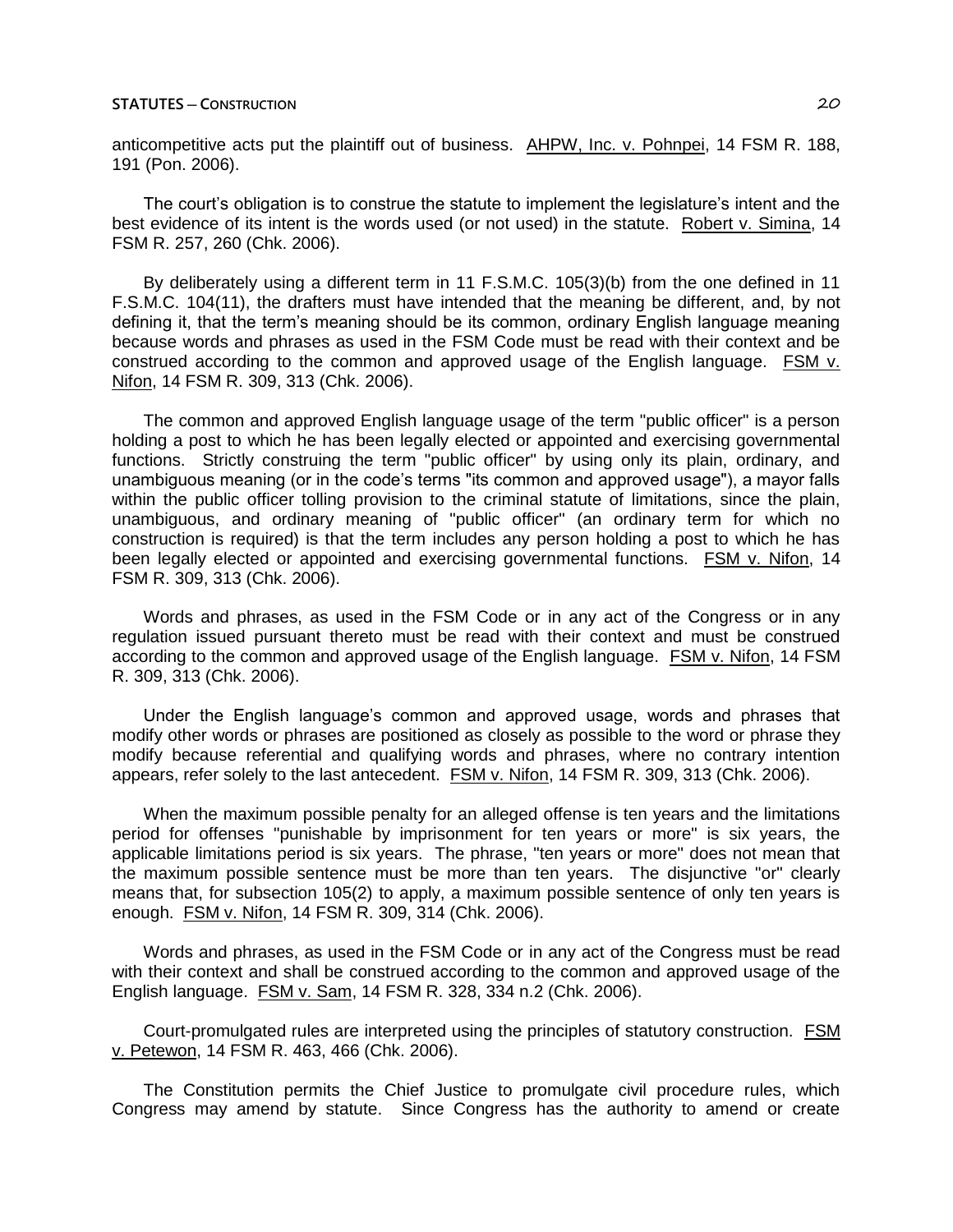anticompetitive acts put the plaintiff out of business. AHPW, Inc. v. Pohnpei, 14 FSM R. 188, 191 (Pon. 2006).

The court's obligation is to construe the statute to implement the legislature's intent and the best evidence of its intent is the words used (or not used) in the statute. Robert v. Simina, 14 FSM R. 257, 260 (Chk. 2006).

By deliberately using a different term in 11 F.S.M.C. 105(3)(b) from the one defined in 11 F.S.M.C. 104(11), the drafters must have intended that the meaning be different, and, by not defining it, that the term's meaning should be its common, ordinary English language meaning because words and phrases as used in the FSM Code must be read with their context and be construed according to the common and approved usage of the English language. FSM v. Nifon, 14 FSM R. 309, 313 (Chk. 2006).

The common and approved English language usage of the term "public officer" is a person holding a post to which he has been legally elected or appointed and exercising governmental functions. Strictly construing the term "public officer" by using only its plain, ordinary, and unambiguous meaning (or in the code's terms "its common and approved usage"), a mayor falls within the public officer tolling provision to the criminal statute of limitations, since the plain, unambiguous, and ordinary meaning of "public officer" (an ordinary term for which no construction is required) is that the term includes any person holding a post to which he has been legally elected or appointed and exercising governmental functions. FSM v. Nifon, 14 FSM R. 309, 313 (Chk. 2006).

Words and phrases, as used in the FSM Code or in any act of the Congress or in any regulation issued pursuant thereto must be read with their context and must be construed according to the common and approved usage of the English language. FSM v. Nifon, 14 FSM R. 309, 313 (Chk. 2006).

Under the English language's common and approved usage, words and phrases that modify other words or phrases are positioned as closely as possible to the word or phrase they modify because referential and qualifying words and phrases, where no contrary intention appears, refer solely to the last antecedent. FSM v. Nifon, 14 FSM R. 309, 313 (Chk. 2006).

When the maximum possible penalty for an alleged offense is ten years and the limitations period for offenses "punishable by imprisonment for ten years or more" is six years, the applicable limitations period is six years. The phrase, "ten years or more" does not mean that the maximum possible sentence must be more than ten years. The disjunctive "or" clearly means that, for subsection 105(2) to apply, a maximum possible sentence of only ten years is enough. FSM v. Nifon, 14 FSM R. 309, 314 (Chk. 2006).

Words and phrases, as used in the FSM Code or in any act of the Congress must be read with their context and shall be construed according to the common and approved usage of the English language. FSM v. Sam, 14 FSM R. 328, 334 n.2 (Chk. 2006).

Court-promulgated rules are interpreted using the principles of statutory construction. FSM v. Petewon, 14 FSM R. 463, 466 (Chk. 2006).

The Constitution permits the Chief Justice to promulgate civil procedure rules, which Congress may amend by statute. Since Congress has the authority to amend or create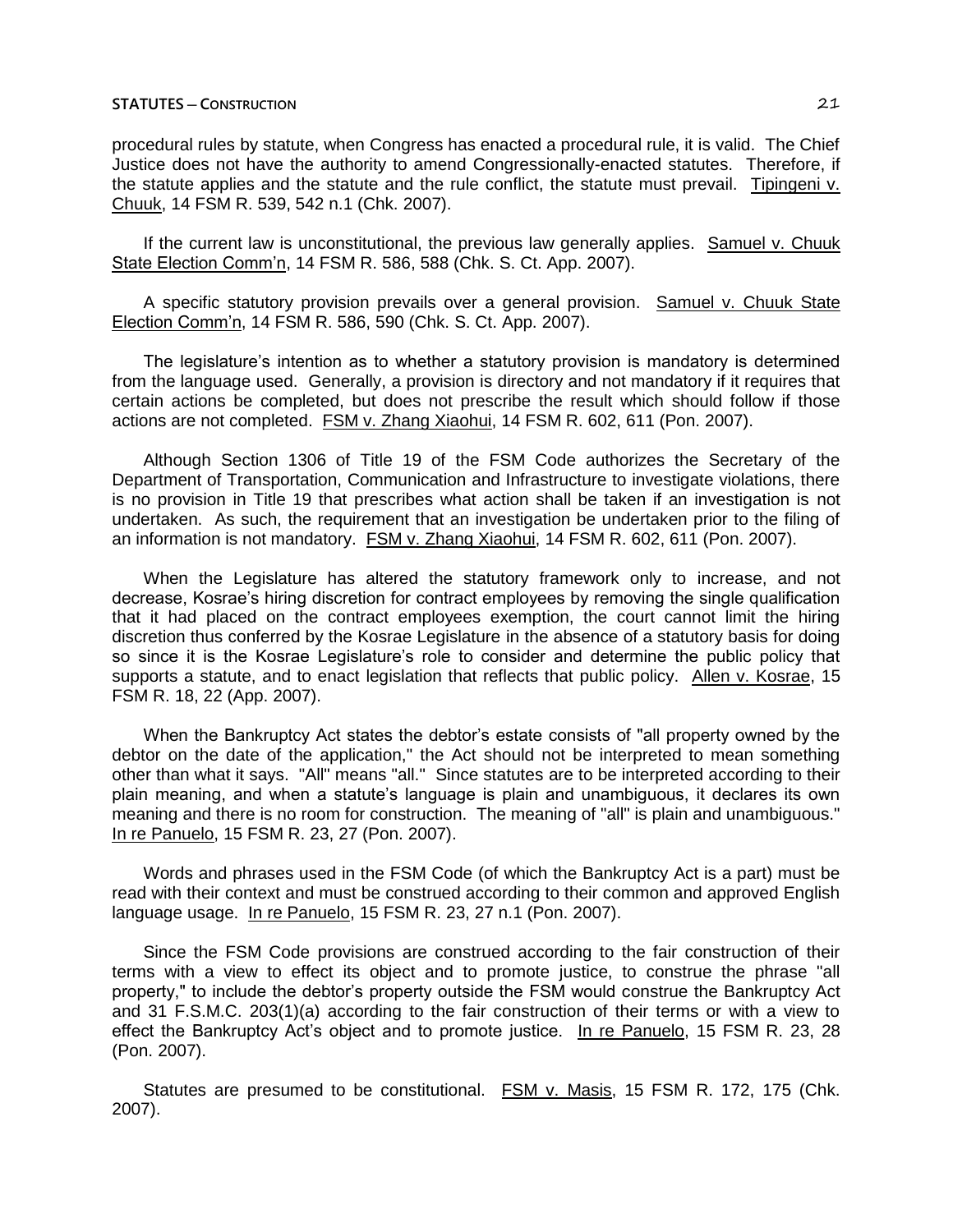procedural rules by statute, when Congress has enacted a procedural rule, it is valid. The Chief Justice does not have the authority to amend Congressionally-enacted statutes. Therefore, if the statute applies and the statute and the rule conflict, the statute must prevail. Tipingeni v. Chuuk, 14 FSM R. 539, 542 n.1 (Chk. 2007).

If the current law is unconstitutional, the previous law generally applies. Samuel v. Chuuk State Election Comm'n, 14 FSM R. 586, 588 (Chk. S. Ct. App. 2007).

A specific statutory provision prevails over a general provision. Samuel v. Chuuk State Election Comm'n, 14 FSM R. 586, 590 (Chk. S. Ct. App. 2007).

The legislature's intention as to whether a statutory provision is mandatory is determined from the language used. Generally, a provision is directory and not mandatory if it requires that certain actions be completed, but does not prescribe the result which should follow if those actions are not completed. FSM v. Zhang Xiaohui, 14 FSM R. 602, 611 (Pon. 2007).

Although Section 1306 of Title 19 of the FSM Code authorizes the Secretary of the Department of Transportation, Communication and Infrastructure to investigate violations, there is no provision in Title 19 that prescribes what action shall be taken if an investigation is not undertaken. As such, the requirement that an investigation be undertaken prior to the filing of an information is not mandatory. FSM v. Zhang Xiaohui, 14 FSM R. 602, 611 (Pon. 2007).

When the Legislature has altered the statutory framework only to increase, and not decrease, Kosrae's hiring discretion for contract employees by removing the single qualification that it had placed on the contract employees exemption, the court cannot limit the hiring discretion thus conferred by the Kosrae Legislature in the absence of a statutory basis for doing so since it is the Kosrae Legislature's role to consider and determine the public policy that supports a statute, and to enact legislation that reflects that public policy. Allen v. Kosrae, 15 FSM R. 18, 22 (App. 2007).

When the Bankruptcy Act states the debtor's estate consists of "all property owned by the debtor on the date of the application," the Act should not be interpreted to mean something other than what it says. "All" means "all." Since statutes are to be interpreted according to their plain meaning, and when a statute's language is plain and unambiguous, it declares its own meaning and there is no room for construction. The meaning of "all" is plain and unambiguous." In re Panuelo, 15 FSM R. 23, 27 (Pon. 2007).

Words and phrases used in the FSM Code (of which the Bankruptcy Act is a part) must be read with their context and must be construed according to their common and approved English language usage. In re Panuelo, 15 FSM R. 23, 27 n.1 (Pon. 2007).

Since the FSM Code provisions are construed according to the fair construction of their terms with a view to effect its object and to promote justice, to construe the phrase "all property," to include the debtor's property outside the FSM would construe the Bankruptcy Act and 31 F.S.M.C. 203(1)(a) according to the fair construction of their terms or with a view to effect the Bankruptcy Act's object and to promote justice. In re Panuelo, 15 FSM R. 23, 28 (Pon. 2007).

Statutes are presumed to be constitutional. FSM v. Masis, 15 FSM R. 172, 175 (Chk. 2007).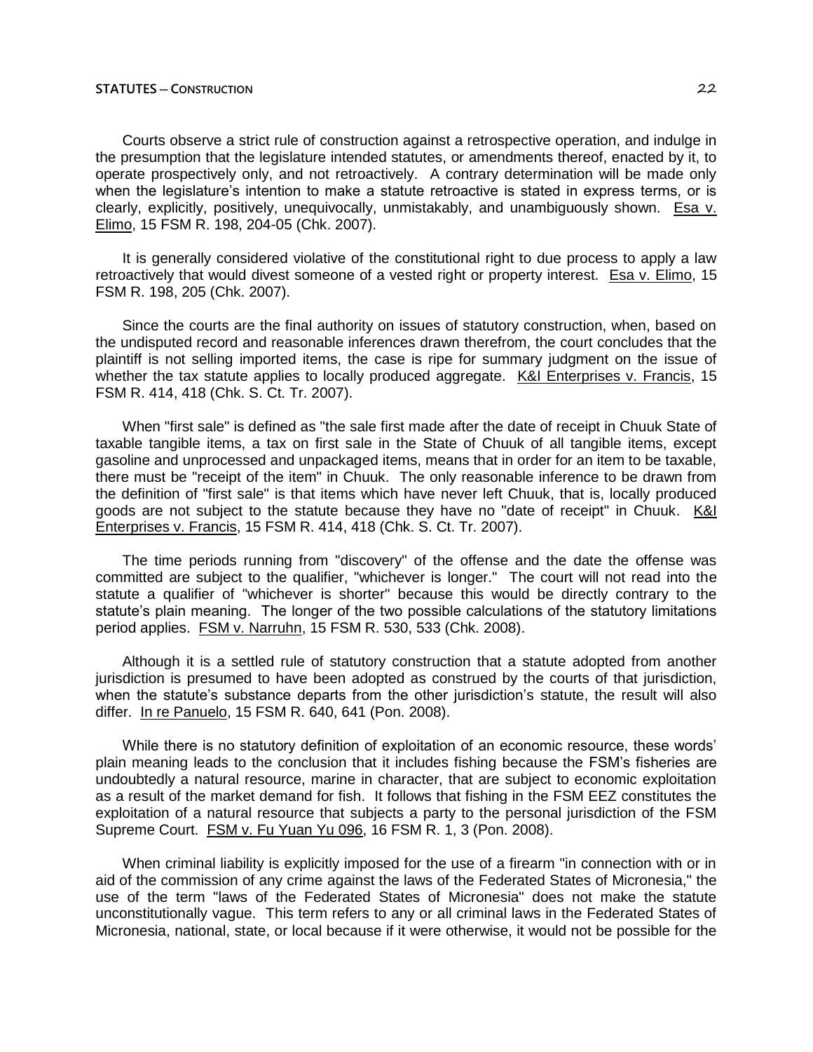Courts observe a strict rule of construction against a retrospective operation, and indulge in the presumption that the legislature intended statutes, or amendments thereof, enacted by it, to operate prospectively only, and not retroactively. A contrary determination will be made only when the legislature's intention to make a statute retroactive is stated in express terms, or is clearly, explicitly, positively, unequivocally, unmistakably, and unambiguously shown. Esa v. Elimo, 15 FSM R. 198, 204-05 (Chk. 2007).

It is generally considered violative of the constitutional right to due process to apply a law retroactively that would divest someone of a vested right or property interest. Esa v. Elimo, 15 FSM R. 198, 205 (Chk. 2007).

Since the courts are the final authority on issues of statutory construction, when, based on the undisputed record and reasonable inferences drawn therefrom, the court concludes that the plaintiff is not selling imported items, the case is ripe for summary judgment on the issue of whether the tax statute applies to locally produced aggregate. K&I Enterprises v. Francis, 15 FSM R. 414, 418 (Chk. S. Ct. Tr. 2007).

When "first sale" is defined as "the sale first made after the date of receipt in Chuuk State of taxable tangible items, a tax on first sale in the State of Chuuk of all tangible items, except gasoline and unprocessed and unpackaged items, means that in order for an item to be taxable, there must be "receipt of the item" in Chuuk. The only reasonable inference to be drawn from the definition of "first sale" is that items which have never left Chuuk, that is, locally produced goods are not subject to the statute because they have no "date of receipt" in Chuuk. K&I Enterprises v. Francis, 15 FSM R. 414, 418 (Chk. S. Ct. Tr. 2007).

The time periods running from "discovery" of the offense and the date the offense was committed are subject to the qualifier, "whichever is longer." The court will not read into the statute a qualifier of "whichever is shorter" because this would be directly contrary to the statute's plain meaning. The longer of the two possible calculations of the statutory limitations period applies. FSM v. Narruhn, 15 FSM R. 530, 533 (Chk. 2008).

Although it is a settled rule of statutory construction that a statute adopted from another jurisdiction is presumed to have been adopted as construed by the courts of that jurisdiction, when the statute's substance departs from the other jurisdiction's statute, the result will also differ. In re Panuelo, 15 FSM R. 640, 641 (Pon. 2008).

While there is no statutory definition of exploitation of an economic resource, these words' plain meaning leads to the conclusion that it includes fishing because the FSM's fisheries are undoubtedly a natural resource, marine in character, that are subject to economic exploitation as a result of the market demand for fish. It follows that fishing in the FSM EEZ constitutes the exploitation of a natural resource that subjects a party to the personal jurisdiction of the FSM Supreme Court. FSM v. Fu Yuan Yu 096, 16 FSM R. 1, 3 (Pon. 2008).

When criminal liability is explicitly imposed for the use of a firearm "in connection with or in aid of the commission of any crime against the laws of the Federated States of Micronesia," the use of the term "laws of the Federated States of Micronesia" does not make the statute unconstitutionally vague. This term refers to any or all criminal laws in the Federated States of Micronesia, national, state, or local because if it were otherwise, it would not be possible for the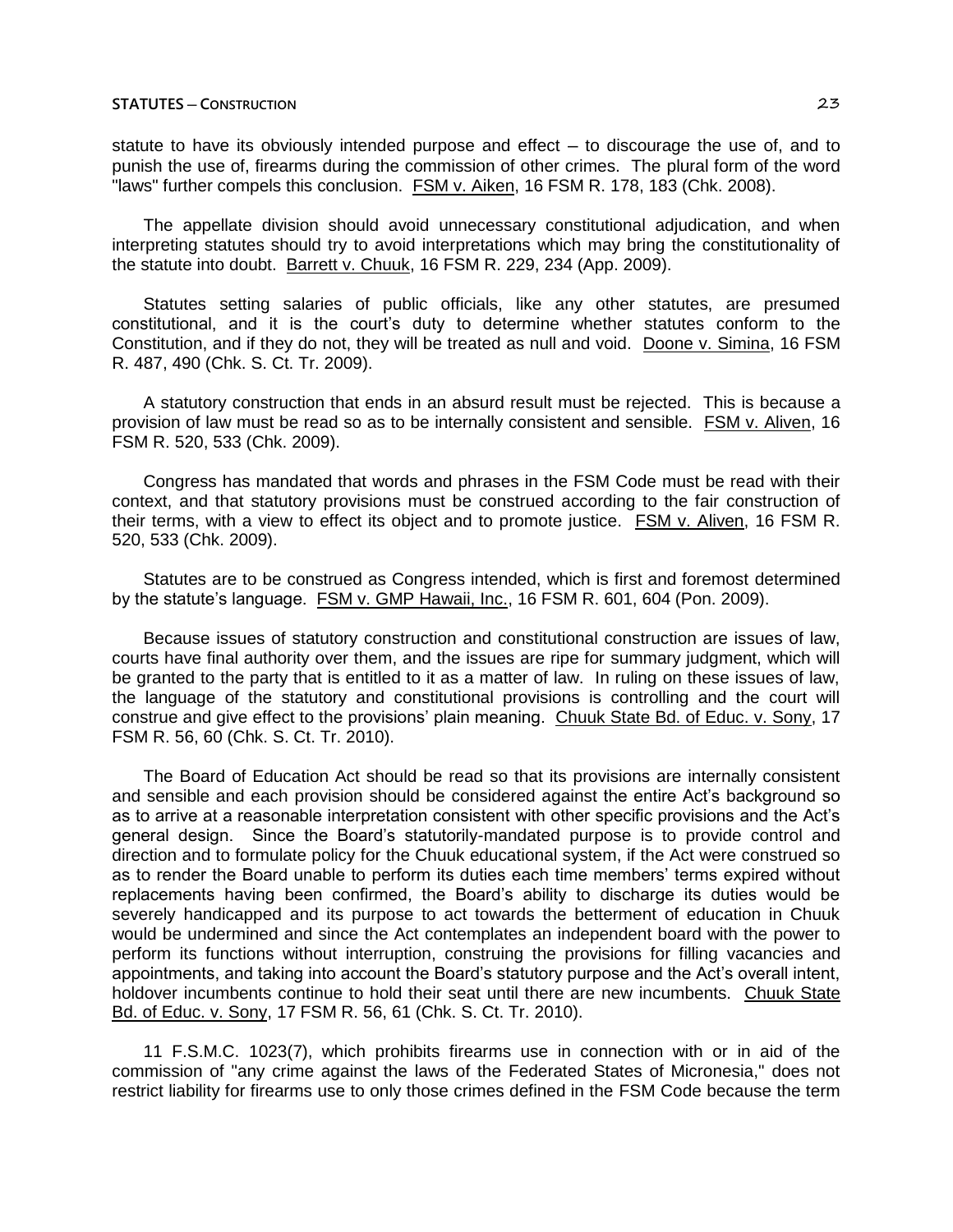statute to have its obviously intended purpose and effect – to discourage the use of, and to punish the use of, firearms during the commission of other crimes. The plural form of the word "laws" further compels this conclusion. FSM v. Aiken, 16 FSM R. 178, 183 (Chk. 2008).

The appellate division should avoid unnecessary constitutional adjudication, and when interpreting statutes should try to avoid interpretations which may bring the constitutionality of the statute into doubt. Barrett v. Chuuk, 16 FSM R. 229, 234 (App. 2009).

Statutes setting salaries of public officials, like any other statutes, are presumed constitutional, and it is the court's duty to determine whether statutes conform to the Constitution, and if they do not, they will be treated as null and void. Doone v. Simina, 16 FSM R. 487, 490 (Chk. S. Ct. Tr. 2009).

A statutory construction that ends in an absurd result must be rejected. This is because a provision of law must be read so as to be internally consistent and sensible. FSM v. Aliven, 16 FSM R. 520, 533 (Chk. 2009).

Congress has mandated that words and phrases in the FSM Code must be read with their context, and that statutory provisions must be construed according to the fair construction of their terms, with a view to effect its object and to promote justice. FSM v. Aliven, 16 FSM R. 520, 533 (Chk. 2009).

Statutes are to be construed as Congress intended, which is first and foremost determined by the statute's language. FSM v. GMP Hawaii, Inc., 16 FSM R. 601, 604 (Pon. 2009).

Because issues of statutory construction and constitutional construction are issues of law, courts have final authority over them, and the issues are ripe for summary judgment, which will be granted to the party that is entitled to it as a matter of law. In ruling on these issues of law, the language of the statutory and constitutional provisions is controlling and the court will construe and give effect to the provisions' plain meaning. Chuuk State Bd. of Educ. v. Sony, 17 FSM R. 56, 60 (Chk. S. Ct. Tr. 2010).

The Board of Education Act should be read so that its provisions are internally consistent and sensible and each provision should be considered against the entire Act's background so as to arrive at a reasonable interpretation consistent with other specific provisions and the Act's general design. Since the Board's statutorily-mandated purpose is to provide control and direction and to formulate policy for the Chuuk educational system, if the Act were construed so as to render the Board unable to perform its duties each time members' terms expired without replacements having been confirmed, the Board's ability to discharge its duties would be severely handicapped and its purpose to act towards the betterment of education in Chuuk would be undermined and since the Act contemplates an independent board with the power to perform its functions without interruption, construing the provisions for filling vacancies and appointments, and taking into account the Board's statutory purpose and the Act's overall intent, holdover incumbents continue to hold their seat until there are new incumbents. Chuuk State Bd. of Educ. v. Sony, 17 FSM R. 56, 61 (Chk. S. Ct. Tr. 2010).

11 F.S.M.C. 1023(7), which prohibits firearms use in connection with or in aid of the commission of "any crime against the laws of the Federated States of Micronesia," does not restrict liability for firearms use to only those crimes defined in the FSM Code because the term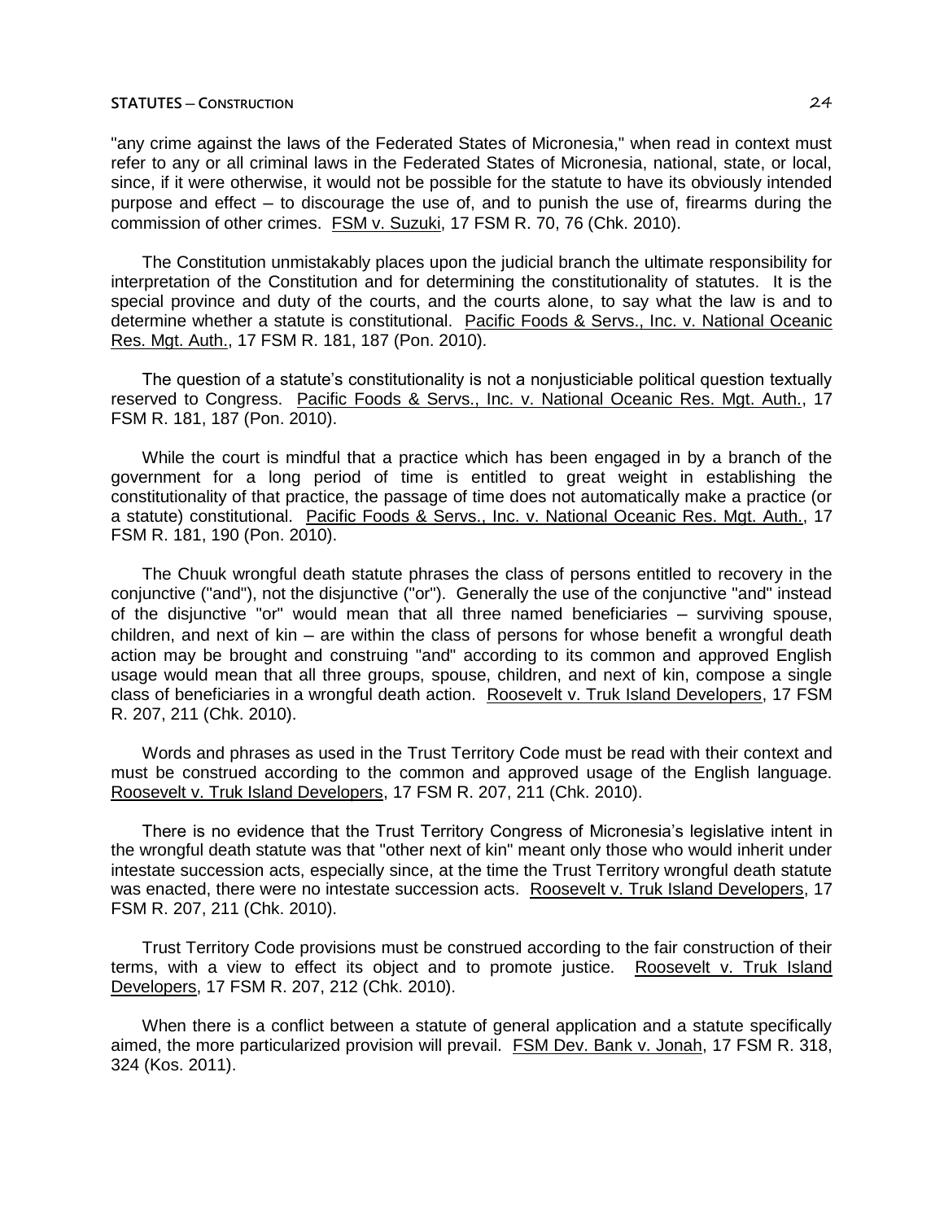"any crime against the laws of the Federated States of Micronesia," when read in context must refer to any or all criminal laws in the Federated States of Micronesia, national, state, or local, since, if it were otherwise, it would not be possible for the statute to have its obviously intended purpose and effect – to discourage the use of, and to punish the use of, firearms during the commission of other crimes. FSM v. Suzuki, 17 FSM R. 70, 76 (Chk. 2010).

The Constitution unmistakably places upon the judicial branch the ultimate responsibility for interpretation of the Constitution and for determining the constitutionality of statutes. It is the special province and duty of the courts, and the courts alone, to say what the law is and to determine whether a statute is constitutional. Pacific Foods & Servs., Inc. v. National Oceanic Res. Mgt. Auth., 17 FSM R. 181, 187 (Pon. 2010).

The question of a statute's constitutionality is not a nonjusticiable political question textually reserved to Congress. Pacific Foods & Servs., Inc. v. National Oceanic Res. Mgt. Auth., 17 FSM R. 181, 187 (Pon. 2010).

While the court is mindful that a practice which has been engaged in by a branch of the government for a long period of time is entitled to great weight in establishing the constitutionality of that practice, the passage of time does not automatically make a practice (or a statute) constitutional. Pacific Foods & Servs., Inc. v. National Oceanic Res. Mgt. Auth., 17 FSM R. 181, 190 (Pon. 2010).

The Chuuk wrongful death statute phrases the class of persons entitled to recovery in the conjunctive ("and"), not the disjunctive ("or"). Generally the use of the conjunctive "and" instead of the disjunctive "or" would mean that all three named beneficiaries – surviving spouse, children, and next of kin – are within the class of persons for whose benefit a wrongful death action may be brought and construing "and" according to its common and approved English usage would mean that all three groups, spouse, children, and next of kin, compose a single class of beneficiaries in a wrongful death action. Roosevelt v. Truk Island Developers, 17 FSM R. 207, 211 (Chk. 2010).

Words and phrases as used in the Trust Territory Code must be read with their context and must be construed according to the common and approved usage of the English language. Roosevelt v. Truk Island Developers, 17 FSM R. 207, 211 (Chk. 2010).

There is no evidence that the Trust Territory Congress of Micronesia's legislative intent in the wrongful death statute was that "other next of kin" meant only those who would inherit under intestate succession acts, especially since, at the time the Trust Territory wrongful death statute was enacted, there were no intestate succession acts. Roosevelt v. Truk Island Developers, 17 FSM R. 207, 211 (Chk. 2010).

Trust Territory Code provisions must be construed according to the fair construction of their terms, with a view to effect its object and to promote justice. Roosevelt v. Truk Island Developers, 17 FSM R. 207, 212 (Chk. 2010).

When there is a conflict between a statute of general application and a statute specifically aimed, the more particularized provision will prevail. FSM Dev. Bank v. Jonah, 17 FSM R. 318, 324 (Kos. 2011).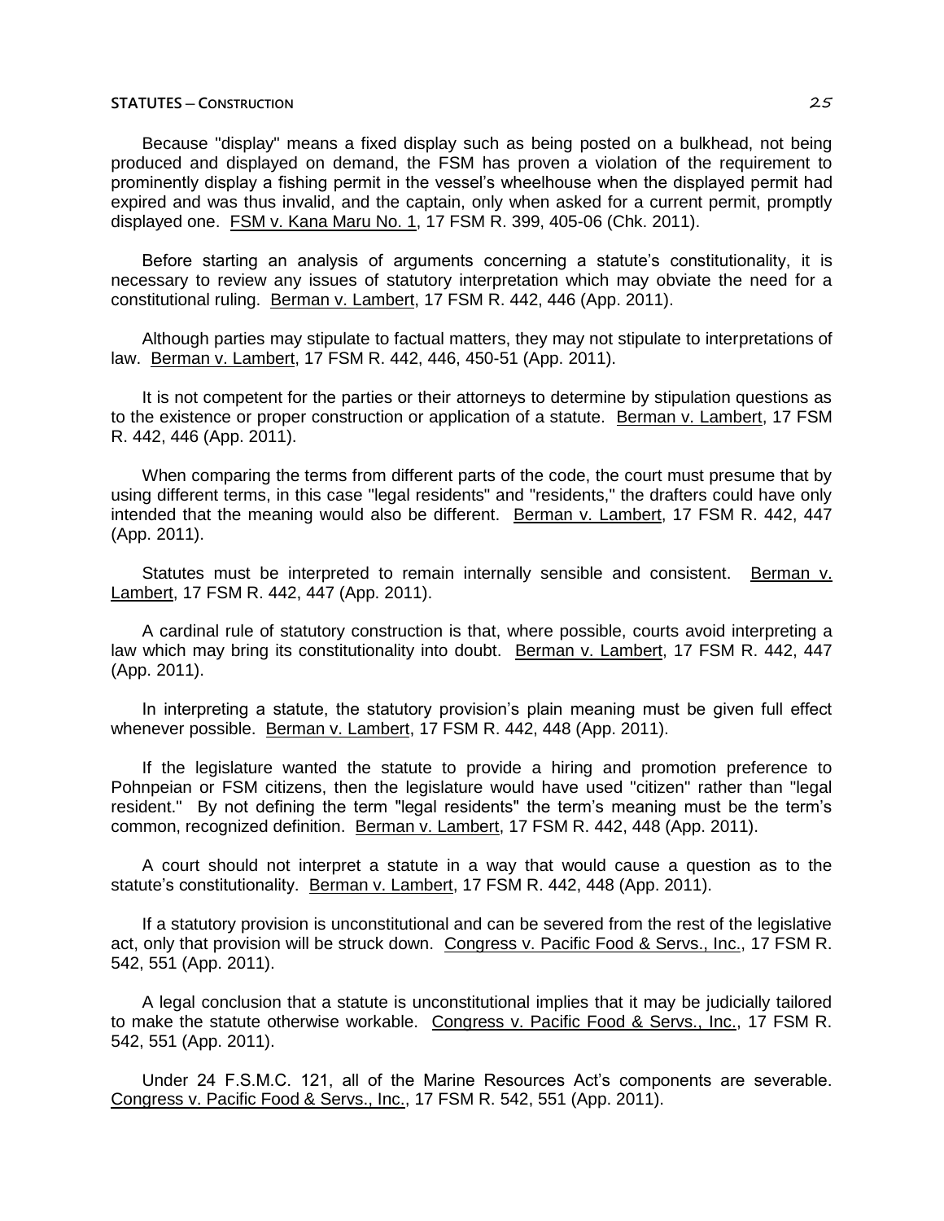Because "display" means a fixed display such as being posted on a bulkhead, not being produced and displayed on demand, the FSM has proven a violation of the requirement to prominently display a fishing permit in the vessel's wheelhouse when the displayed permit had expired and was thus invalid, and the captain, only when asked for a current permit, promptly displayed one. FSM v. Kana Maru No. 1, 17 FSM R. 399, 405-06 (Chk. 2011).

Before starting an analysis of arguments concerning a statute's constitutionality, it is necessary to review any issues of statutory interpretation which may obviate the need for a constitutional ruling. Berman v. Lambert, 17 FSM R. 442, 446 (App. 2011).

Although parties may stipulate to factual matters, they may not stipulate to interpretations of law. Berman v. Lambert, 17 FSM R. 442, 446, 450-51 (App. 2011).

It is not competent for the parties or their attorneys to determine by stipulation questions as to the existence or proper construction or application of a statute. Berman v. Lambert, 17 FSM R. 442, 446 (App. 2011).

When comparing the terms from different parts of the code, the court must presume that by using different terms, in this case "legal residents" and "residents," the drafters could have only intended that the meaning would also be different. Berman v. Lambert, 17 FSM R. 442, 447 (App. 2011).

Statutes must be interpreted to remain internally sensible and consistent. Berman v. Lambert, 17 FSM R. 442, 447 (App. 2011).

A cardinal rule of statutory construction is that, where possible, courts avoid interpreting a law which may bring its constitutionality into doubt. Berman v. Lambert, 17 FSM R. 442, 447 (App. 2011).

In interpreting a statute, the statutory provision's plain meaning must be given full effect whenever possible. Berman v. Lambert, 17 FSM R. 442, 448 (App. 2011).

If the legislature wanted the statute to provide a hiring and promotion preference to Pohnpeian or FSM citizens, then the legislature would have used "citizen" rather than "legal resident." By not defining the term "legal residents" the term's meaning must be the term's common, recognized definition. Berman v. Lambert, 17 FSM R. 442, 448 (App. 2011).

A court should not interpret a statute in a way that would cause a question as to the statute's constitutionality. Berman v. Lambert, 17 FSM R. 442, 448 (App. 2011).

If a statutory provision is unconstitutional and can be severed from the rest of the legislative act, only that provision will be struck down. Congress v. Pacific Food & Servs., Inc., 17 FSM R. 542, 551 (App. 2011).

A legal conclusion that a statute is unconstitutional implies that it may be judicially tailored to make the statute otherwise workable. Congress v. Pacific Food & Servs., Inc., 17 FSM R. 542, 551 (App. 2011).

Under 24 F.S.M.C. 121, all of the Marine Resources Act's components are severable. Congress v. Pacific Food & Servs., Inc., 17 FSM R. 542, 551 (App. 2011).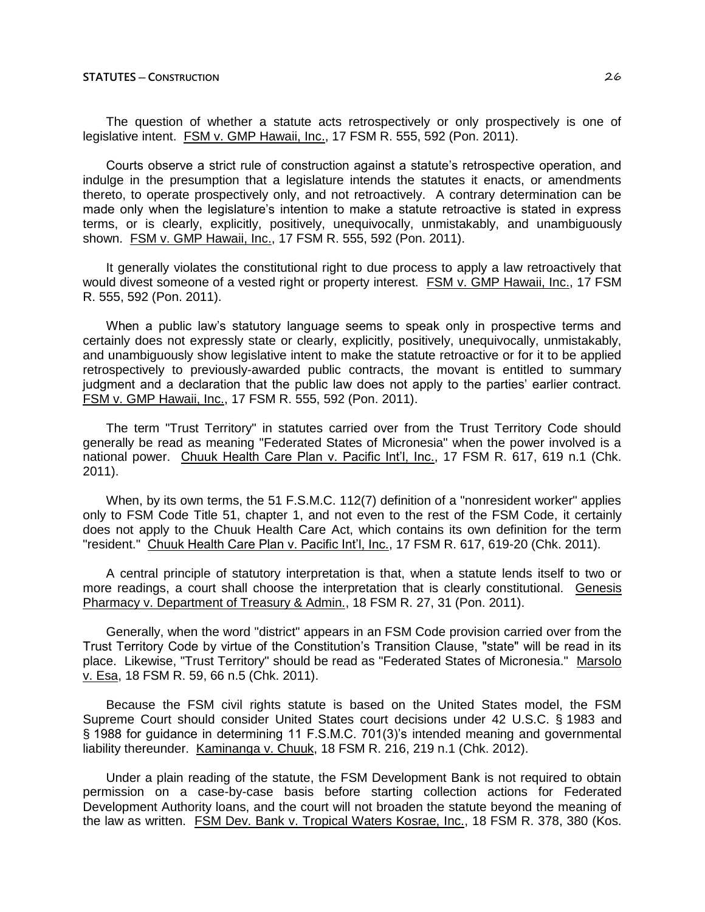The question of whether a statute acts retrospectively or only prospectively is one of legislative intent. FSM v. GMP Hawaii, Inc., 17 FSM R. 555, 592 (Pon. 2011).

Courts observe a strict rule of construction against a statute's retrospective operation, and indulge in the presumption that a legislature intends the statutes it enacts, or amendments thereto, to operate prospectively only, and not retroactively. A contrary determination can be made only when the legislature's intention to make a statute retroactive is stated in express terms, or is clearly, explicitly, positively, unequivocally, unmistakably, and unambiguously shown. FSM v. GMP Hawaii, Inc., 17 FSM R. 555, 592 (Pon. 2011).

It generally violates the constitutional right to due process to apply a law retroactively that would divest someone of a vested right or property interest. FSM v. GMP Hawaii, Inc., 17 FSM R. 555, 592 (Pon. 2011).

When a public law's statutory language seems to speak only in prospective terms and certainly does not expressly state or clearly, explicitly, positively, unequivocally, unmistakably, and unambiguously show legislative intent to make the statute retroactive or for it to be applied retrospectively to previously-awarded public contracts, the movant is entitled to summary judgment and a declaration that the public law does not apply to the parties' earlier contract. FSM v. GMP Hawaii, Inc., 17 FSM R. 555, 592 (Pon. 2011).

The term "Trust Territory" in statutes carried over from the Trust Territory Code should generally be read as meaning "Federated States of Micronesia" when the power involved is a national power. Chuuk Health Care Plan v. Pacific Int'l, Inc., 17 FSM R. 617, 619 n.1 (Chk. 2011).

When, by its own terms, the 51 F.S.M.C. 112(7) definition of a "nonresident worker" applies only to FSM Code Title 51, chapter 1, and not even to the rest of the FSM Code, it certainly does not apply to the Chuuk Health Care Act, which contains its own definition for the term "resident." Chuuk Health Care Plan v. Pacific Int'l, Inc., 17 FSM R. 617, 619-20 (Chk. 2011).

A central principle of statutory interpretation is that, when a statute lends itself to two or more readings, a court shall choose the interpretation that is clearly constitutional. Genesis Pharmacy v. Department of Treasury & Admin., 18 FSM R. 27, 31 (Pon. 2011).

Generally, when the word "district" appears in an FSM Code provision carried over from the Trust Territory Code by virtue of the Constitution's Transition Clause, "state" will be read in its place. Likewise, "Trust Territory" should be read as "Federated States of Micronesia." Marsolo v. Esa, 18 FSM R. 59, 66 n.5 (Chk. 2011).

Because the FSM civil rights statute is based on the United States model, the FSM Supreme Court should consider United States court decisions under 42 U.S.C. § 1983 and § 1988 for guidance in determining 11 F.S.M.C. 701(3)'s intended meaning and governmental liability thereunder. Kaminanga v. Chuuk, 18 FSM R. 216, 219 n.1 (Chk. 2012).

Under a plain reading of the statute, the FSM Development Bank is not required to obtain permission on a case-by-case basis before starting collection actions for Federated Development Authority loans, and the court will not broaden the statute beyond the meaning of the law as written. FSM Dev. Bank v. Tropical Waters Kosrae, Inc., 18 FSM R. 378, 380 (Kos.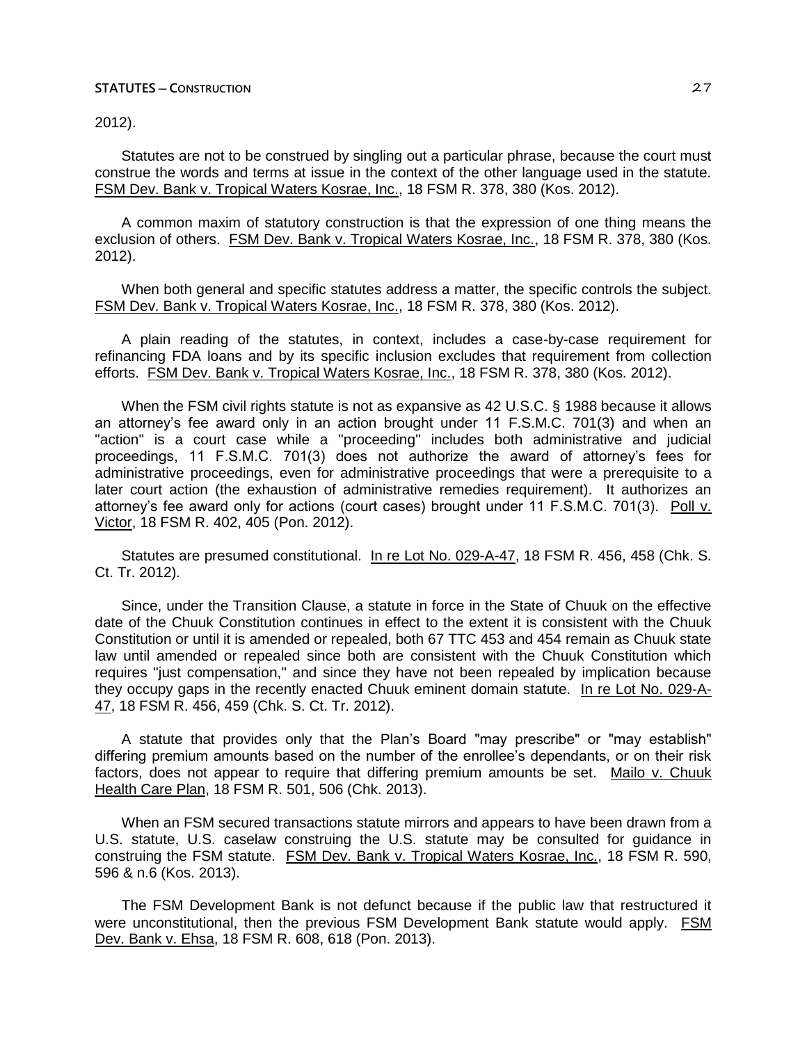2012).

Statutes are not to be construed by singling out a particular phrase, because the court must construe the words and terms at issue in the context of the other language used in the statute. FSM Dev. Bank v. Tropical Waters Kosrae, Inc., 18 FSM R. 378, 380 (Kos. 2012).

A common maxim of statutory construction is that the expression of one thing means the exclusion of others. FSM Dev. Bank v. Tropical Waters Kosrae, Inc., 18 FSM R. 378, 380 (Kos. 2012).

When both general and specific statutes address a matter, the specific controls the subject. FSM Dev. Bank v. Tropical Waters Kosrae, Inc., 18 FSM R. 378, 380 (Kos. 2012).

A plain reading of the statutes, in context, includes a case-by-case requirement for refinancing FDA loans and by its specific inclusion excludes that requirement from collection efforts. FSM Dev. Bank v. Tropical Waters Kosrae, Inc., 18 FSM R. 378, 380 (Kos. 2012).

When the FSM civil rights statute is not as expansive as 42 U.S.C. § 1988 because it allows an attorney's fee award only in an action brought under 11 F.S.M.C. 701(3) and when an "action" is a court case while a "proceeding" includes both administrative and judicial proceedings, 11 F.S.M.C. 701(3) does not authorize the award of attorney's fees for administrative proceedings, even for administrative proceedings that were a prerequisite to a later court action (the exhaustion of administrative remedies requirement). It authorizes an attorney's fee award only for actions (court cases) brought under 11 F.S.M.C. 701(3). Poll v. Victor, 18 FSM R. 402, 405 (Pon. 2012).

Statutes are presumed constitutional. In re Lot No. 029-A-47, 18 FSM R. 456, 458 (Chk. S. Ct. Tr. 2012).

Since, under the Transition Clause, a statute in force in the State of Chuuk on the effective date of the Chuuk Constitution continues in effect to the extent it is consistent with the Chuuk Constitution or until it is amended or repealed, both 67 TTC 453 and 454 remain as Chuuk state law until amended or repealed since both are consistent with the Chuuk Constitution which requires "just compensation," and since they have not been repealed by implication because they occupy gaps in the recently enacted Chuuk eminent domain statute. In re Lot No. 029-A-47, 18 FSM R. 456, 459 (Chk. S. Ct. Tr. 2012).

A statute that provides only that the Plan's Board "may prescribe" or "may establish" differing premium amounts based on the number of the enrollee's dependants, or on their risk factors, does not appear to require that differing premium amounts be set. Mailo v. Chuuk Health Care Plan, 18 FSM R. 501, 506 (Chk. 2013).

When an FSM secured transactions statute mirrors and appears to have been drawn from a U.S. statute, U.S. caselaw construing the U.S. statute may be consulted for guidance in construing the FSM statute. FSM Dev. Bank v. Tropical Waters Kosrae, Inc., 18 FSM R. 590, 596 & n.6 (Kos. 2013).

The FSM Development Bank is not defunct because if the public law that restructured it were unconstitutional, then the previous FSM Development Bank statute would apply. FSM Dev. Bank v. Ehsa, 18 FSM R. 608, 618 (Pon. 2013).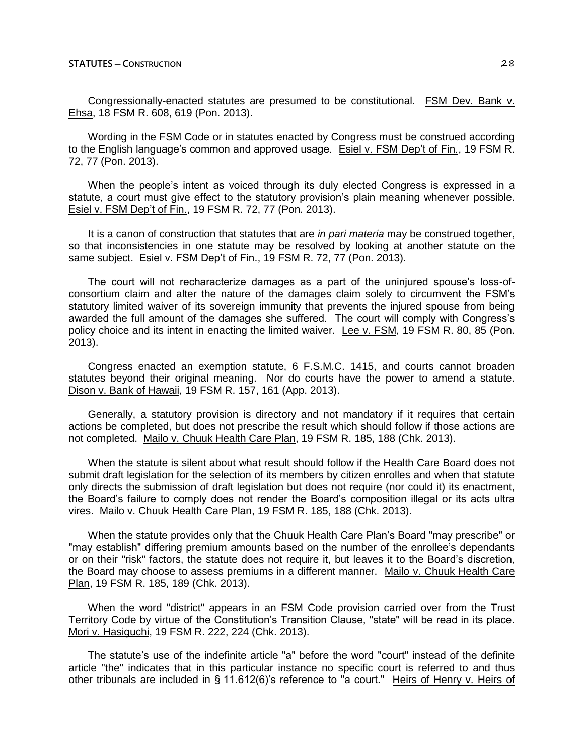Congressionally-enacted statutes are presumed to be constitutional. FSM Dev. Bank v. Ehsa, 18 FSM R. 608, 619 (Pon. 2013).

Wording in the FSM Code or in statutes enacted by Congress must be construed according to the English language's common and approved usage. Esiel v. FSM Dep't of Fin., 19 FSM R. 72, 77 (Pon. 2013).

When the people's intent as voiced through its duly elected Congress is expressed in a statute, a court must give effect to the statutory provision's plain meaning whenever possible. Esiel v. FSM Dep't of Fin., 19 FSM R. 72, 77 (Pon. 2013).

It is a canon of construction that statutes that are *in pari materia* may be construed together, so that inconsistencies in one statute may be resolved by looking at another statute on the same subject. Esiel v. FSM Dep't of Fin., 19 FSM R. 72, 77 (Pon. 2013).

The court will not recharacterize damages as a part of the uninjured spouse's loss-of-consortium claim and alter the nature of the damages claim solely to circumvent the FSM's statutory limited waiver of its sovereign immunity that prevents the injured spouse from being awarded the full amount of the damages she suffered. The court will comply with Congress's policy choice and its intent in enacting the limited waiver. Lee v. FSM, 19 FSM R. 80, 85 (Pon. 2013).

Congress enacted an exemption statute, 6 F.S.M.C. 1415, and courts cannot broaden statutes beyond their original meaning. Nor do courts have the power to amend a statute. Dison v. Bank of Hawaii, 19 FSM R. 157, 161 (App. 2013).

Generally, a statutory provision is directory and not mandatory if it requires that certain actions be completed, but does not prescribe the result which should follow if those actions are not completed. Mailo v. Chuuk Health Care Plan, 19 FSM R. 185, 188 (Chk. 2013).

When the statute is silent about what result should follow if the Health Care Board does not submit draft legislation for the selection of its members by citizen enrolles and when that statute only directs the submission of draft legislation but does not require (nor could it) its enactment, the Board's failure to comply does not render the Board's composition illegal or its acts ultra vires. Mailo v. Chuuk Health Care Plan, 19 FSM R. 185, 188 (Chk. 2013).

When the statute provides only that the Chuuk Health Care Plan's Board "may prescribe" or "may establish" differing premium amounts based on the number of the enrollee's dependants or on their "risk" factors, the statute does not require it, but leaves it to the Board's discretion, the Board may choose to assess premiums in a different manner. Mailo v. Chuuk Health Care Plan, 19 FSM R. 185, 189 (Chk. 2013).

When the word "district" appears in an FSM Code provision carried over from the Trust Territory Code by virtue of the Constitution's Transition Clause, "state" will be read in its place. Mori v. Hasiguchi, 19 FSM R. 222, 224 (Chk. 2013).

The statute's use of the indefinite article "a" before the word "court" instead of the definite article "the" indicates that in this particular instance no specific court is referred to and thus other tribunals are included in § 11.612(6)'s reference to "a court." Heirs of Henry v. Heirs of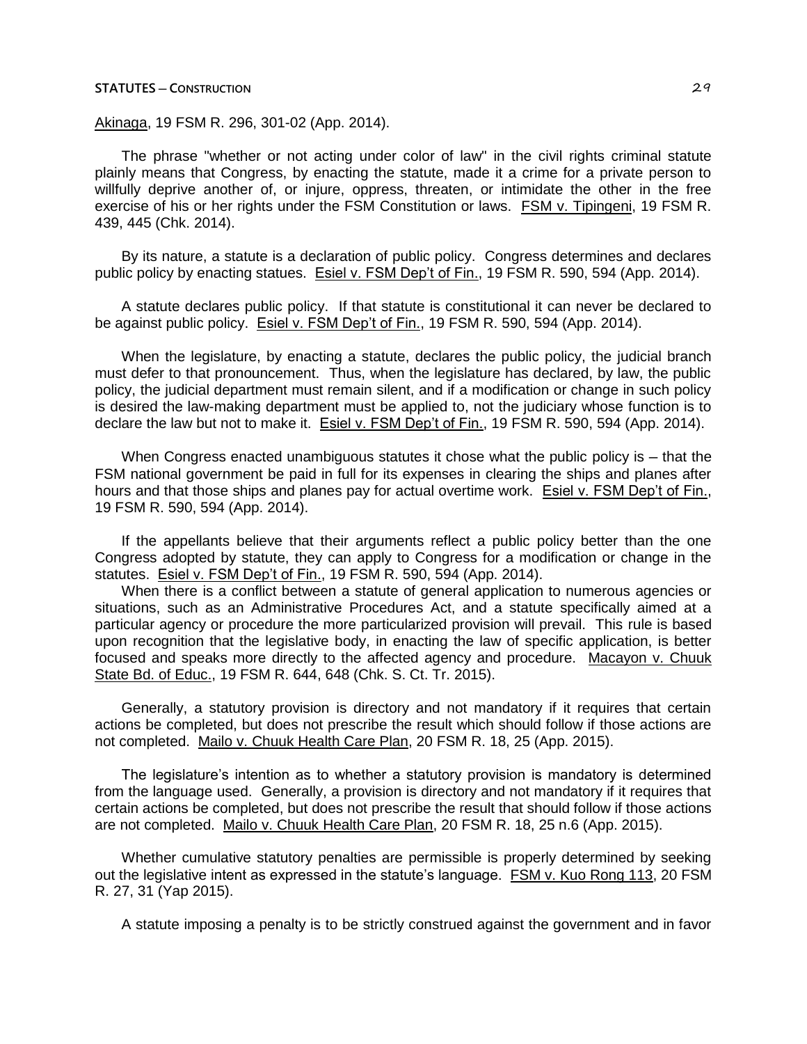Akinaga, 19 FSM R. 296, 301-02 (App. 2014).

The phrase "whether or not acting under color of law" in the civil rights criminal statute plainly means that Congress, by enacting the statute, made it a crime for a private person to willfully deprive another of, or injure, oppress, threaten, or intimidate the other in the free exercise of his or her rights under the FSM Constitution or laws. FSM v. Tipingeni, 19 FSM R. 439, 445 (Chk. 2014).

By its nature, a statute is a declaration of public policy. Congress determines and declares public policy by enacting statues. Esiel v. FSM Dep't of Fin., 19 FSM R. 590, 594 (App. 2014).

A statute declares public policy. If that statute is constitutional it can never be declared to be against public policy. Esiel v. FSM Dep't of Fin., 19 FSM R. 590, 594 (App. 2014).

When the legislature, by enacting a statute, declares the public policy, the judicial branch must defer to that pronouncement. Thus, when the legislature has declared, by law, the public policy, the judicial department must remain silent, and if a modification or change in such policy is desired the law-making department must be applied to, not the judiciary whose function is to declare the law but not to make it. Esiel v. FSM Dep't of Fin., 19 FSM R. 590, 594 (App. 2014).

When Congress enacted unambiguous statutes it chose what the public policy is – that the FSM national government be paid in full for its expenses in clearing the ships and planes after hours and that those ships and planes pay for actual overtime work. Esiel v. FSM Dep't of Fin., 19 FSM R. 590, 594 (App. 2014).

If the appellants believe that their arguments reflect a public policy better than the one Congress adopted by statute, they can apply to Congress for a modification or change in the statutes. Esiel v. FSM Dep't of Fin., 19 FSM R. 590, 594 (App. 2014).

When there is a conflict between a statute of general application to numerous agencies or situations, such as an Administrative Procedures Act, and a statute specifically aimed at a particular agency or procedure the more particularized provision will prevail. This rule is based upon recognition that the legislative body, in enacting the law of specific application, is better focused and speaks more directly to the affected agency and procedure. Macayon v. Chuuk State Bd. of Educ., 19 FSM R. 644, 648 (Chk. S. Ct. Tr. 2015).

Generally, a statutory provision is directory and not mandatory if it requires that certain actions be completed, but does not prescribe the result which should follow if those actions are not completed. Mailo v. Chuuk Health Care Plan, 20 FSM R. 18, 25 (App. 2015).

The legislature's intention as to whether a statutory provision is mandatory is determined from the language used. Generally, a provision is directory and not mandatory if it requires that certain actions be completed, but does not prescribe the result that should follow if those actions are not completed. Mailo v. Chuuk Health Care Plan, 20 FSM R. 18, 25 n.6 (App. 2015).

Whether cumulative statutory penalties are permissible is properly determined by seeking out the legislative intent as expressed in the statute's language. FSM v. Kuo Rong 113, 20 FSM R. 27, 31 (Yap 2015).

A statute imposing a penalty is to be strictly construed against the government and in favor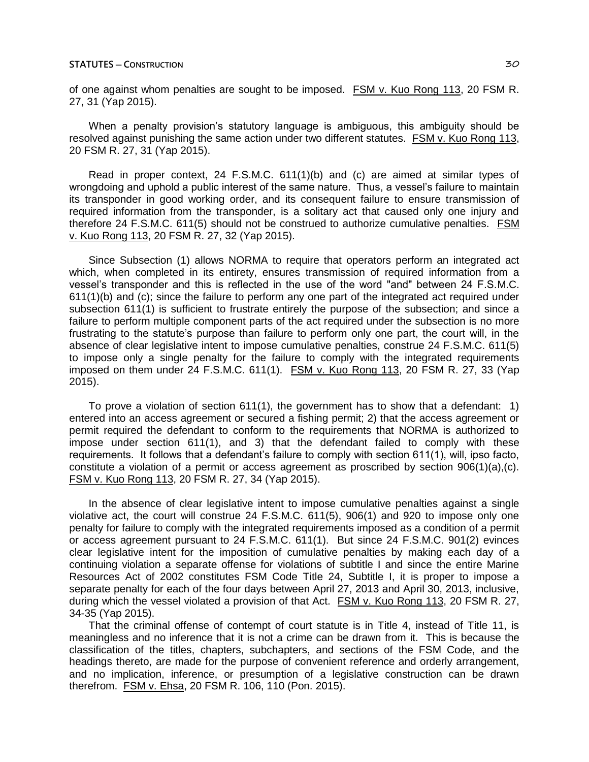of one against whom penalties are sought to be imposed. FSM v. Kuo Rong 113, 20 FSM R. 27, 31 (Yap 2015).

When a penalty provision's statutory language is ambiguous, this ambiguity should be resolved against punishing the same action under two different statutes. FSM v. Kuo Rong 113, 20 FSM R. 27, 31 (Yap 2015).

Read in proper context, 24 F.S.M.C. 611(1)(b) and (c) are aimed at similar types of wrongdoing and uphold a public interest of the same nature. Thus, a vessel's failure to maintain its transponder in good working order, and its consequent failure to ensure transmission of required information from the transponder, is a solitary act that caused only one injury and therefore 24 F.S.M.C. 611(5) should not be construed to authorize cumulative penalties. FSM v. Kuo Rong 113, 20 FSM R. 27, 32 (Yap 2015).

Since Subsection (1) allows NORMA to require that operators perform an integrated act which, when completed in its entirety, ensures transmission of required information from a vessel's transponder and this is reflected in the use of the word "and" between 24 F.S.M.C. 611(1)(b) and (c); since the failure to perform any one part of the integrated act required under subsection 611(1) is sufficient to frustrate entirely the purpose of the subsection; and since a failure to perform multiple component parts of the act required under the subsection is no more frustrating to the statute's purpose than failure to perform only one part, the court will, in the absence of clear legislative intent to impose cumulative penalties, construe 24 F.S.M.C. 611(5) to impose only a single penalty for the failure to comply with the integrated requirements imposed on them under 24 F.S.M.C. 611(1). FSM v. Kuo Rong 113, 20 FSM R. 27, 33 (Yap 2015).

To prove a violation of section 611(1), the government has to show that a defendant: 1) entered into an access agreement or secured a fishing permit; 2) that the access agreement or permit required the defendant to conform to the requirements that NORMA is authorized to impose under section 611(1), and 3) that the defendant failed to comply with these requirements. It follows that a defendant's failure to comply with section 611(1), will, ipso facto, constitute a violation of a permit or access agreement as proscribed by section 906(1)(a),(c). FSM v. Kuo Rong 113, 20 FSM R. 27, 34 (Yap 2015).

In the absence of clear legislative intent to impose cumulative penalties against a single violative act, the court will construe 24 F.S.M.C. 611(5), 906(1) and 920 to impose only one penalty for failure to comply with the integrated requirements imposed as a condition of a permit or access agreement pursuant to 24 F.S.M.C. 611(1). But since 24 F.S.M.C. 901(2) evinces clear legislative intent for the imposition of cumulative penalties by making each day of a continuing violation a separate offense for violations of subtitle I and since the entire Marine Resources Act of 2002 constitutes FSM Code Title 24, Subtitle I, it is proper to impose a separate penalty for each of the four days between April 27, 2013 and April 30, 2013, inclusive, during which the vessel violated a provision of that Act. FSM v. Kuo Rong 113, 20 FSM R. 27, 34-35 (Yap 2015).

That the criminal offense of contempt of court statute is in Title 4, instead of Title 11, is meaningless and no inference that it is not a crime can be drawn from it. This is because the classification of the titles, chapters, subchapters, and sections of the FSM Code, and the headings thereto, are made for the purpose of convenient reference and orderly arrangement, and no implication, inference, or presumption of a legislative construction can be drawn therefrom. FSM v. Ehsa, 20 FSM R. 106, 110 (Pon. 2015).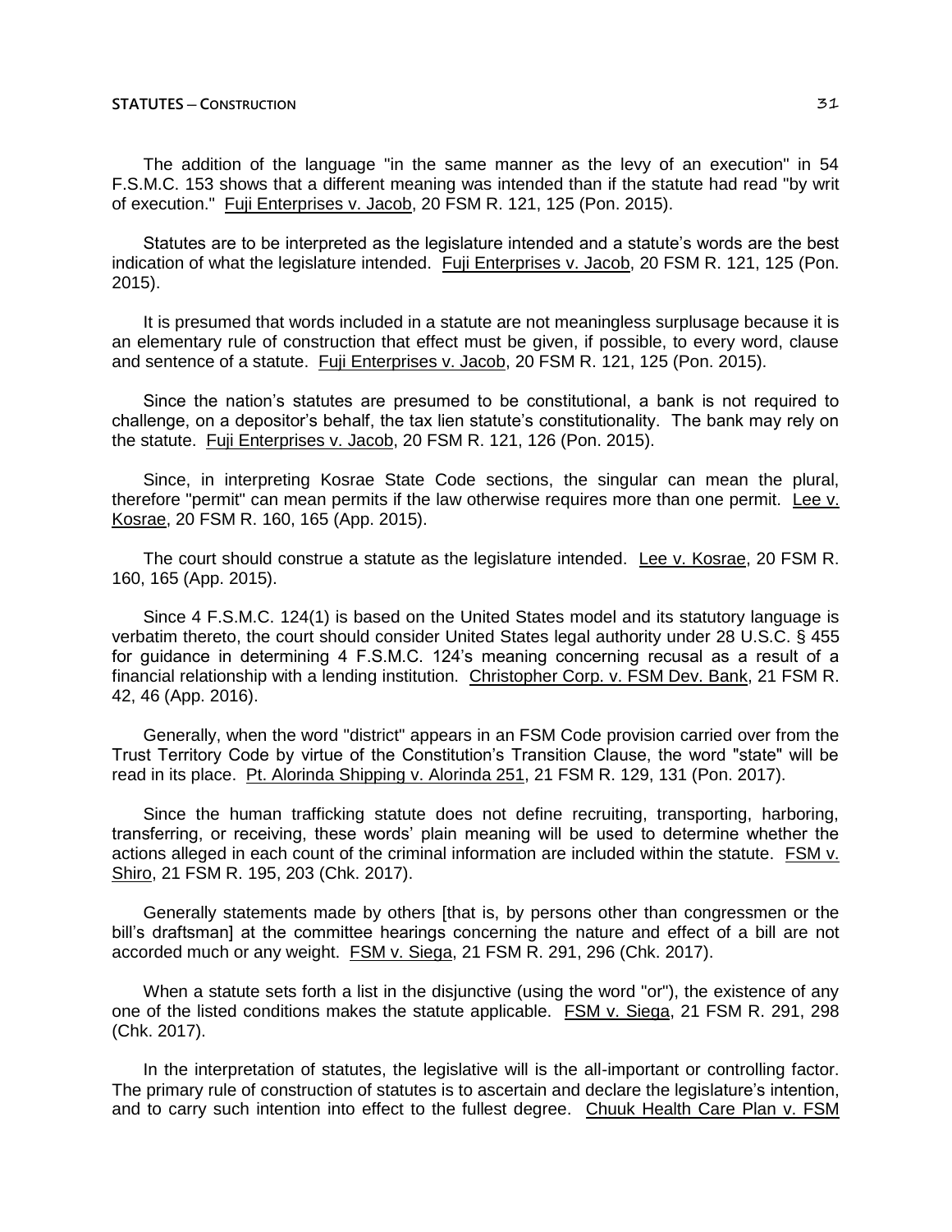The addition of the language "in the same manner as the levy of an execution" in 54 F.S.M.C. 153 shows that a different meaning was intended than if the statute had read "by writ of execution." Fuji Enterprises v. Jacob, 20 FSM R. 121, 125 (Pon. 2015).

Statutes are to be interpreted as the legislature intended and a statute's words are the best indication of what the legislature intended. Fuji Enterprises v. Jacob, 20 FSM R. 121, 125 (Pon. 2015).

It is presumed that words included in a statute are not meaningless surplusage because it is an elementary rule of construction that effect must be given, if possible, to every word, clause and sentence of a statute. Fuji Enterprises v. Jacob, 20 FSM R. 121, 125 (Pon. 2015).

Since the nation's statutes are presumed to be constitutional, a bank is not required to challenge, on a depositor's behalf, the tax lien statute's constitutionality. The bank may rely on the statute. Fuji Enterprises v. Jacob, 20 FSM R. 121, 126 (Pon. 2015).

Since, in interpreting Kosrae State Code sections, the singular can mean the plural, therefore "permit" can mean permits if the law otherwise requires more than one permit. Lee v. Kosrae, 20 FSM R. 160, 165 (App. 2015).

The court should construe a statute as the legislature intended. Lee v. Kosrae, 20 FSM R. 160, 165 (App. 2015).

Since 4 F.S.M.C. 124(1) is based on the United States model and its statutory language is verbatim thereto, the court should consider United States legal authority under 28 U.S.C. § 455 for guidance in determining 4 F.S.M.C. 124's meaning concerning recusal as a result of a financial relationship with a lending institution. Christopher Corp. v. FSM Dev. Bank, 21 FSM R. 42, 46 (App. 2016).

Generally, when the word "district" appears in an FSM Code provision carried over from the Trust Territory Code by virtue of the Constitution's Transition Clause, the word "state" will be read in its place. Pt. Alorinda Shipping v. Alorinda 251, 21 FSM R. 129, 131 (Pon. 2017).

Since the human trafficking statute does not define recruiting, transporting, harboring, transferring, or receiving, these words' plain meaning will be used to determine whether the actions alleged in each count of the criminal information are included within the statute. FSM v. Shiro, 21 FSM R. 195, 203 (Chk. 2017).

Generally statements made by others [that is, by persons other than congressmen or the bill's draftsman] at the committee hearings concerning the nature and effect of a bill are not accorded much or any weight. FSM v. Siega, 21 FSM R. 291, 296 (Chk. 2017).

When a statute sets forth a list in the disjunctive (using the word "or"), the existence of any one of the listed conditions makes the statute applicable. FSM v. Siega, 21 FSM R. 291, 298 (Chk. 2017).

In the interpretation of statutes, the legislative will is the all-important or controlling factor. The primary rule of construction of statutes is to ascertain and declare the legislature's intention, and to carry such intention into effect to the fullest degree. Chuuk Health Care Plan v. FSM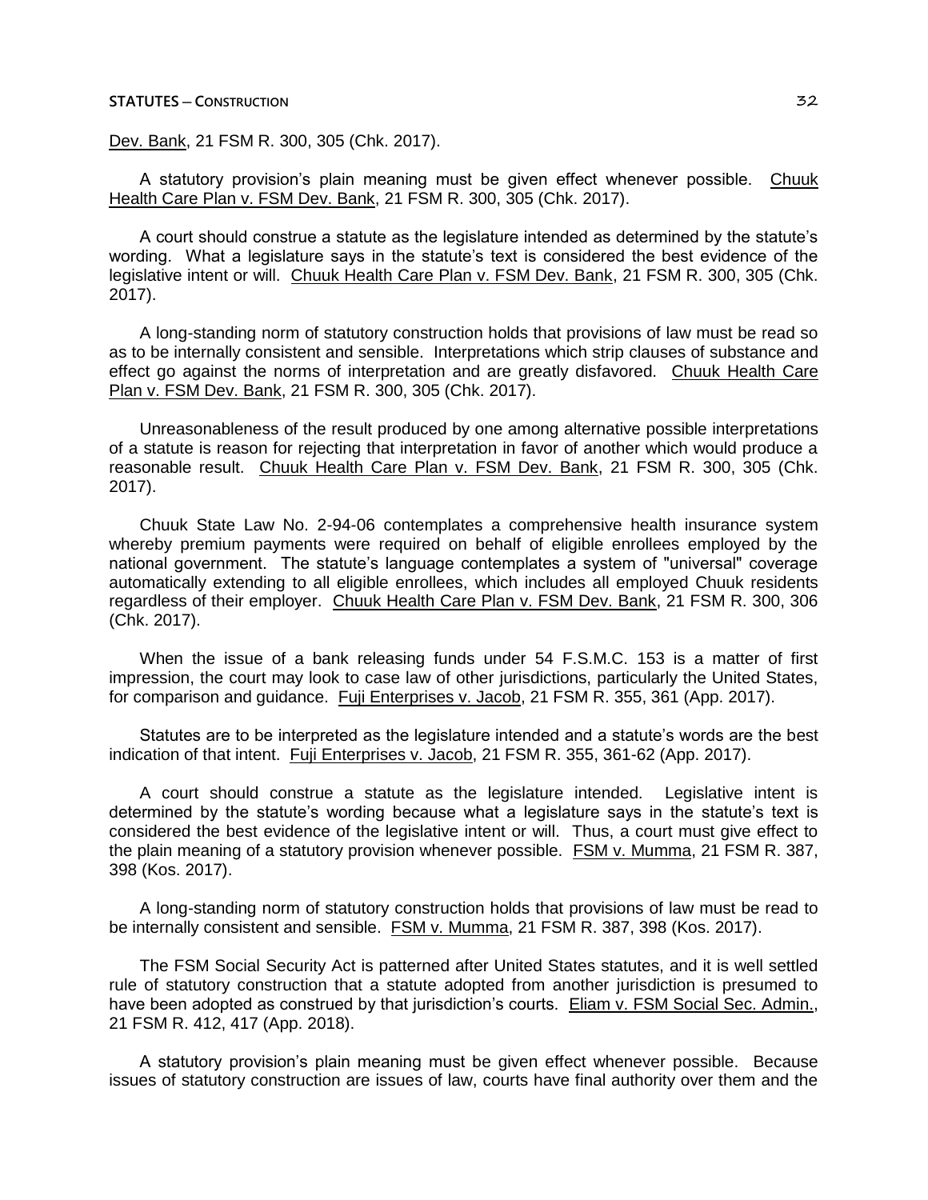Dev. Bank, 21 FSM R. 300, 305 (Chk. 2017).

A statutory provision's plain meaning must be given effect whenever possible. Chuuk Health Care Plan v. FSM Dev. Bank, 21 FSM R. 300, 305 (Chk. 2017).

A court should construe a statute as the legislature intended as determined by the statute's wording. What a legislature says in the statute's text is considered the best evidence of the legislative intent or will. Chuuk Health Care Plan v. FSM Dev. Bank, 21 FSM R. 300, 305 (Chk. 2017).

A long-standing norm of statutory construction holds that provisions of law must be read so as to be internally consistent and sensible. Interpretations which strip clauses of substance and effect go against the norms of interpretation and are greatly disfavored. Chuuk Health Care Plan v. FSM Dev. Bank, 21 FSM R. 300, 305 (Chk. 2017).

Unreasonableness of the result produced by one among alternative possible interpretations of a statute is reason for rejecting that interpretation in favor of another which would produce a reasonable result. Chuuk Health Care Plan v. FSM Dev. Bank, 21 FSM R. 300, 305 (Chk. 2017).

Chuuk State Law No. 2-94-06 contemplates a comprehensive health insurance system whereby premium payments were required on behalf of eligible enrollees employed by the national government. The statute's language contemplates a system of "universal" coverage automatically extending to all eligible enrollees, which includes all employed Chuuk residents regardless of their employer. Chuuk Health Care Plan v. FSM Dev. Bank, 21 FSM R. 300, 306 (Chk. 2017).

When the issue of a bank releasing funds under 54 F.S.M.C. 153 is a matter of first impression, the court may look to case law of other jurisdictions, particularly the United States, for comparison and guidance. Fuji Enterprises v. Jacob, 21 FSM R. 355, 361 (App. 2017).

Statutes are to be interpreted as the legislature intended and a statute's words are the best indication of that intent. Fuji Enterprises v. Jacob, 21 FSM R. 355, 361-62 (App. 2017).

A court should construe a statute as the legislature intended. Legislative intent is determined by the statute's wording because what a legislature says in the statute's text is considered the best evidence of the legislative intent or will. Thus, a court must give effect to the plain meaning of a statutory provision whenever possible. FSM v. Mumma, 21 FSM R. 387, 398 (Kos. 2017).

A long-standing norm of statutory construction holds that provisions of law must be read to be internally consistent and sensible. FSM v. Mumma, 21 FSM R. 387, 398 (Kos. 2017).

The FSM Social Security Act is patterned after United States statutes, and it is well settled rule of statutory construction that a statute adopted from another jurisdiction is presumed to have been adopted as construed by that jurisdiction's courts. Eliam v. FSM Social Sec. Admin., 21 FSM R. 412, 417 (App. 2018).

A statutory provision's plain meaning must be given effect whenever possible. Because issues of statutory construction are issues of law, courts have final authority over them and the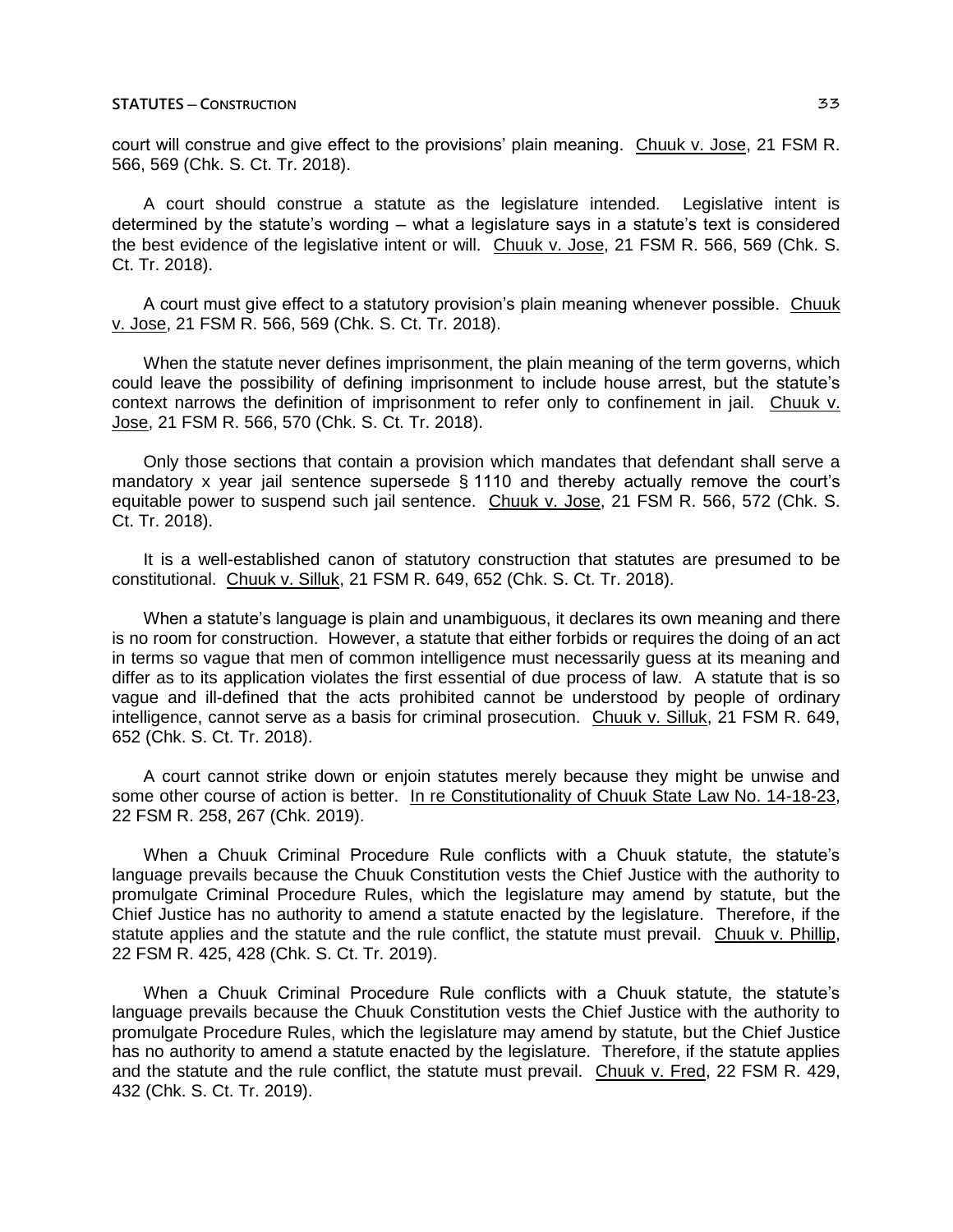court will construe and give effect to the provisions' plain meaning. Chuuk v. Jose, 21 FSM R. 566, 569 (Chk. S. Ct. Tr. 2018).

A court should construe a statute as the legislature intended. Legislative intent is determined by the statute's wording – what a legislature says in a statute's text is considered the best evidence of the legislative intent or will. Chuuk v. Jose, 21 FSM R. 566, 569 (Chk. S. Ct. Tr. 2018).

A court must give effect to a statutory provision's plain meaning whenever possible. Chuuk v. Jose, 21 FSM R. 566, 569 (Chk. S. Ct. Tr. 2018).

When the statute never defines imprisonment, the plain meaning of the term governs, which could leave the possibility of defining imprisonment to include house arrest, but the statute's context narrows the definition of imprisonment to refer only to confinement in jail. Chuuk v. Jose, 21 FSM R. 566, 570 (Chk. S. Ct. Tr. 2018).

Only those sections that contain a provision which mandates that defendant shall serve a mandatory x year jail sentence supersede § 1110 and thereby actually remove the court's equitable power to suspend such jail sentence. Chuuk v. Jose, 21 FSM R. 566, 572 (Chk. S. Ct. Tr. 2018).

It is a well-established canon of statutory construction that statutes are presumed to be constitutional. Chuuk v. Silluk, 21 FSM R. 649, 652 (Chk. S. Ct. Tr. 2018).

When a statute's language is plain and unambiguous, it declares its own meaning and there is no room for construction. However, a statute that either forbids or requires the doing of an act in terms so vague that men of common intelligence must necessarily guess at its meaning and differ as to its application violates the first essential of due process of law. A statute that is so vague and ill-defined that the acts prohibited cannot be understood by people of ordinary intelligence, cannot serve as a basis for criminal prosecution. Chuuk v. Silluk, 21 FSM R. 649, 652 (Chk. S. Ct. Tr. 2018).

A court cannot strike down or enjoin statutes merely because they might be unwise and some other course of action is better. In re Constitutionality of Chuuk State Law No. 14-18-23, 22 FSM R. 258, 267 (Chk. 2019).

When a Chuuk Criminal Procedure Rule conflicts with a Chuuk statute, the statute's language prevails because the Chuuk Constitution vests the Chief Justice with the authority to promulgate Criminal Procedure Rules, which the legislature may amend by statute, but the Chief Justice has no authority to amend a statute enacted by the legislature. Therefore, if the statute applies and the statute and the rule conflict, the statute must prevail. Chuuk v. Phillip, 22 FSM R. 425, 428 (Chk. S. Ct. Tr. 2019).

When a Chuuk Criminal Procedure Rule conflicts with a Chuuk statute, the statute's language prevails because the Chuuk Constitution vests the Chief Justice with the authority to promulgate Procedure Rules, which the legislature may amend by statute, but the Chief Justice has no authority to amend a statute enacted by the legislature. Therefore, if the statute applies and the statute and the rule conflict, the statute must prevail. Chuuk v. Fred, 22 FSM R. 429, 432 (Chk. S. Ct. Tr. 2019).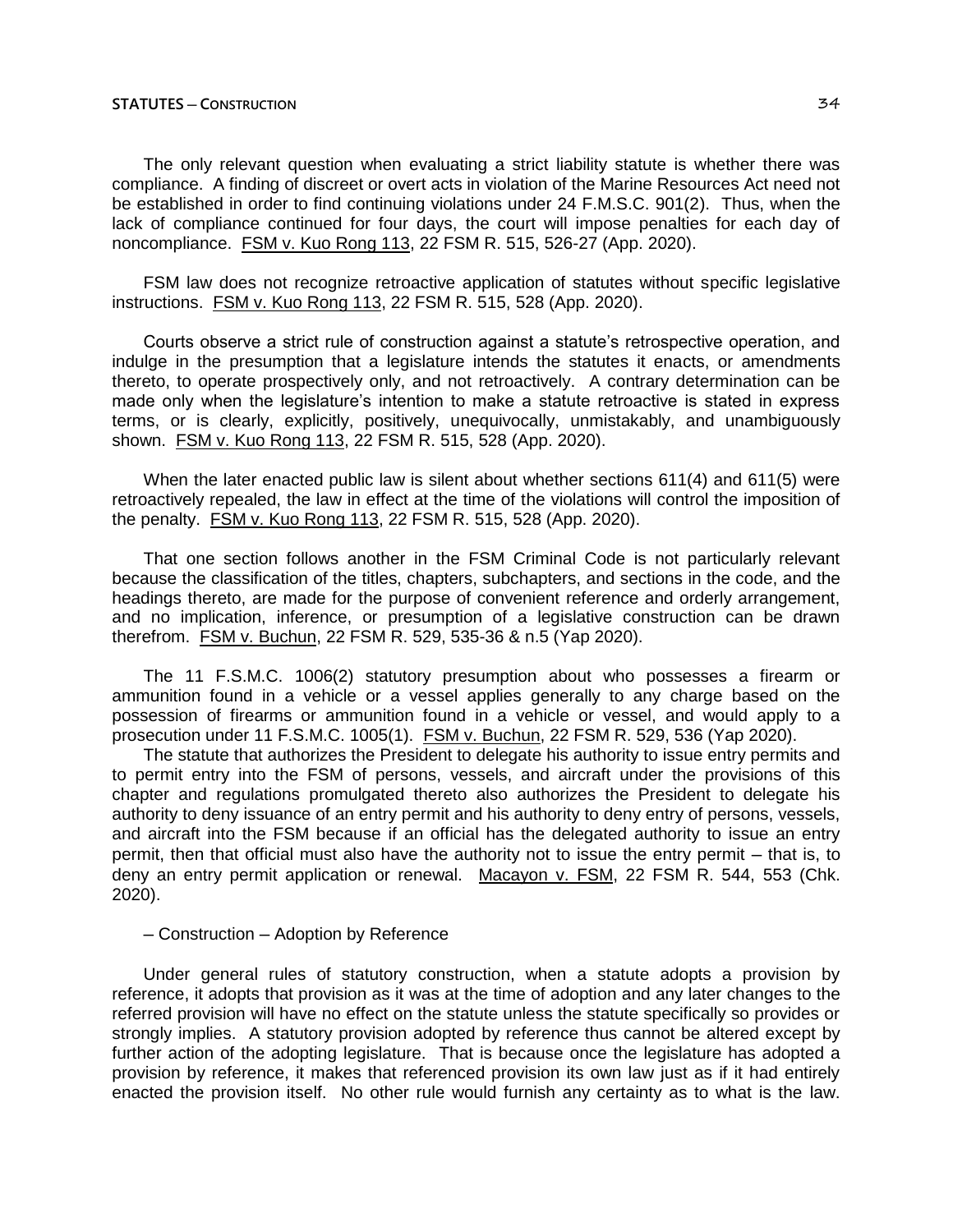The only relevant question when evaluating a strict liability statute is whether there was compliance. A finding of discreet or overt acts in violation of the Marine Resources Act need not be established in order to find continuing violations under 24 F.M.S.C. 901(2). Thus, when the lack of compliance continued for four days, the court will impose penalties for each day of noncompliance. FSM v. Kuo Rong 113, 22 FSM R. 515, 526-27 (App. 2020).

FSM law does not recognize retroactive application of statutes without specific legislative instructions. FSM v. Kuo Rong 113, 22 FSM R. 515, 528 (App. 2020).

Courts observe a strict rule of construction against a statute's retrospective operation, and indulge in the presumption that a legislature intends the statutes it enacts, or amendments thereto, to operate prospectively only, and not retroactively. A contrary determination can be made only when the legislature's intention to make a statute retroactive is stated in express terms, or is clearly, explicitly, positively, unequivocally, unmistakably, and unambiguously shown. FSM v. Kuo Rong 113, 22 FSM R. 515, 528 (App. 2020).

When the later enacted public law is silent about whether sections 611(4) and 611(5) were retroactively repealed, the law in effect at the time of the violations will control the imposition of the penalty. FSM v. Kuo Rong 113, 22 FSM R. 515, 528 (App. 2020).

That one section follows another in the FSM Criminal Code is not particularly relevant because the classification of the titles, chapters, subchapters, and sections in the code, and the headings thereto, are made for the purpose of convenient reference and orderly arrangement, and no implication, inference, or presumption of a legislative construction can be drawn therefrom. FSM v. Buchun, 22 FSM R. 529, 535-36 & n.5 (Yap 2020).

The 11 F.S.M.C. 1006(2) statutory presumption about who possesses a firearm or ammunition found in a vehicle or a vessel applies generally to any charge based on the possession of firearms or ammunition found in a vehicle or vessel, and would apply to a prosecution under 11 F.S.M.C. 1005(1). FSM v. Buchun, 22 FSM R. 529, 536 (Yap 2020).

The statute that authorizes the President to delegate his authority to issue entry permits and to permit entry into the FSM of persons, vessels, and aircraft under the provisions of this chapter and regulations promulgated thereto also authorizes the President to delegate his authority to deny issuance of an entry permit and his authority to deny entry of persons, vessels, and aircraft into the FSM because if an official has the delegated authority to issue an entry permit, then that official must also have the authority not to issue the entry permit – that is, to deny an entry permit application or renewal. Macayon v. FSM, 22 FSM R. 544, 553 (Chk. 2020).

– Construction – Adoption by Reference

Under general rules of statutory construction, when a statute adopts a provision by reference, it adopts that provision as it was at the time of adoption and any later changes to the referred provision will have no effect on the statute unless the statute specifically so provides or strongly implies. A statutory provision adopted by reference thus cannot be altered except by further action of the adopting legislature. That is because once the legislature has adopted a provision by reference, it makes that referenced provision its own law just as if it had entirely enacted the provision itself. No other rule would furnish any certainty as to what is the law.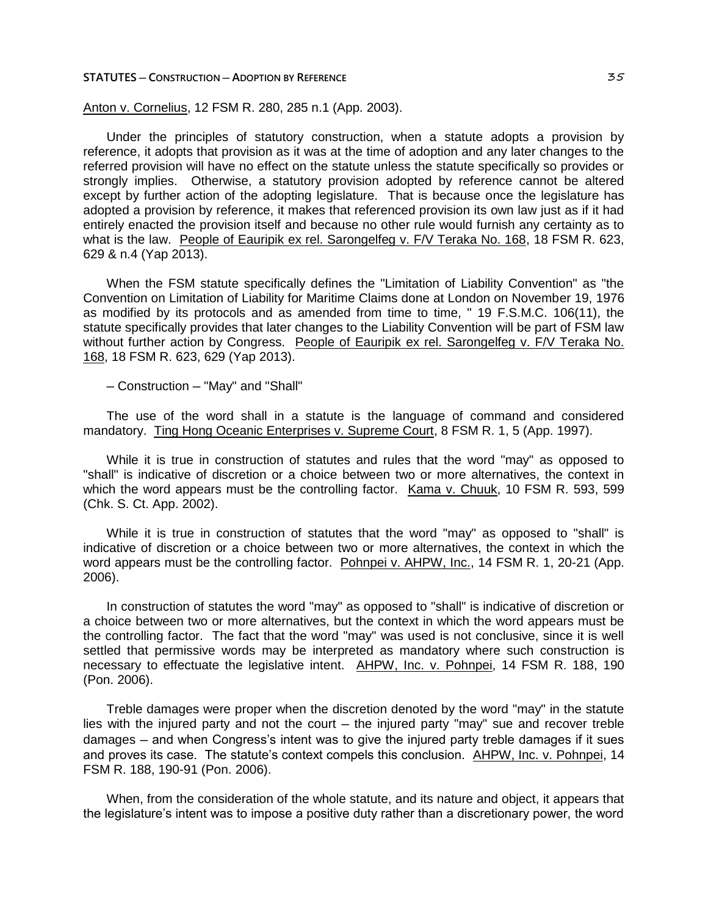Anton v. Cornelius, 12 FSM R. 280, 285 n.1 (App. 2003).

Under the principles of statutory construction, when a statute adopts a provision by reference, it adopts that provision as it was at the time of adoption and any later changes to the referred provision will have no effect on the statute unless the statute specifically so provides or strongly implies. Otherwise, a statutory provision adopted by reference cannot be altered except by further action of the adopting legislature. That is because once the legislature has adopted a provision by reference, it makes that referenced provision its own law just as if it had entirely enacted the provision itself and because no other rule would furnish any certainty as to what is the law. People of Eauripik ex rel. Sarongelfeg v. F/V Teraka No. 168, 18 FSM R. 623, 629 & n.4 (Yap 2013).

When the FSM statute specifically defines the "Limitation of Liability Convention" as "the Convention on Limitation of Liability for Maritime Claims done at London on November 19, 1976 as modified by its protocols and as amended from time to time, " 19 F.S.M.C. 106(11), the statute specifically provides that later changes to the Liability Convention will be part of FSM law without further action by Congress. People of Eauripik ex rel. Sarongelfeg v. F/V Teraka No. 168, 18 FSM R. 623, 629 (Yap 2013).

– Construction – "May" and "Shall"

The use of the word shall in a statute is the language of command and considered mandatory. Ting Hong Oceanic Enterprises v. Supreme Court, 8 FSM R. 1, 5 (App. 1997).

While it is true in construction of statutes and rules that the word "may" as opposed to "shall" is indicative of discretion or a choice between two or more alternatives, the context in which the word appears must be the controlling factor. Kama v. Chuuk, 10 FSM R. 593, 599 (Chk. S. Ct. App. 2002).

While it is true in construction of statutes that the word "may" as opposed to "shall" is indicative of discretion or a choice between two or more alternatives, the context in which the word appears must be the controlling factor. Pohnpei v. AHPW, Inc., 14 FSM R. 1, 20-21 (App. 2006).

In construction of statutes the word "may" as opposed to "shall" is indicative of discretion or a choice between two or more alternatives, but the context in which the word appears must be the controlling factor. The fact that the word "may" was used is not conclusive, since it is well settled that permissive words may be interpreted as mandatory where such construction is necessary to effectuate the legislative intent. AHPW, Inc. v. Pohnpei, 14 FSM R. 188, 190 (Pon. 2006).

Treble damages were proper when the discretion denoted by the word "may" in the statute lies with the injured party and not the court – the injured party "may" sue and recover treble damages – and when Congress's intent was to give the injured party treble damages if it sues and proves its case. The statute's context compels this conclusion. AHPW, Inc. v. Pohnpei, 14 FSM R. 188, 190-91 (Pon. 2006).

When, from the consideration of the whole statute, and its nature and object, it appears that the legislature's intent was to impose a positive duty rather than a discretionary power, the word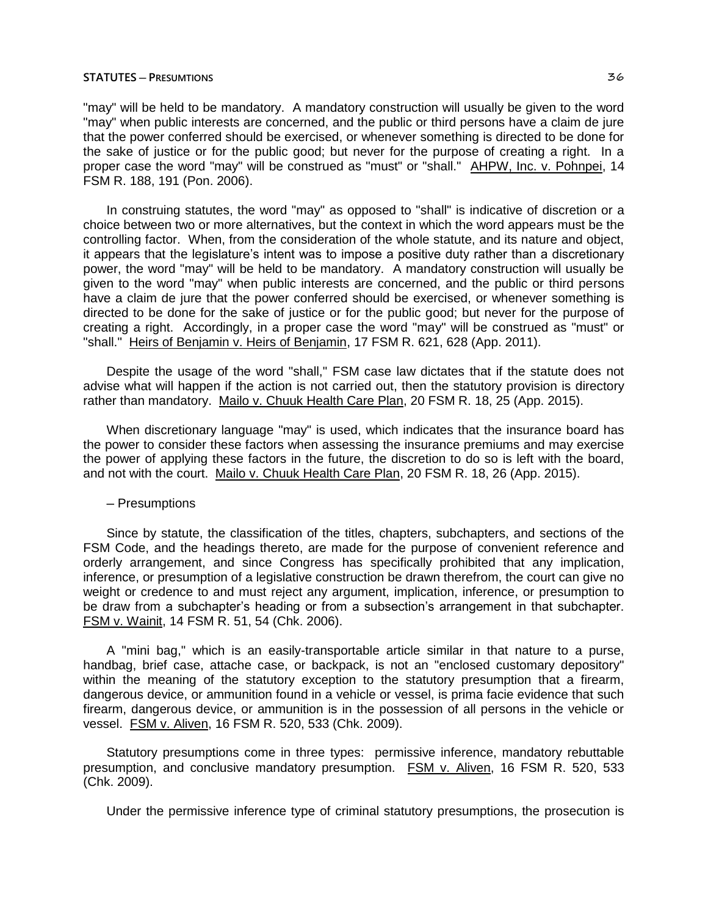"may" will be held to be mandatory. A mandatory construction will usually be given to the word "may" when public interests are concerned, and the public or third persons have a claim de jure that the power conferred should be exercised, or whenever something is directed to be done for the sake of justice or for the public good; but never for the purpose of creating a right. In a proper case the word "may" will be construed as "must" or "shall." AHPW, Inc. v. Pohnpei, 14 FSM R. 188, 191 (Pon. 2006).

In construing statutes, the word "may" as opposed to "shall" is indicative of discretion or a choice between two or more alternatives, but the context in which the word appears must be the controlling factor. When, from the consideration of the whole statute, and its nature and object, it appears that the legislature's intent was to impose a positive duty rather than a discretionary power, the word "may" will be held to be mandatory. A mandatory construction will usually be given to the word "may" when public interests are concerned, and the public or third persons have a claim de jure that the power conferred should be exercised, or whenever something is directed to be done for the sake of justice or for the public good; but never for the purpose of creating a right. Accordingly, in a proper case the word "may" will be construed as "must" or "shall." Heirs of Benjamin v. Heirs of Benjamin, 17 FSM R. 621, 628 (App. 2011).

Despite the usage of the word "shall," FSM case law dictates that if the statute does not advise what will happen if the action is not carried out, then the statutory provision is directory rather than mandatory. Mailo v. Chuuk Health Care Plan, 20 FSM R. 18, 25 (App. 2015).

When discretionary language "may" is used, which indicates that the insurance board has the power to consider these factors when assessing the insurance premiums and may exercise the power of applying these factors in the future, the discretion to do so is left with the board, and not with the court. Mailo v. Chuuk Health Care Plan, 20 FSM R. 18, 26 (App. 2015).

– Presumptions

Since by statute, the classification of the titles, chapters, subchapters, and sections of the FSM Code, and the headings thereto, are made for the purpose of convenient reference and orderly arrangement, and since Congress has specifically prohibited that any implication, inference, or presumption of a legislative construction be drawn therefrom, the court can give no weight or credence to and must reject any argument, implication, inference, or presumption to be draw from a subchapter's heading or from a subsection's arrangement in that subchapter. FSM v. Wainit, 14 FSM R. 51, 54 (Chk. 2006).

A "mini bag," which is an easily-transportable article similar in that nature to a purse, handbag, brief case, attache case, or backpack, is not an "enclosed customary depository" within the meaning of the statutory exception to the statutory presumption that a firearm, dangerous device, or ammunition found in a vehicle or vessel, is prima facie evidence that such firearm, dangerous device, or ammunition is in the possession of all persons in the vehicle or vessel. FSM v. Aliven, 16 FSM R. 520, 533 (Chk. 2009).

Statutory presumptions come in three types: permissive inference, mandatory rebuttable presumption, and conclusive mandatory presumption. FSM v. Aliven, 16 FSM R. 520, 533 (Chk. 2009).

Under the permissive inference type of criminal statutory presumptions, the prosecution is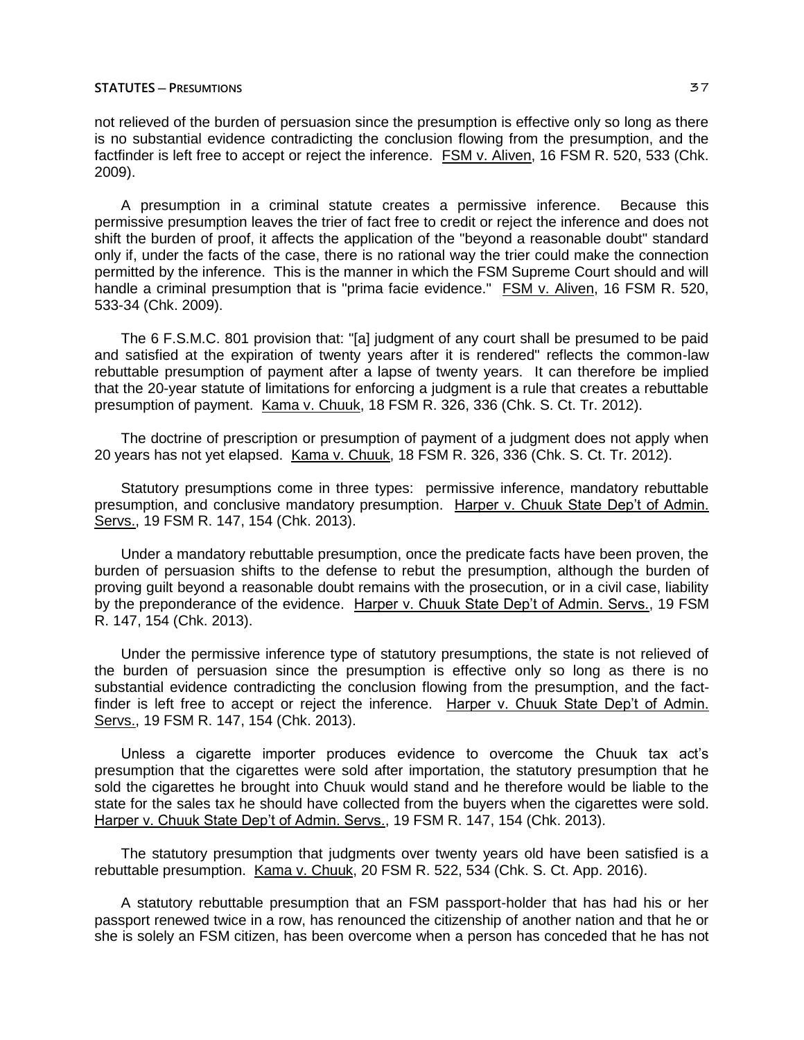not relieved of the burden of persuasion since the presumption is effective only so long as there is no substantial evidence contradicting the conclusion flowing from the presumption, and the factfinder is left free to accept or reject the inference. FSM v. Aliven, 16 FSM R. 520, 533 (Chk. 2009).

A presumption in a criminal statute creates a permissive inference. Because this permissive presumption leaves the trier of fact free to credit or reject the inference and does not shift the burden of proof, it affects the application of the "beyond a reasonable doubt" standard only if, under the facts of the case, there is no rational way the trier could make the connection permitted by the inference. This is the manner in which the FSM Supreme Court should and will handle a criminal presumption that is "prima facie evidence." FSM v. Aliven, 16 FSM R. 520, 533-34 (Chk. 2009).

The 6 F.S.M.C. 801 provision that: "[a] judgment of any court shall be presumed to be paid and satisfied at the expiration of twenty years after it is rendered" reflects the common-law rebuttable presumption of payment after a lapse of twenty years. It can therefore be implied that the 20-year statute of limitations for enforcing a judgment is a rule that creates a rebuttable presumption of payment. Kama v. Chuuk, 18 FSM R. 326, 336 (Chk. S. Ct. Tr. 2012).

The doctrine of prescription or presumption of payment of a judgment does not apply when 20 years has not yet elapsed. Kama v. Chuuk, 18 FSM R. 326, 336 (Chk. S. Ct. Tr. 2012).

Statutory presumptions come in three types: permissive inference, mandatory rebuttable presumption, and conclusive mandatory presumption. Harper v. Chuuk State Dep't of Admin. Servs., 19 FSM R. 147, 154 (Chk. 2013).

Under a mandatory rebuttable presumption, once the predicate facts have been proven, the burden of persuasion shifts to the defense to rebut the presumption, although the burden of proving guilt beyond a reasonable doubt remains with the prosecution, or in a civil case, liability by the preponderance of the evidence. Harper v. Chuuk State Dep't of Admin. Servs., 19 FSM R. 147, 154 (Chk. 2013).

Under the permissive inference type of statutory presumptions, the state is not relieved of the burden of persuasion since the presumption is effective only so long as there is no substantial evidence contradicting the conclusion flowing from the presumption, and the fact-finder is left free to accept or reject the inference. Harper v. Chuuk State Dep't of Admin. Servs., 19 FSM R. 147, 154 (Chk. 2013).

Unless a cigarette importer produces evidence to overcome the Chuuk tax act's presumption that the cigarettes were sold after importation, the statutory presumption that he sold the cigarettes he brought into Chuuk would stand and he therefore would be liable to the state for the sales tax he should have collected from the buyers when the cigarettes were sold. Harper v. Chuuk State Dep't of Admin. Servs., 19 FSM R. 147, 154 (Chk. 2013).

The statutory presumption that judgments over twenty years old have been satisfied is a rebuttable presumption. Kama v. Chuuk, 20 FSM R. 522, 534 (Chk. S. Ct. App. 2016).

A statutory rebuttable presumption that an FSM passport-holder that has had his or her passport renewed twice in a row, has renounced the citizenship of another nation and that he or she is solely an FSM citizen, has been overcome when a person has conceded that he has not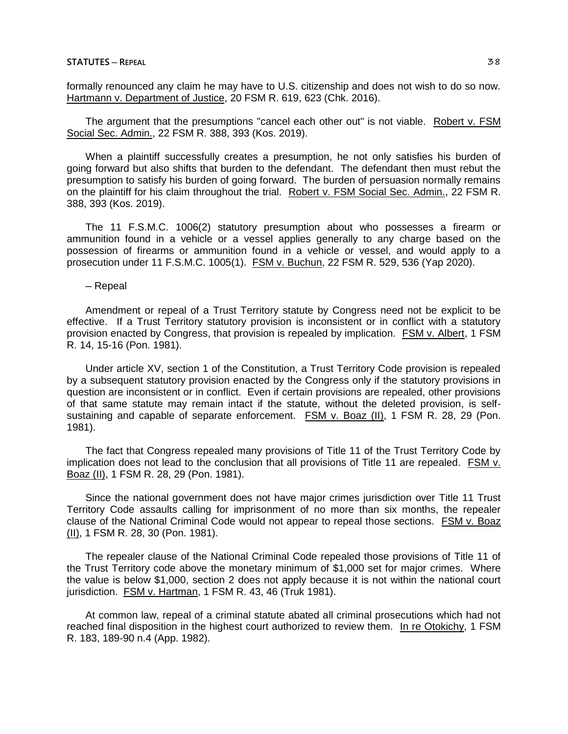formally renounced any claim he may have to U.S. citizenship and does not wish to do so now. Hartmann v. Department of Justice, 20 FSM R. 619, 623 (Chk. 2016).

The argument that the presumptions "cancel each other out" is not viable. Robert v. FSM Social Sec. Admin., 22 FSM R. 388, 393 (Kos. 2019).

When a plaintiff successfully creates a presumption, he not only satisfies his burden of going forward but also shifts that burden to the defendant. The defendant then must rebut the presumption to satisfy his burden of going forward. The burden of persuasion normally remains on the plaintiff for his claim throughout the trial. Robert v. FSM Social Sec. Admin., 22 FSM R. 388, 393 (Kos. 2019).

The 11 F.S.M.C. 1006(2) statutory presumption about who possesses a firearm or ammunition found in a vehicle or a vessel applies generally to any charge based on the possession of firearms or ammunition found in a vehicle or vessel, and would apply to a prosecution under 11 F.S.M.C. 1005(1). FSM v. Buchun, 22 FSM R. 529, 536 (Yap 2020).

### – Repeal

Amendment or repeal of a Trust Territory statute by Congress need not be explicit to be effective. If a Trust Territory statutory provision is inconsistent or in conflict with a statutory provision enacted by Congress, that provision is repealed by implication. FSM v. Albert, 1 FSM R. 14, 15-16 (Pon. 1981).

Under article XV, section 1 of the Constitution, a Trust Territory Code provision is repealed by a subsequent statutory provision enacted by the Congress only if the statutory provisions in question are inconsistent or in conflict. Even if certain provisions are repealed, other provisions of that same statute may remain intact if the statute, without the deleted provision, is self-sustaining and capable of separate enforcement. FSM v. Boaz (II), 1 FSM R. 28, 29 (Pon. 1981).

The fact that Congress repealed many provisions of Title 11 of the Trust Territory Code by implication does not lead to the conclusion that all provisions of Title 11 are repealed. FSM v. Boaz (II), 1 FSM R. 28, 29 (Pon. 1981).

Since the national government does not have major crimes jurisdiction over Title 11 Trust Territory Code assaults calling for imprisonment of no more than six months, the repealer clause of the National Criminal Code would not appear to repeal those sections. FSM v. Boaz (II), 1 FSM R. 28, 30 (Pon. 1981).

The repealer clause of the National Criminal Code repealed those provisions of Title 11 of the Trust Territory code above the monetary minimum of $1,000 set for major crimes. Where the value is below $1,000, section 2 does not apply because it is not within the national court jurisdiction. FSM v. Hartman, 1 FSM R. 43, 46 (Truk 1981).

At common law, repeal of a criminal statute abated all criminal prosecutions which had not reached final disposition in the highest court authorized to review them. In re Otokichy, 1 FSM R. 183, 189-90 n.4 (App. 1982).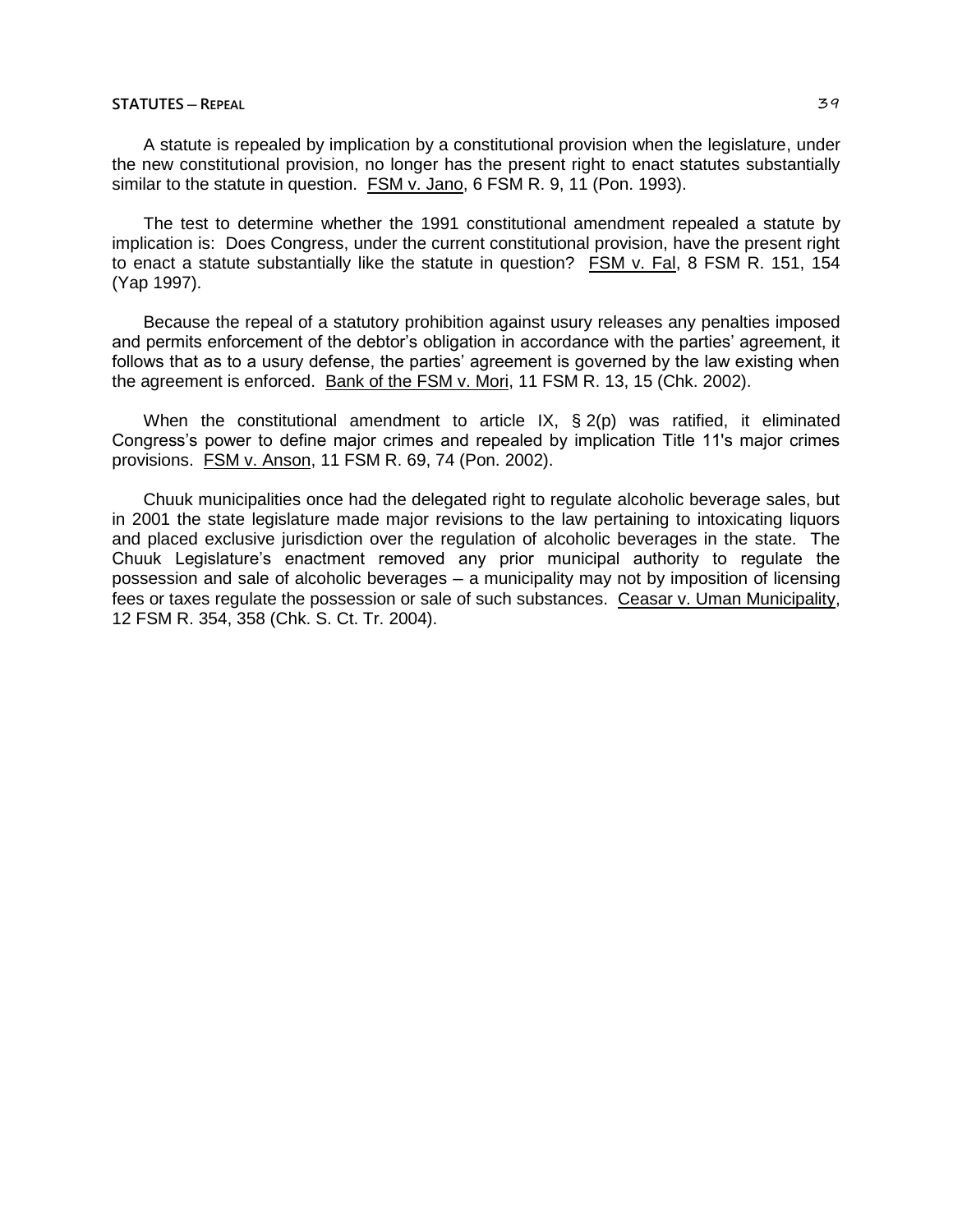A statute is repealed by implication by a constitutional provision when the legislature, under the new constitutional provision, no longer has the present right to enact statutes substantially similar to the statute in question. FSM v. Jano, 6 FSM R. 9, 11 (Pon. 1993).

The test to determine whether the 1991 constitutional amendment repealed a statute by implication is: Does Congress, under the current constitutional provision, have the present right to enact a statute substantially like the statute in question? FSM v. Fal, 8 FSM R. 151, 154 (Yap 1997).

Because the repeal of a statutory prohibition against usury releases any penalties imposed and permits enforcement of the debtor's obligation in accordance with the parties' agreement, it follows that as to a usury defense, the parties' agreement is governed by the law existing when the agreement is enforced. Bank of the FSM v. Mori, 11 FSM R. 13, 15 (Chk. 2002).

When the constitutional amendment to article IX, § 2(p) was ratified, it eliminated Congress's power to define major crimes and repealed by implication Title 11's major crimes provisions. FSM v. Anson, 11 FSM R. 69, 74 (Pon. 2002).

Chuuk municipalities once had the delegated right to regulate alcoholic beverage sales, but in 2001 the state legislature made major revisions to the law pertaining to intoxicating liquors and placed exclusive jurisdiction over the regulation of alcoholic beverages in the state. The Chuuk Legislature's enactment removed any prior municipal authority to regulate the possession and sale of alcoholic beverages – a municipality may not by imposition of licensing fees or taxes regulate the possession or sale of such substances. Ceasar v. Uman Municipality, 12 FSM R. 354, 358 (Chk. S. Ct. Tr. 2004).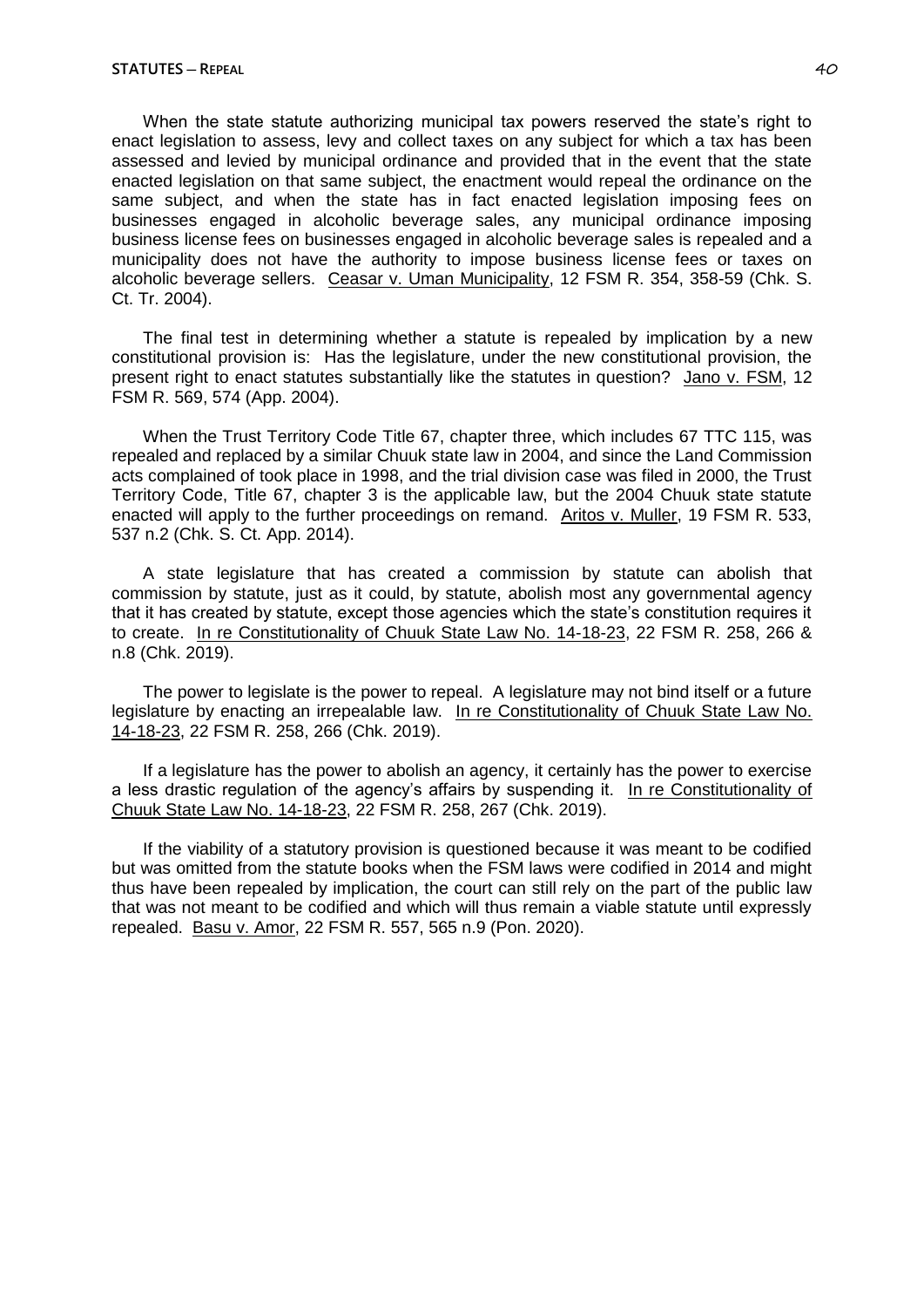When the state statute authorizing municipal tax powers reserved the state's right to enact legislation to assess, levy and collect taxes on any subject for which a tax has been assessed and levied by municipal ordinance and provided that in the event that the state enacted legislation on that same subject, the enactment would repeal the ordinance on the same subject, and when the state has in fact enacted legislation imposing fees on businesses engaged in alcoholic beverage sales, any municipal ordinance imposing business license fees on businesses engaged in alcoholic beverage sales is repealed and a municipality does not have the authority to impose business license fees or taxes on alcoholic beverage sellers. Ceasar v. Uman Municipality, 12 FSM R. 354, 358-59 (Chk. S. Ct. Tr. 2004).

The final test in determining whether a statute is repealed by implication by a new constitutional provision is: Has the legislature, under the new constitutional provision, the present right to enact statutes substantially like the statutes in question? Jano v. FSM, 12 FSM R. 569, 574 (App. 2004).

When the Trust Territory Code Title 67, chapter three, which includes 67 TTC 115, was repealed and replaced by a similar Chuuk state law in 2004, and since the Land Commission acts complained of took place in 1998, and the trial division case was filed in 2000, the Trust Territory Code, Title 67, chapter 3 is the applicable law, but the 2004 Chuuk state statute enacted will apply to the further proceedings on remand. Aritos v. Muller, 19 FSM R. 533, 537 n.2 (Chk. S. Ct. App. 2014).

A state legislature that has created a commission by statute can abolish that commission by statute, just as it could, by statute, abolish most any governmental agency that it has created by statute, except those agencies which the state's constitution requires it to create. In re Constitutionality of Chuuk State Law No. 14-18-23, 22 FSM R. 258, 266 & n.8 (Chk. 2019).

The power to legislate is the power to repeal. A legislature may not bind itself or a future legislature by enacting an irrepealable law. In re Constitutionality of Chuuk State Law No. 14-18-23, 22 FSM R. 258, 266 (Chk. 2019).

If a legislature has the power to abolish an agency, it certainly has the power to exercise a less drastic regulation of the agency's affairs by suspending it. In re Constitutionality of Chuuk State Law No. 14-18-23, 22 FSM R. 258, 267 (Chk. 2019).

If the viability of a statutory provision is questioned because it was meant to be codified but was omitted from the statute books when the FSM laws were codified in 2014 and might thus have been repealed by implication, the court can still rely on the part of the public law that was not meant to be codified and which will thus remain a viable statute until expressly repealed. Basu v. Amor, 22 FSM R. 557, 565 n.9 (Pon. 2020).